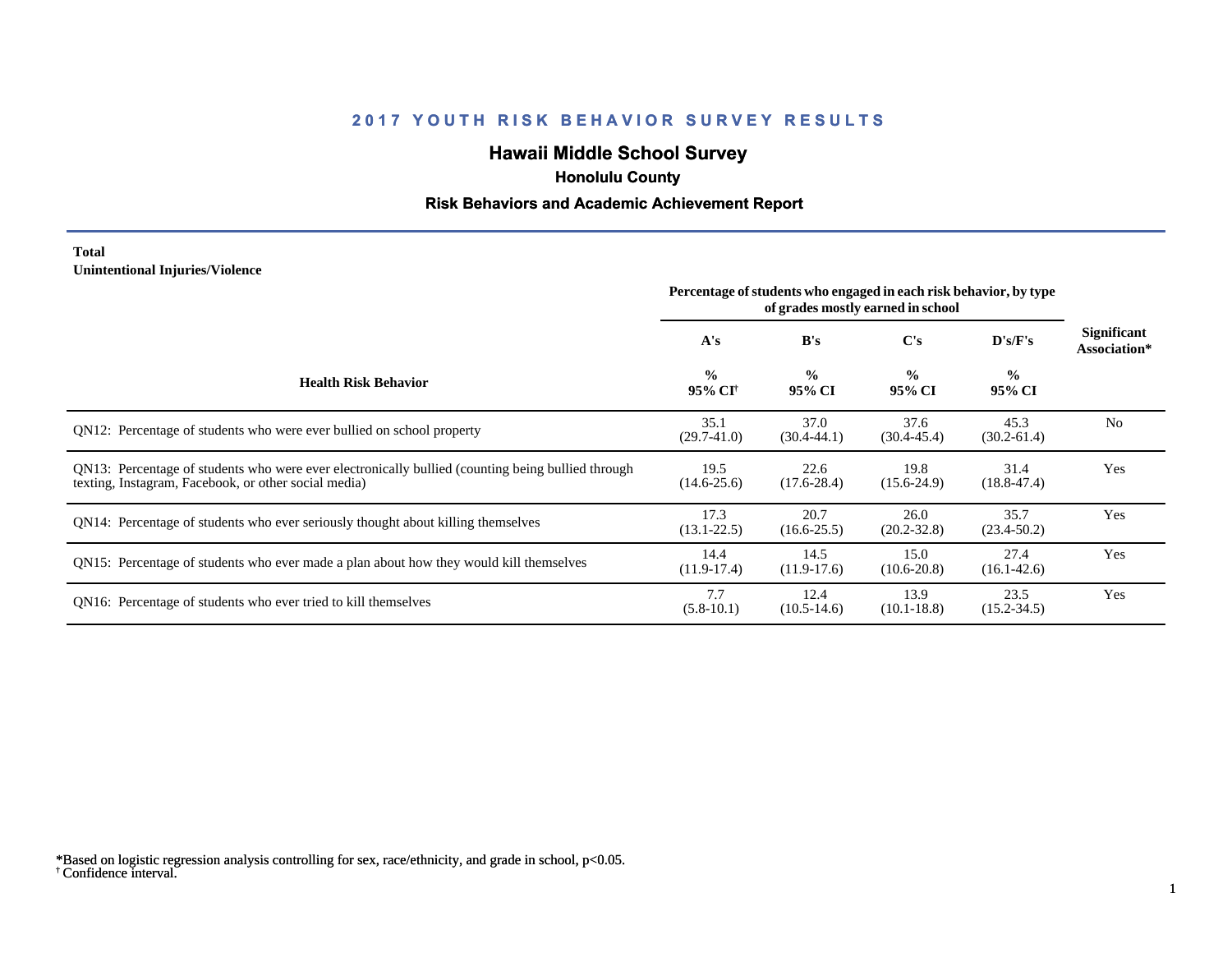# 2017 YOUTH RISK BEHAVIOR SURVEY RESULTS

## Hawaii Middle School Survey

### Honolulu County

### Risk Behaviors and Academic Achievement Report

**Total**
**Unintentional Injuries/Violence**

| Health Risk Behavior | Percentage of students who engaged in each risk behavior, by type of grades mostly earned in school | | | | Significant Association* |
|---|---|---|---|---|---|
| | A's | B's | C's | D's/F's | |
| | % 95% CI[†] | % 95% CI | % 95% CI | % 95% CI | |
| QN12: Percentage of students who were ever bullied on school property | 35.1 (29.7-41.0) | 37.0 (30.4-44.1) | 37.6 (30.4-45.4) | 45.3 (30.2-61.4) | No |
| QN13: Percentage of students who were ever electronically bullied (counting being bullied through texting, Instagram, Facebook, or other social media) | 19.5 (14.6-25.6) | 22.6 (17.6-28.4) | 19.8 (15.6-24.9) | 31.4 (18.8-47.4) | Yes |
| QN14: Percentage of students who ever seriously thought about killing themselves | 17.3 (13.1-22.5) | 20.7 (16.6-25.5) | 26.0 (20.2-32.8) | 35.7 (23.4-50.2) | Yes |
| QN15: Percentage of students who ever made a plan about how they would kill themselves | 14.4 (11.9-17.4) | 14.5 (11.9-17.6) | 15.0 (10.6-20.8) | 27.4 (16.1-42.6) | Yes |
| QN16: Percentage of students who ever tried to kill themselves | 7.7 (5.8-10.1) | 12.4 (10.5-14.6) | 13.9 (10.1-18.8) | 23.5 (15.2-34.5) | Yes |

*Based on logistic regression analysis controlling for sex, race/ethnicity, and grade in school, $p<0.05$.
† Confidence interval.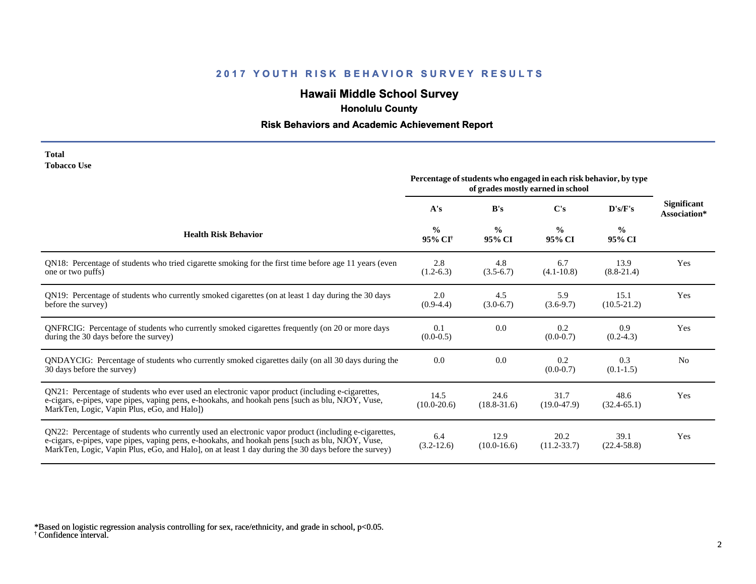# 2017 YOUTH RISK BEHAVIOR SURVEY RESULTS

## Hawaii Middle School Survey

### Honolulu County

### Risk Behaviors and Academic Achievement Report

**Total**
**Tobacco Use**

| Health Risk Behavior | Percentage of students who engaged in each risk behavior, by type of grades mostly earned in school | | | | Significant Association* |
|---|---|---|---|---|---|
| | A's | B's | C's | D's/F's | |
| | % 95% CI[†] | % 95% CI | % 95% CI | % 95% CI | |
| QN18: Percentage of students who tried cigarette smoking for the first time before age 11 years (even one or two puffs) | 2.8 (1.2-6.3) | 4.8 (3.5-6.7) | 6.7 (4.1-10.8) | 13.9 (8.8-21.4) | Yes |
| QN19: Percentage of students who currently smoked cigarettes (on at least 1 day during the 30 days before the survey) | 2.0 (0.9-4.4) | 4.5 (3.0-6.7) | 5.9 (3.6-9.7) | 15.1 (10.5-21.2) | Yes |
| QNFRCIG: Percentage of students who currently smoked cigarettes frequently (on 20 or more days during the 30 days before the survey) | 0.1 (0.0-0.5) | 0.0 | 0.2 (0.0-0.7) | 0.9 (0.2-4.3) | Yes |
| QNDAYCIG: Percentage of students who currently smoked cigarettes daily (on all 30 days during the 30 days before the survey) | 0.0 | 0.0 | 0.2 (0.0-0.7) | 0.3 (0.1-1.5) | No |
| QN21: Percentage of students who ever used an electronic vapor product (including e-cigarettes, e-cigars, e-pipes, vape pipes, vaping pens, e-hookahs, and hookah pens [such as blu, NJOY, Vuse, MarkTen, Logic, Vapin Plus, eGo, and Halo]) | 14.5 (10.0-20.6) | 24.6 (18.8-31.6) | 31.7 (19.0-47.9) | 48.6 (32.4-65.1) | Yes |
| QN22: Percentage of students who currently used an electronic vapor product (including e-cigarettes, e-cigars, e-pipes, vape pipes, vaping pens, e-hookahs, and hookah pens [such as blu, NJOY, Vuse, MarkTen, Logic, Vapin Plus, eGo, and Halo], on at least 1 day during the 30 days before the survey) | 6.4 (3.2-12.6) | 12.9 (10.0-16.6) | 20.2 (11.2-33.7) | 39.1 (22.4-58.8) | Yes |

*Based on logistic regression analysis controlling for sex, race/ethnicity, and grade in school, $p<0.05$.
[†] Confidence interval.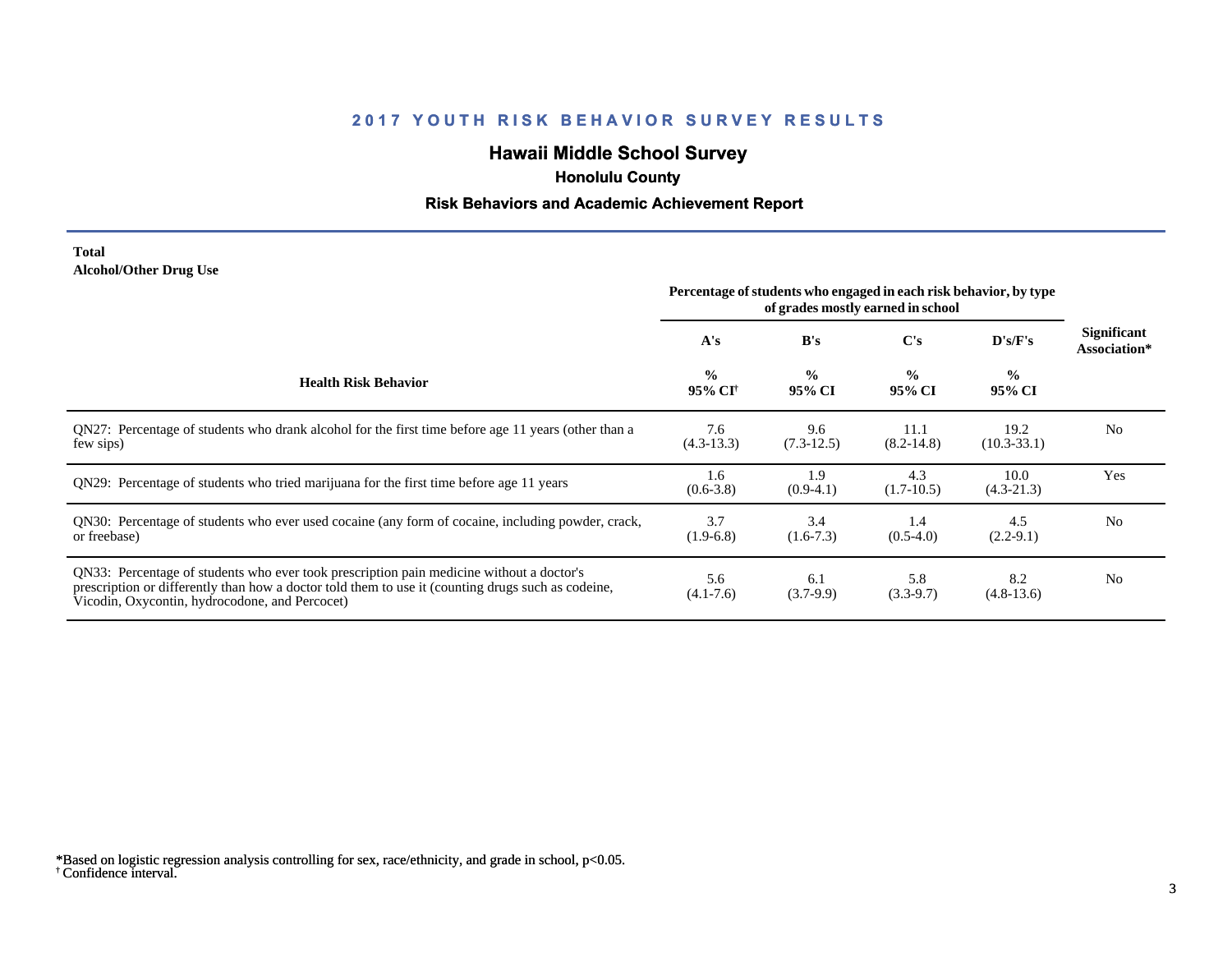## 2017 YOUTH RISK BEHAVIOR SURVEY RESULTS

### Hawaii Middle School Survey

**Honolulu County**

**Risk Behaviors and Academic Achievement Report**

**Total**
**Alcohol/Other Drug Use**

| Health Risk Behavior | Percentage of students who engaged in each risk behavior, by type of grades mostly earned in school | | | | Significant Association* |
|---|---|---|---|---|---|
| | A's | B's | C's | D's/F's | |
| | % 95% CI† | % 95% CI | % 95% CI | % 95% CI | |
| QN27: Percentage of students who drank alcohol for the first time before age 11 years (other than a few sips) | 7.6 (4.3-13.3) | 9.6 (7.3-12.5) | 11.1 (8.2-14.8) | 19.2 (10.3-33.1) | No |
| QN29: Percentage of students who tried marijuana for the first time before age 11 years | 1.6 (0.6-3.8) | 1.9 (0.9-4.1) | 4.3 (1.7-10.5) | 10.0 (4.3-21.3) | Yes |
| QN30: Percentage of students who ever used cocaine (any form of cocaine, including powder, crack, or freebase) | 3.7 (1.9-6.8) | 3.4 (1.6-7.3) | 1.4 (0.5-4.0) | 4.5 (2.2-9.1) | No |
| QN33: Percentage of students who ever took prescription pain medicine without a doctor's prescription or differently than how a doctor told them to use it (counting drugs such as codeine, Vicodin, Oxycontin, hydrocodone, and Percocet) | 5.6 (4.1-7.6) | 6.1 (3.7-9.9) | 5.8 (3.3-9.7) | 8.2 (4.8-13.6) | No |

*Based on logistic regression analysis controlling for sex, race/ethnicity, and grade in school, $p<0.05$.
† Confidence interval.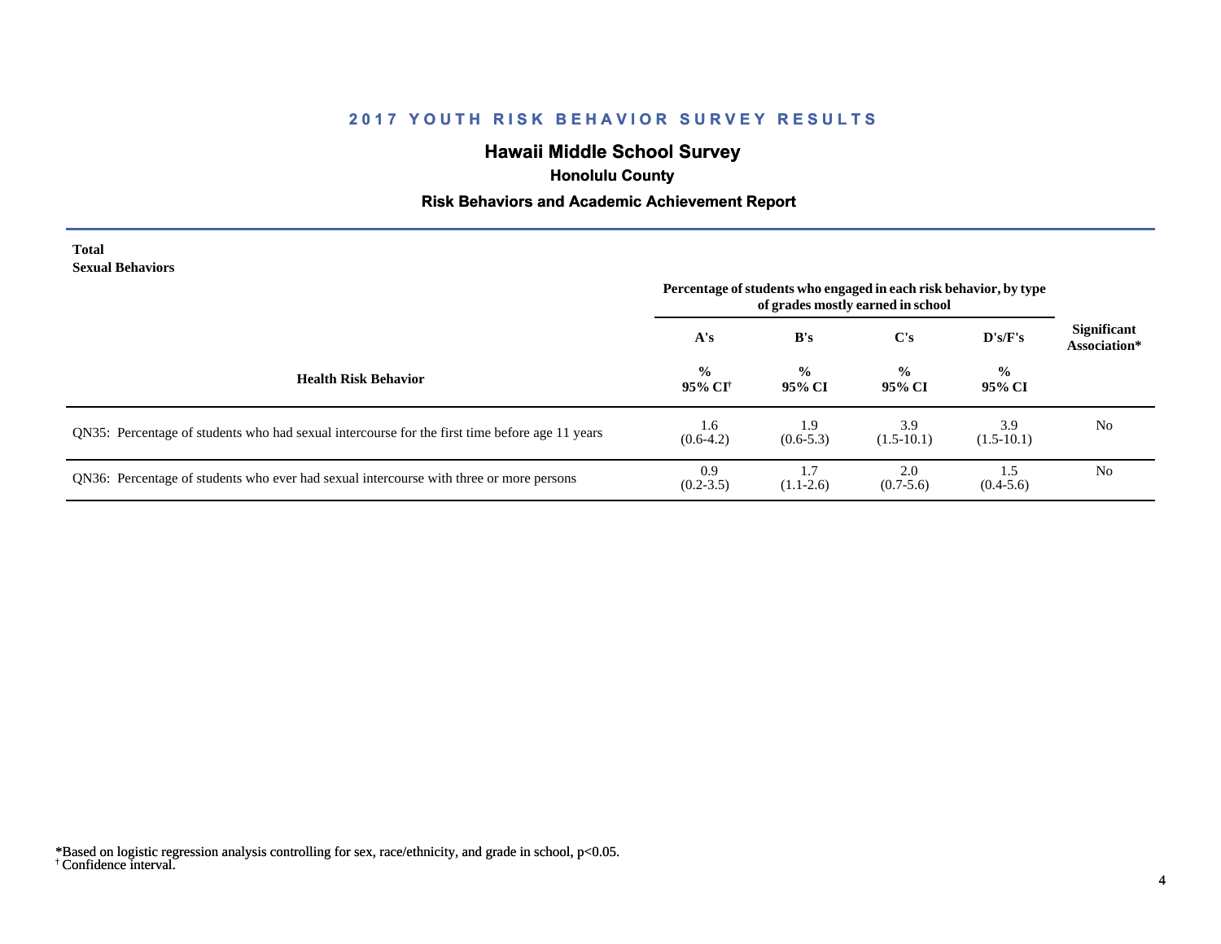## 2017 YOUTH RISK BEHAVIOR SURVEY RESULTS

# Hawaii Middle School Survey

### Honolulu County

### Risk Behaviors and Academic Achievement Report

**Total**
**Sexual Behaviors**

| Health Risk Behavior | Percentage of students who engaged in each risk behavior, by type of grades mostly earned in school | | | | Significant Association* |
|---|---|---|---|---|---|
| | A's | B's | C's | D's/F's | |
| | % 95% CI† | % 95% CI | % 95% CI | % 95% CI | |
| QN35: Percentage of students who had sexual intercourse for the first time before age 11 years | 1.6 (0.6-4.2) | 1.9 (0.6-5.3) | 3.9 (1.5-10.1) | 3.9 (1.5-10.1) | No |
| QN36: Percentage of students who ever had sexual intercourse with three or more persons | 0.9 (0.2-3.5) | 1.7 (1.1-2.6) | 2.0 (0.7-5.6) | 1.5 (0.4-5.6) | No |

*Based on logistic regression analysis controlling for sex, race/ethnicity, and grade in school, $p<0.05$.
† Confidence interval.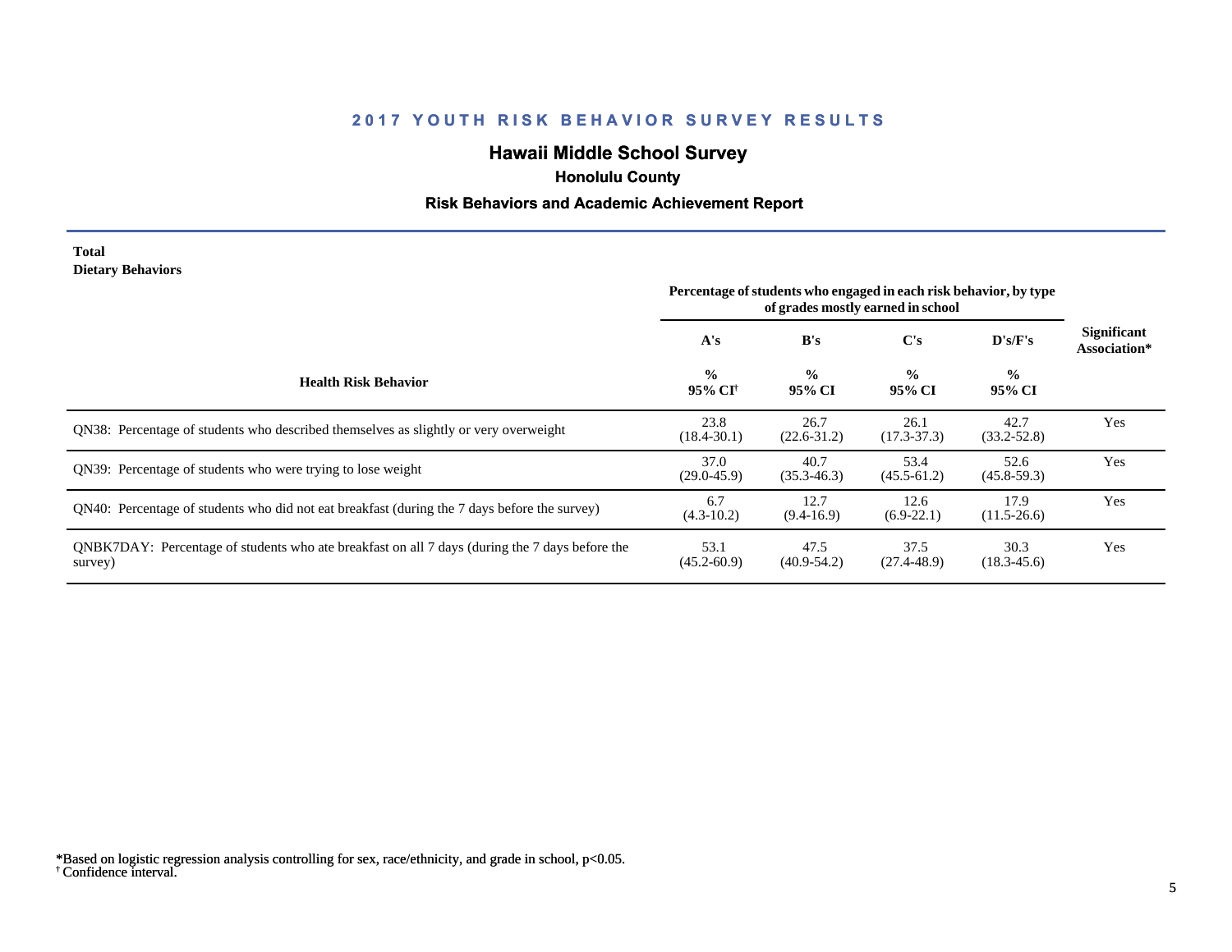## 2017 YOUTH RISK BEHAVIOR SURVEY RESULTS

### Hawaii Middle School Survey

**Honolulu County**

**Risk Behaviors and Academic Achievement Report**

**Total**
**Dietary Behaviors**

| Health Risk Behavior | Percentage of students who engaged in each risk behavior, by type of grades mostly earned in school | | | | Significant Association* |
|---|---|---|---|---|---|
| | A's | B's | C's | D's/F's | |
| | % 95% CI† | % 95% CI | % 95% CI | % 95% CI | |
| QN38: Percentage of students who described themselves as slightly or very overweight | 23.8 (18.4-30.1) | 26.7 (22.6-31.2) | 26.1 (17.3-37.3) | 42.7 (33.2-52.8) | Yes |
| QN39: Percentage of students who were trying to lose weight | 37.0 (29.0-45.9) | 40.7 (35.3-46.3) | 53.4 (45.5-61.2) | 52.6 (45.8-59.3) | Yes |
| QN40: Percentage of students who did not eat breakfast (during the 7 days before the survey) | 6.7 (4.3-10.2) | 12.7 (9.4-16.9) | 12.6 (6.9-22.1) | 17.9 (11.5-26.6) | Yes |
| QNBK7DAY: Percentage of students who ate breakfast on all 7 days (during the 7 days before the survey) | 53.1 (45.2-60.9) | 47.5 (40.9-54.2) | 37.5 (27.4-48.9) | 30.3 (18.3-45.6) | Yes |

*Based on logistic regression analysis controlling for sex, race/ethnicity, and grade in school, $p<0.05$.
† Confidence interval.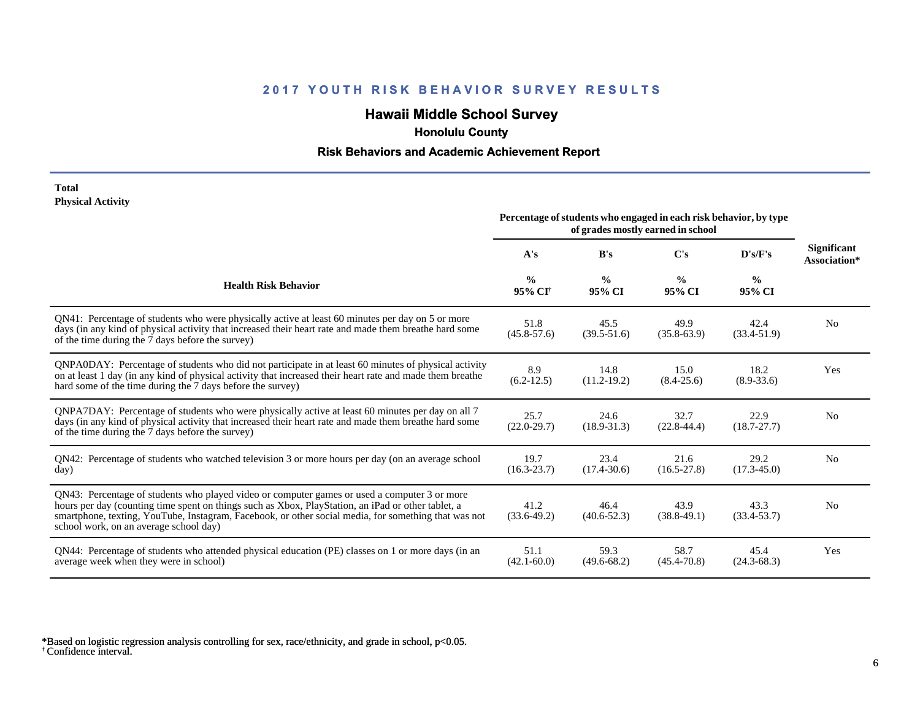## 2017 YOUTH RISK BEHAVIOR SURVEY RESULTS

### Hawaii Middle School Survey

**Honolulu County**

**Risk Behaviors and Academic Achievement Report**

**Total**
**Physical Activity**

| Health Risk Behavior | Percentage of students who engaged in each risk behavior, by type of grades mostly earned in school | | | | Significant Association* |
|---|---|---|---|---|---|
| | A's | B's | C's | D's/F's | |
| | % 95% CI[†] | % 95% CI | % 95% CI | % 95% CI | |
| QN41: Percentage of students who were physically active at least 60 minutes per day on 5 or more days (in any kind of physical activity that increased their heart rate and made them breathe hard some of the time during the 7 days before the survey) | 51.8 (45.8-57.6) | 45.5 (39.5-51.6) | 49.9 (35.8-63.9) | 42.4 (33.4-51.9) | No |
| QNPA0DAY: Percentage of students who did not participate in at least 60 minutes of physical activity on at least 1 day (in any kind of physical activity that increased their heart rate and made them breathe hard some of the time during the 7 days before the survey) | 8.9 (6.2-12.5) | 14.8 (11.2-19.2) | 15.0 (8.4-25.6) | 18.2 (8.9-33.6) | Yes |
| QNPA7DAY: Percentage of students who were physically active at least 60 minutes per day on all 7 days (in any kind of physical activity that increased their heart rate and made them breathe hard some of the time during the 7 days before the survey) | 25.7 (22.0-29.7) | 24.6 (18.9-31.3) | 32.7 (22.8-44.4) | 22.9 (18.7-27.7) | No |
| QN42: Percentage of students who watched television 3 or more hours per day (on an average school day) | 19.7 (16.3-23.7) | 23.4 (17.4-30.6) | 21.6 (16.5-27.8) | 29.2 (17.3-45.0) | No |
| QN43: Percentage of students who played video or computer games or used a computer 3 or more hours per day (counting time spent on things such as Xbox, PlayStation, an iPad or other tablet, a smartphone, texting, YouTube, Instagram, Facebook, or other social media, for something that was not school work, on an average school day) | 41.2 (33.6-49.2) | 46.4 (40.6-52.3) | 43.9 (38.8-49.1) | 43.3 (33.4-53.7) | No |
| QN44: Percentage of students who attended physical education (PE) classes on 1 or more days (in an average week when they were in school) | 51.1 (42.1-60.0) | 59.3 (49.6-68.2) | 58.7 (45.4-70.8) | 45.4 (24.3-68.3) | Yes |

*Based on logistic regression analysis controlling for sex, race/ethnicity, and grade in school, $p<0.05$.
[†] Confidence interval.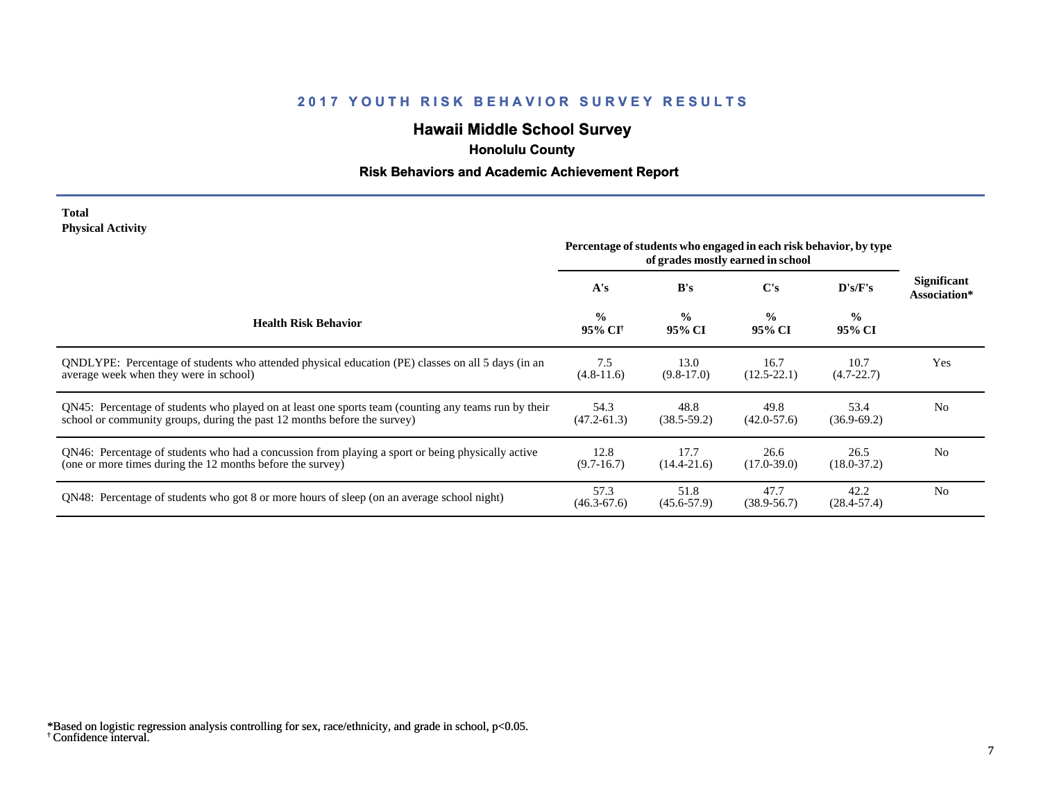## 2017 YOUTH RISK BEHAVIOR SURVEY RESULTS

# Hawaii Middle School Survey

### Honolulu County

### Risk Behaviors and Academic Achievement Report

**Total**
**Physical Activity**

| Health Risk Behavior | Percentage of students who engaged in each risk behavior, by type of grades mostly earned in school | | | | Significant Association* |
|---|---|---|---|---|---|
| | A's | B's | C's | D's/F's | |
| | % 95% CI† | % 95% CI | % 95% CI | % 95% CI | |
| QNDLYPE: Percentage of students who attended physical education (PE) classes on all 5 days (in an average week when they were in school) | 7.5 (4.8-11.6) | 13.0 (9.8-17.0) | 16.7 (12.5-22.1) | 10.7 (4.7-22.7) | Yes |
| QN45: Percentage of students who played on at least one sports team (counting any teams run by their school or community groups, during the past 12 months before the survey) | 54.3 (47.2-61.3) | 48.8 (38.5-59.2) | 49.8 (42.0-57.6) | 53.4 (36.9-69.2) | No |
| QN46: Percentage of students who had a concussion from playing a sport or being physically active (one or more times during the 12 months before the survey) | 12.8 (9.7-16.7) | 17.7 (14.4-21.6) | 26.6 (17.0-39.0) | 26.5 (18.0-37.2) | No |
| QN48: Percentage of students who got 8 or more hours of sleep (on an average school night) | 57.3 (46.3-67.6) | 51.8 (45.6-57.9) | 47.7 (38.9-56.7) | 42.2 (28.4-57.4) | No |

*Based on logistic regression analysis controlling for sex, race/ethnicity, and grade in school, $p<0.05$.
† Confidence interval.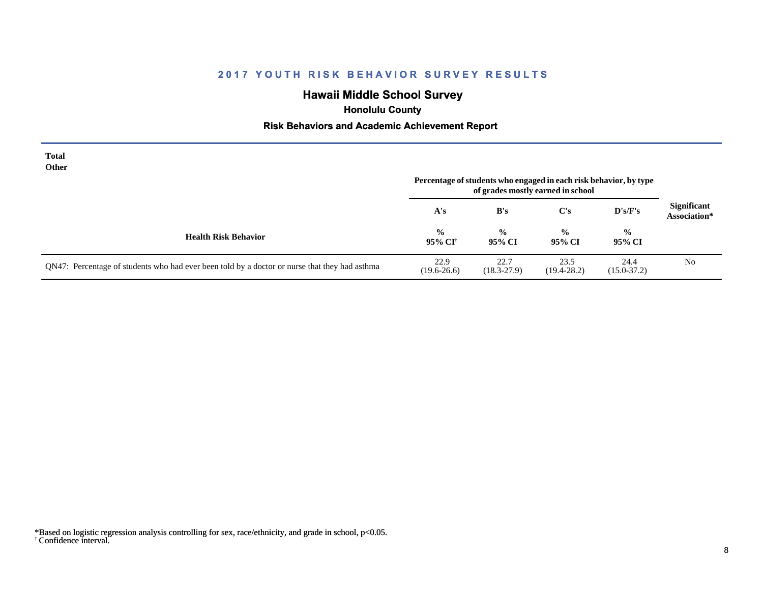## 2017 YOUTH RISK BEHAVIOR SURVEY RESULTS

### Hawaii Middle School Survey

**Honolulu County**

### Risk Behaviors and Academic Achievement Report

**Total**
**Other**

| Health Risk Behavior | Percentage of students who engaged in each risk behavior, by type of grades mostly earned in school | | | | Significant Association* |
|---|---|---|---|---|---|
| | A's | B's | C's | D's/F's | |
| | % 95% CI[†] | % 95% CI | % 95% CI | % 95% CI | |
| QN47: Percentage of students who had ever been told by a doctor or nurse that they had asthma | 22.9 (19.6-26.6) | 22.7 (18.3-27.9) | 23.5 (19.4-28.2) | 24.4 (15.0-37.2) | No |

*Based on logistic regression analysis controlling for sex, race/ethnicity, and grade in school, $p<0.05$.
[†] Confidence interval.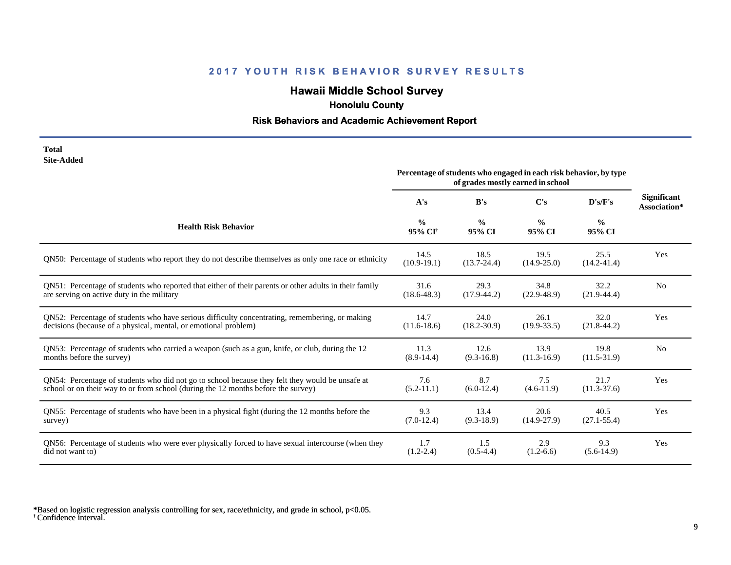## 2017 YOUTH RISK BEHAVIOR SURVEY RESULTS

# Hawaii Middle School Survey

### Honolulu County

### Risk Behaviors and Academic Achievement Report

**Total**
**Site-Added**

| Health Risk Behavior | Percentage of students who engaged in each risk behavior, by type of grades mostly earned in school | | | | Significant Association* |
|---|---|---|---|---|---|
| | A's | B's | C's | D's/F's | |
| | % 95% CI† | % 95% CI | % 95% CI | % 95% CI | |
| QN50: Percentage of students who report they do not describe themselves as only one race or ethnicity | 14.5 (10.9-19.1) | 18.5 (13.7-24.4) | 19.5 (14.9-25.0) | 25.5 (14.2-41.4) | Yes |
| QN51: Percentage of students who reported that either of their parents or other adults in their family are serving on active duty in the military | 31.6 (18.6-48.3) | 29.3 (17.9-44.2) | 34.8 (22.9-48.9) | 32.2 (21.9-44.4) | No |
| QN52: Percentage of students who have serious difficulty concentrating, remembering, or making decisions (because of a physical, mental, or emotional problem) | 14.7 (11.6-18.6) | 24.0 (18.2-30.9) | 26.1 (19.9-33.5) | 32.0 (21.8-44.2) | Yes |
| QN53: Percentage of students who carried a weapon (such as a gun, knife, or club, during the 12 months before the survey) | 11.3 (8.9-14.4) | 12.6 (9.3-16.8) | 13.9 (11.3-16.9) | 19.8 (11.5-31.9) | No |
| QN54: Percentage of students who did not go to school because they felt they would be unsafe at school or on their way to or from school (during the 12 months before the survey) | 7.6 (5.2-11.1) | 8.7 (6.0-12.4) | 7.5 (4.6-11.9) | 21.7 (11.3-37.6) | Yes |
| QN55: Percentage of students who have been in a physical fight (during the 12 months before the survey) | 9.3 (7.0-12.4) | 13.4 (9.3-18.9) | 20.6 (14.9-27.9) | 40.5 (27.1-55.4) | Yes |
| QN56: Percentage of students who were ever physically forced to have sexual intercourse (when they did not want to) | 1.7 (1.2-2.4) | 1.5 (0.5-4.4) | 2.9 (1.2-6.6) | 9.3 (5.6-14.9) | Yes |

*Based on logistic regression analysis controlling for sex, race/ethnicity, and grade in school, $p<0.05$.
† Confidence interval.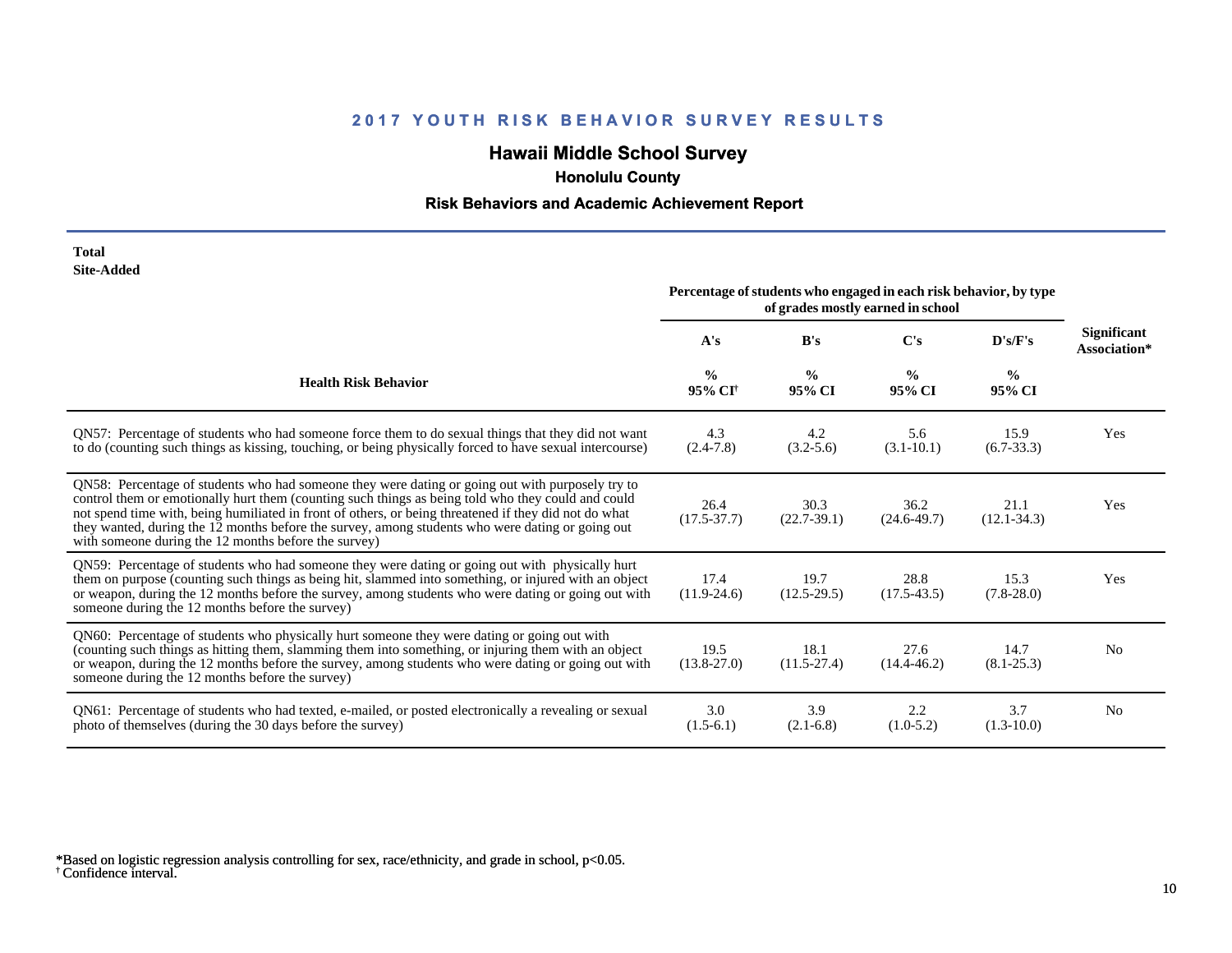## 2017 YOUTH RISK BEHAVIOR SURVEY RESULTS

# Hawaii Middle School Survey

### Honolulu County

### Risk Behaviors and Academic Achievement Report

**Total**
**Site-Added**

| Health Risk Behavior | Percentage of students who engaged in each risk behavior, by type of grades mostly earned in school | | | | Significant Association* |
|---|---|---|---|---|---|
| | A's | B's | C's | D's/F's | |
| | % 95% CI† | % 95% CI | % 95% CI | % 95% CI | |
| QN57: Percentage of students who had someone force them to do sexual things that they did not want to do (counting such things as kissing, touching, or being physically forced to have sexual intercourse) | 4.3 (2.4-7.8) | 4.2 (3.2-5.6) | 5.6 (3.1-10.1) | 15.9 (6.7-33.3) | Yes |
| QN58: Percentage of students who had someone they were dating or going out with purposely try to control them or emotionally hurt them (counting such things as being told who they could and could not spend time with, being humiliated in front of others, or being threatened if they did not do what they wanted, during the 12 months before the survey, among students who were dating or going out with someone during the 12 months before the survey) | 26.4 (17.5-37.7) | 30.3 (22.7-39.1) | 36.2 (24.6-49.7) | 21.1 (12.1-34.3) | Yes |
| QN59: Percentage of students who had someone they were dating or going out with physically hurt them on purpose (counting such things as being hit, slammed into something, or injured with an object or weapon, during the 12 months before the survey, among students who were dating or going out with someone during the 12 months before the survey) | 17.4 (11.9-24.6) | 19.7 (12.5-29.5) | 28.8 (17.5-43.5) | 15.3 (7.8-28.0) | Yes |
| QN60: Percentage of students who physically hurt someone they were dating or going out with (counting such things as hitting them, slamming them into something, or injuring them with an object or weapon, during the 12 months before the survey, among students who were dating or going out with someone during the 12 months before the survey) | 19.5 (13.8-27.0) | 18.1 (11.5-27.4) | 27.6 (14.4-46.2) | 14.7 (8.1-25.3) | No |
| QN61: Percentage of students who had texted, e-mailed, or posted electronically a revealing or sexual photo of themselves (during the 30 days before the survey) | 3.0 (1.5-6.1) | 3.9 (2.1-6.8) | 2.2 (1.0-5.2) | 3.7 (1.3-10.0) | No |

*Based on logistic regression analysis controlling for sex, race/ethnicity, and grade in school, $p<0.05$.
† Confidence interval.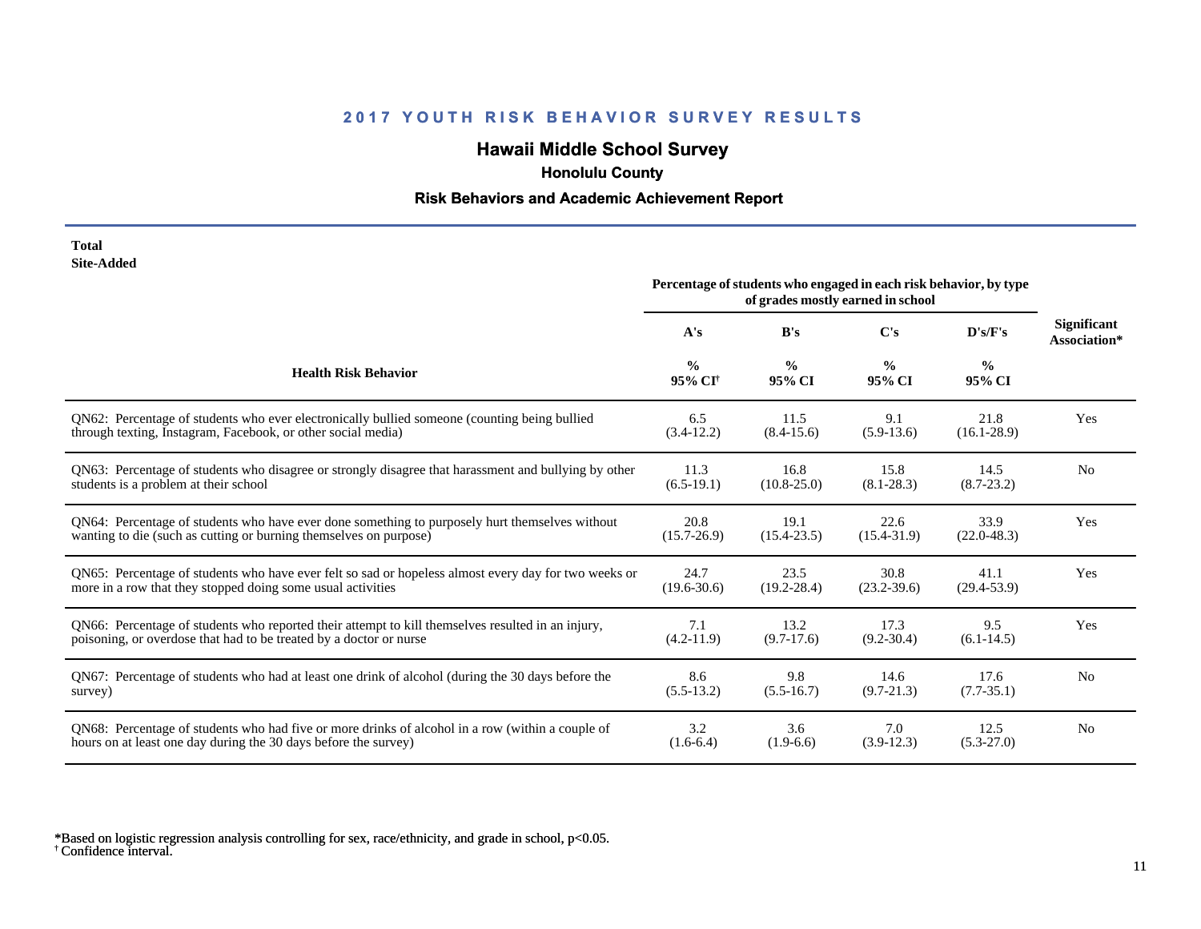## 2017 YOUTH RISK BEHAVIOR SURVEY RESULTS

# Hawaii Middle School Survey

### Honolulu County

### Risk Behaviors and Academic Achievement Report

**Total**
**Site-Added**

| Health Risk Behavior | Percentage of students who engaged in each risk behavior, by type of grades mostly earned in school | | | | Significant Association* |
|---|---|---|---|---|---|
| | A's | B's | C's | D's/F's | |
| | % 95% CI† | % 95% CI | % 95% CI | % 95% CI | |
| QN62: Percentage of students who ever electronically bullied someone (counting being bullied through texting, Instagram, Facebook, or other social media) | 6.5 (3.4-12.2) | 11.5 (8.4-15.6) | 9.1 (5.9-13.6) | 21.8 (16.1-28.9) | Yes |
| QN63: Percentage of students who disagree or strongly disagree that harassment and bullying by other students is a problem at their school | 11.3 (6.5-19.1) | 16.8 (10.8-25.0) | 15.8 (8.1-28.3) | 14.5 (8.7-23.2) | No |
| QN64: Percentage of students who have ever done something to purposely hurt themselves without wanting to die (such as cutting or burning themselves on purpose) | 20.8 (15.7-26.9) | 19.1 (15.4-23.5) | 22.6 (15.4-31.9) | 33.9 (22.0-48.3) | Yes |
| QN65: Percentage of students who have ever felt so sad or hopeless almost every day for two weeks or more in a row that they stopped doing some usual activities | 24.7 (19.6-30.6) | 23.5 (19.2-28.4) | 30.8 (23.2-39.6) | 41.1 (29.4-53.9) | Yes |
| QN66: Percentage of students who reported their attempt to kill themselves resulted in an injury, poisoning, or overdose that had to be treated by a doctor or nurse | 7.1 (4.2-11.9) | 13.2 (9.7-17.6) | 17.3 (9.2-30.4) | 9.5 (6.1-14.5) | Yes |
| QN67: Percentage of students who had at least one drink of alcohol (during the 30 days before the survey) | 8.6 (5.5-13.2) | 9.8 (5.5-16.7) | 14.6 (9.7-21.3) | 17.6 (7.7-35.1) | No |
| QN68: Percentage of students who had five or more drinks of alcohol in a row (within a couple of hours on at least one day during the 30 days before the survey) | 3.2 (1.6-6.4) | 3.6 (1.9-6.6) | 7.0 (3.9-12.3) | 12.5 (5.3-27.0) | No |

*Based on logistic regression analysis controlling for sex, race/ethnicity, and grade in school, $p<0.05$.
† Confidence interval.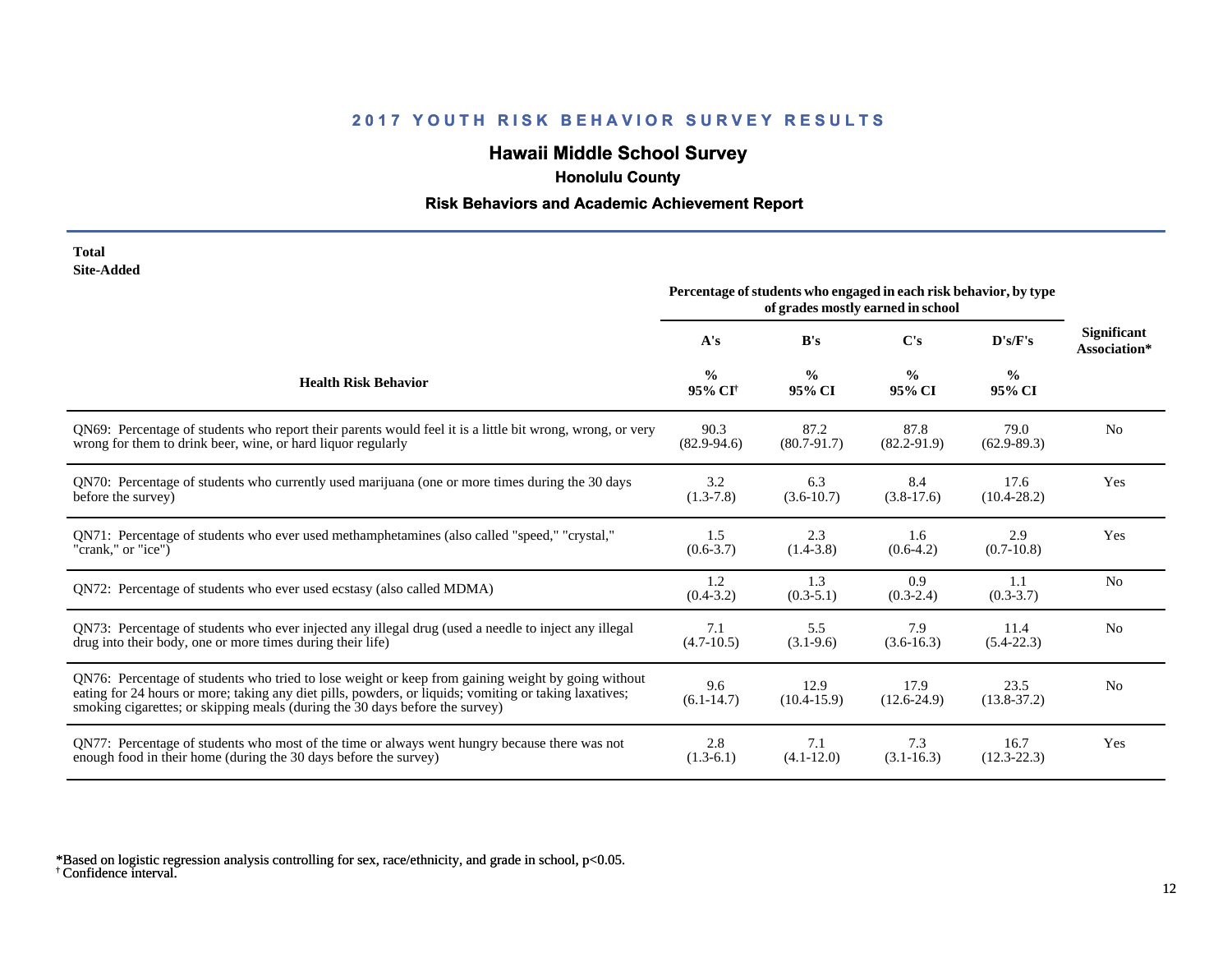## 2017 YOUTH RISK BEHAVIOR SURVEY RESULTS

# Hawaii Middle School Survey

### Honolulu County

### Risk Behaviors and Academic Achievement Report

**Total**
**Site-Added**

| Health Risk Behavior | Percentage of students who engaged in each risk behavior, by type of grades mostly earned in school | | | | Significant Association* |
|---|---|---|---|---|---|
| | A's | B's | C's | D's/F's | |
| | % 95% CI[†] | % 95% CI | % 95% CI | % 95% CI | |
| QN69: Percentage of students who report their parents would feel it is a little bit wrong, wrong, or very wrong for them to drink beer, wine, or hard liquor regularly | 90.3 (82.9-94.6) | 87.2 (80.7-91.7) | 87.8 (82.2-91.9) | 79.0 (62.9-89.3) | No |
| QN70: Percentage of students who currently used marijuana (one or more times during the 30 days before the survey) | 3.2 (1.3-7.8) | 6.3 (3.6-10.7) | 8.4 (3.8-17.6) | 17.6 (10.4-28.2) | Yes |
| QN71: Percentage of students who ever used methamphetamines (also called "speed," "crystal," "crank," or "ice") | 1.5 (0.6-3.7) | 2.3 (1.4-3.8) | 1.6 (0.6-4.2) | 2.9 (0.7-10.8) | Yes |
| QN72: Percentage of students who ever used ecstasy (also called MDMA) | 1.2 (0.4-3.2) | 1.3 (0.3-5.1) | 0.9 (0.3-2.4) | 1.1 (0.3-3.7) | No |
| QN73: Percentage of students who ever injected any illegal drug (used a needle to inject any illegal drug into their body, one or more times during their life) | 7.1 (4.7-10.5) | 5.5 (3.1-9.6) | 7.9 (3.6-16.3) | 11.4 (5.4-22.3) | No |
| QN76: Percentage of students who tried to lose weight or keep from gaining weight by going without eating for 24 hours or more; taking any diet pills, powders, or liquids; vomiting or taking laxatives; smoking cigarettes; or skipping meals (during the 30 days before the survey) | 9.6 (6.1-14.7) | 12.9 (10.4-15.9) | 17.9 (12.6-24.9) | 23.5 (13.8-37.2) | No |
| QN77: Percentage of students who most of the time or always went hungry because there was not enough food in their home (during the 30 days before the survey) | 2.8 (1.3-6.1) | 7.1 (4.1-12.0) | 7.3 (3.1-16.3) | 16.7 (12.3-22.3) | Yes |

*Based on logistic regression analysis controlling for sex, race/ethnicity, and grade in school, p<0.05.
[†] Confidence interval.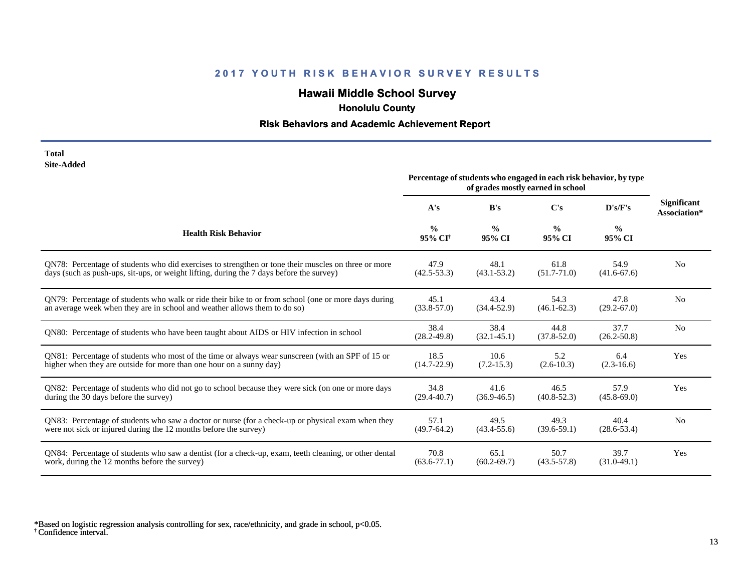## 2017 YOUTH RISK BEHAVIOR SURVEY RESULTS

### Hawaii Middle School Survey

**Honolulu County**

**Risk Behaviors and Academic Achievement Report**

**Total**
**Site-Added**

| Health Risk Behavior | Percentage of students who engaged in each risk behavior, by type of grades mostly earned in school | | | | Significant Association* |
|---|---|---|---|---|---|
| | A's | B's | C's | D's/F's | |
| | % 95% CI[†] | % 95% CI | % 95% CI | % 95% CI | |
| QN78: Percentage of students who did exercises to strengthen or tone their muscles on three or more days (such as push-ups, sit-ups, or weight lifting, during the 7 days before the survey) | 47.9 (42.5-53.3) | 48.1 (43.1-53.2) | 61.8 (51.7-71.0) | 54.9 (41.6-67.6) | No |
| QN79: Percentage of students who walk or ride their bike to or from school (one or more days during an average week when they are in school and weather allows them to do so) | 45.1 (33.8-57.0) | 43.4 (34.4-52.9) | 54.3 (46.1-62.3) | 47.8 (29.2-67.0) | No |
| QN80: Percentage of students who have been taught about AIDS or HIV infection in school | 38.4 (28.2-49.8) | 38.4 (32.1-45.1) | 44.8 (37.8-52.0) | 37.7 (26.2-50.8) | No |
| QN81: Percentage of students who most of the time or always wear sunscreen (with an SPF of 15 or higher when they are outside for more than one hour on a sunny day) | 18.5 (14.7-22.9) | 10.6 (7.2-15.3) | 5.2 (2.6-10.3) | 6.4 (2.3-16.6) | Yes |
| QN82: Percentage of students who did not go to school because they were sick (on one or more days during the 30 days before the survey) | 34.8 (29.4-40.7) | 41.6 (36.9-46.5) | 46.5 (40.8-52.3) | 57.9 (45.8-69.0) | Yes |
| QN83: Percentage of students who saw a doctor or nurse (for a check-up or physical exam when they were not sick or injured during the 12 months before the survey) | 57.1 (49.7-64.2) | 49.5 (43.4-55.6) | 49.3 (39.6-59.1) | 40.4 (28.6-53.4) | No |
| QN84: Percentage of students who saw a dentist (for a check-up, exam, teeth cleaning, or other dental work, during the 12 months before the survey) | 70.8 (63.6-77.1) | 65.1 (60.2-69.7) | 50.7 (43.5-57.8) | 39.7 (31.0-49.1) | Yes |

*Based on logistic regression analysis controlling for sex, race/ethnicity, and grade in school, $p<0.05$.
[†] Confidence interval.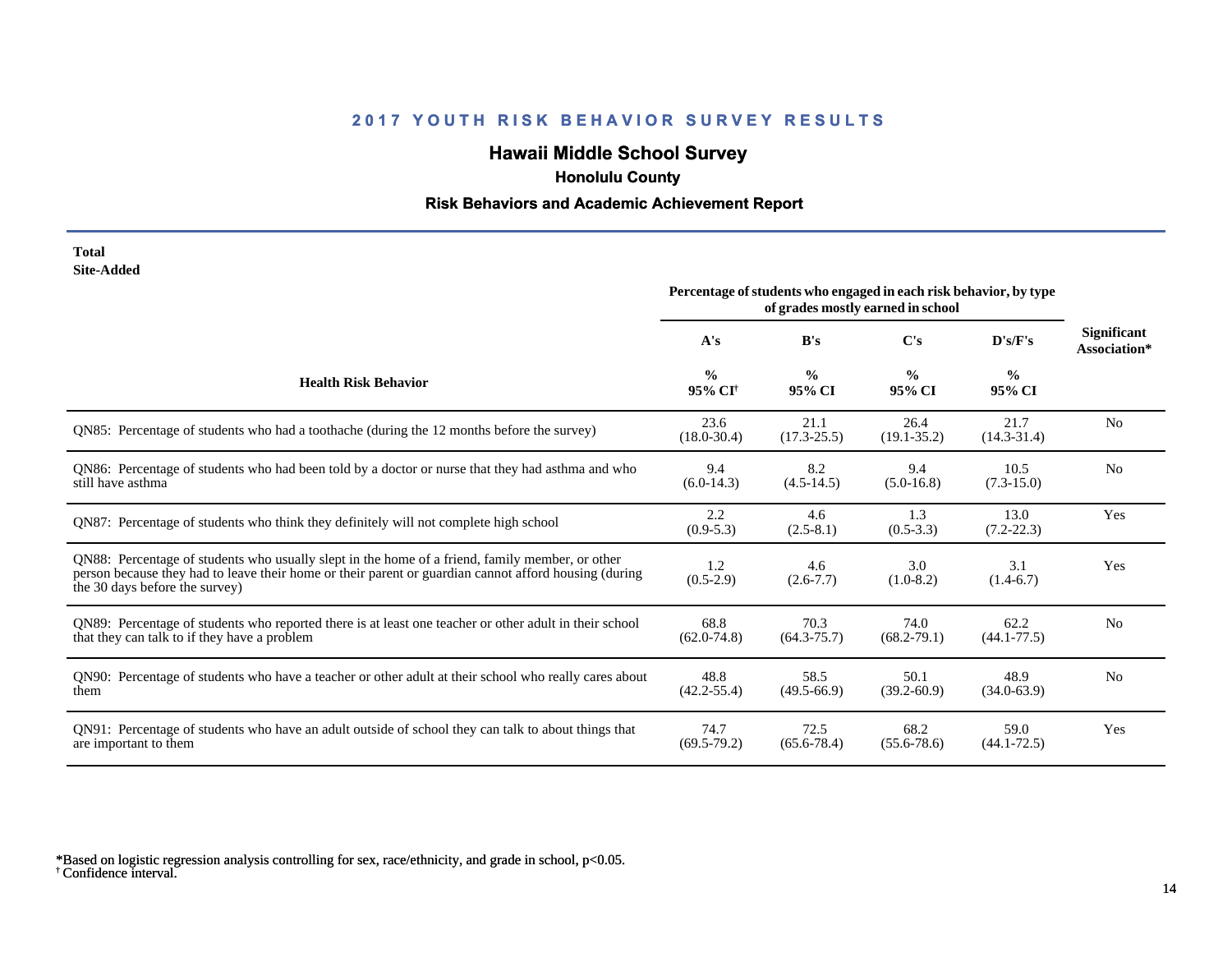# 2017 YOUTH RISK BEHAVIOR SURVEY RESULTS

## Hawaii Middle School Survey

### Honolulu County

### Risk Behaviors and Academic Achievement Report

**Total**
**Site-Added**

| Health Risk Behavior | Percentage of students who engaged in each risk behavior, by type of grades mostly earned in school | | | | Significant Association* |
|---|---|---|---|---|---|
| | A's | B's | C's | D's/F's | |
| | % 95% CI† | % 95% CI | % 95% CI | % 95% CI | |
| QN85: Percentage of students who had a toothache (during the 12 months before the survey) | 23.6 (18.0-30.4) | 21.1 (17.3-25.5) | 26.4 (19.1-35.2) | 21.7 (14.3-31.4) | No |
| QN86: Percentage of students who had been told by a doctor or nurse that they had asthma and who still have asthma | 9.4 (6.0-14.3) | 8.2 (4.5-14.5) | 9.4 (5.0-16.8) | 10.5 (7.3-15.0) | No |
| QN87: Percentage of students who think they definitely will not complete high school | 2.2 (0.9-5.3) | 4.6 (2.5-8.1) | 1.3 (0.5-3.3) | 13.0 (7.2-22.3) | Yes |
| QN88: Percentage of students who usually slept in the home of a friend, family member, or other person because they had to leave their home or their parent or guardian cannot afford housing (during the 30 days before the survey) | 1.2 (0.5-2.9) | 4.6 (2.6-7.7) | 3.0 (1.0-8.2) | 3.1 (1.4-6.7) | Yes |
| QN89: Percentage of students who reported there is at least one teacher or other adult in their school that they can talk to if they have a problem | 68.8 (62.0-74.8) | 70.3 (64.3-75.7) | 74.0 (68.2-79.1) | 62.2 (44.1-77.5) | No |
| QN90: Percentage of students who have a teacher or other adult at their school who really cares about them | 48.8 (42.2-55.4) | 58.5 (49.5-66.9) | 50.1 (39.2-60.9) | 48.9 (34.0-63.9) | No |
| QN91: Percentage of students who have an adult outside of school they can talk to about things that are important to them | 74.7 (69.5-79.2) | 72.5 (65.6-78.4) | 68.2 (55.6-78.6) | 59.0 (44.1-72.5) | Yes |

*Based on logistic regression analysis controlling for sex, race/ethnicity, and grade in school, $p<0.05$.
† Confidence interval.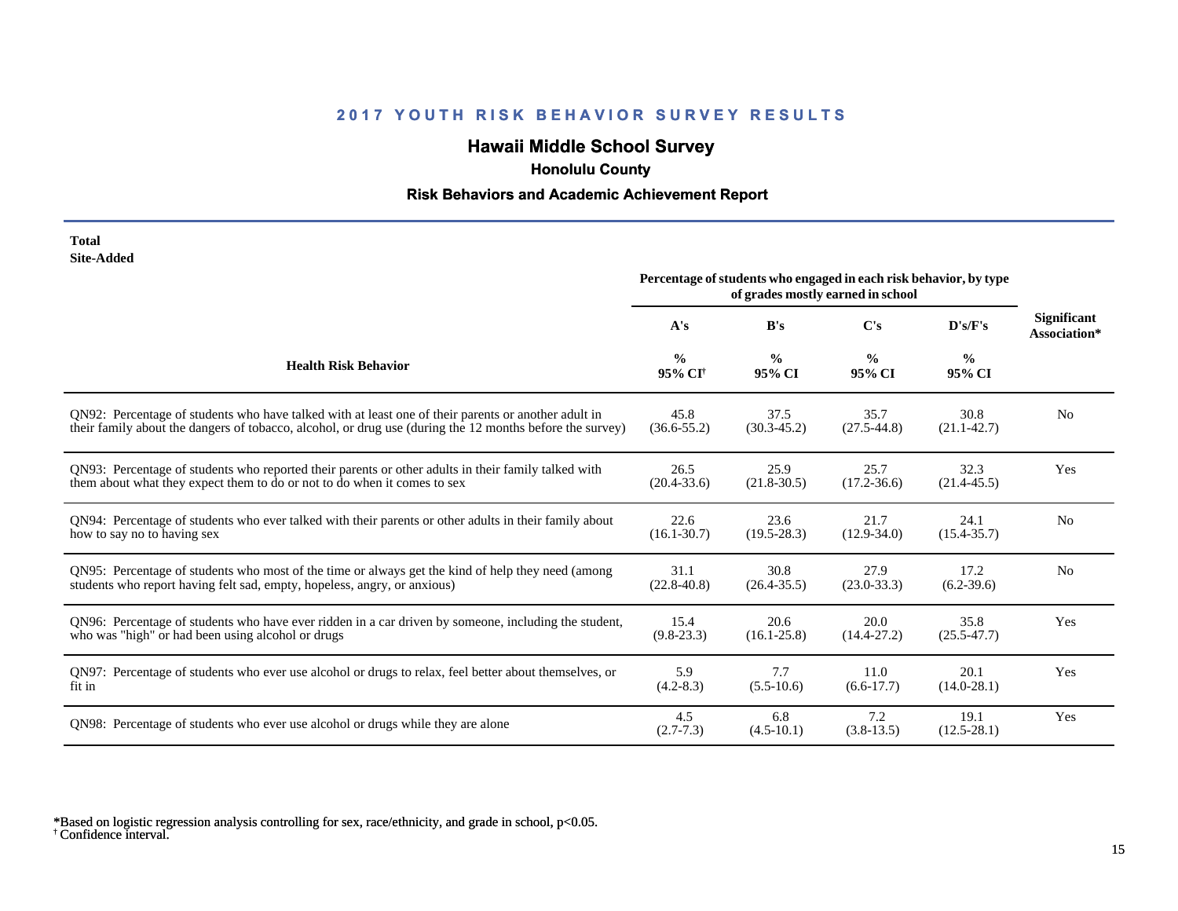## 2017 YOUTH RISK BEHAVIOR SURVEY RESULTS

# Hawaii Middle School Survey

### Honolulu County

### Risk Behaviors and Academic Achievement Report

**Total**
**Site-Added**

| Health Risk Behavior | Percentage of students who engaged in each risk behavior, by type of grades mostly earned in school | | | | Significant Association* |
|---|---|---|---|---|---|
| | A's | B's | C's | D's/F's | |
| | % 95% CI† | % 95% CI | % 95% CI | % 95% CI | |
| QN92: Percentage of students who have talked with at least one of their parents or another adult in their family about the dangers of tobacco, alcohol, or drug use (during the 12 months before the survey) | 45.8 (36.6-55.2) | 37.5 (30.3-45.2) | 35.7 (27.5-44.8) | 30.8 (21.1-42.7) | No |
| QN93: Percentage of students who reported their parents or other adults in their family talked with them about what they expect them to do or not to do when it comes to sex | 26.5 (20.4-33.6) | 25.9 (21.8-30.5) | 25.7 (17.2-36.6) | 32.3 (21.4-45.5) | Yes |
| QN94: Percentage of students who ever talked with their parents or other adults in their family about how to say no to having sex | 22.6 (16.1-30.7) | 23.6 (19.5-28.3) | 21.7 (12.9-34.0) | 24.1 (15.4-35.7) | No |
| QN95: Percentage of students who most of the time or always get the kind of help they need (among students who report having felt sad, empty, hopeless, angry, or anxious) | 31.1 (22.8-40.8) | 30.8 (26.4-35.5) | 27.9 (23.0-33.3) | 17.2 (6.2-39.6) | No |
| QN96: Percentage of students who have ever ridden in a car driven by someone, including the student, who was "high" or had been using alcohol or drugs | 15.4 (9.8-23.3) | 20.6 (16.1-25.8) | 20.0 (14.4-27.2) | 35.8 (25.5-47.7) | Yes |
| QN97: Percentage of students who ever use alcohol or drugs to relax, feel better about themselves, or fit in | 5.9 (4.2-8.3) | 7.7 (5.5-10.6) | 11.0 (6.6-17.7) | 20.1 (14.0-28.1) | Yes |
| QN98: Percentage of students who ever use alcohol or drugs while they are alone | 4.5 (2.7-7.3) | 6.8 (4.5-10.1) | 7.2 (3.8-13.5) | 19.1 (12.5-28.1) | Yes |

*Based on logistic regression analysis controlling for sex, race/ethnicity, and grade in school, $p<0.05$.
† Confidence interval.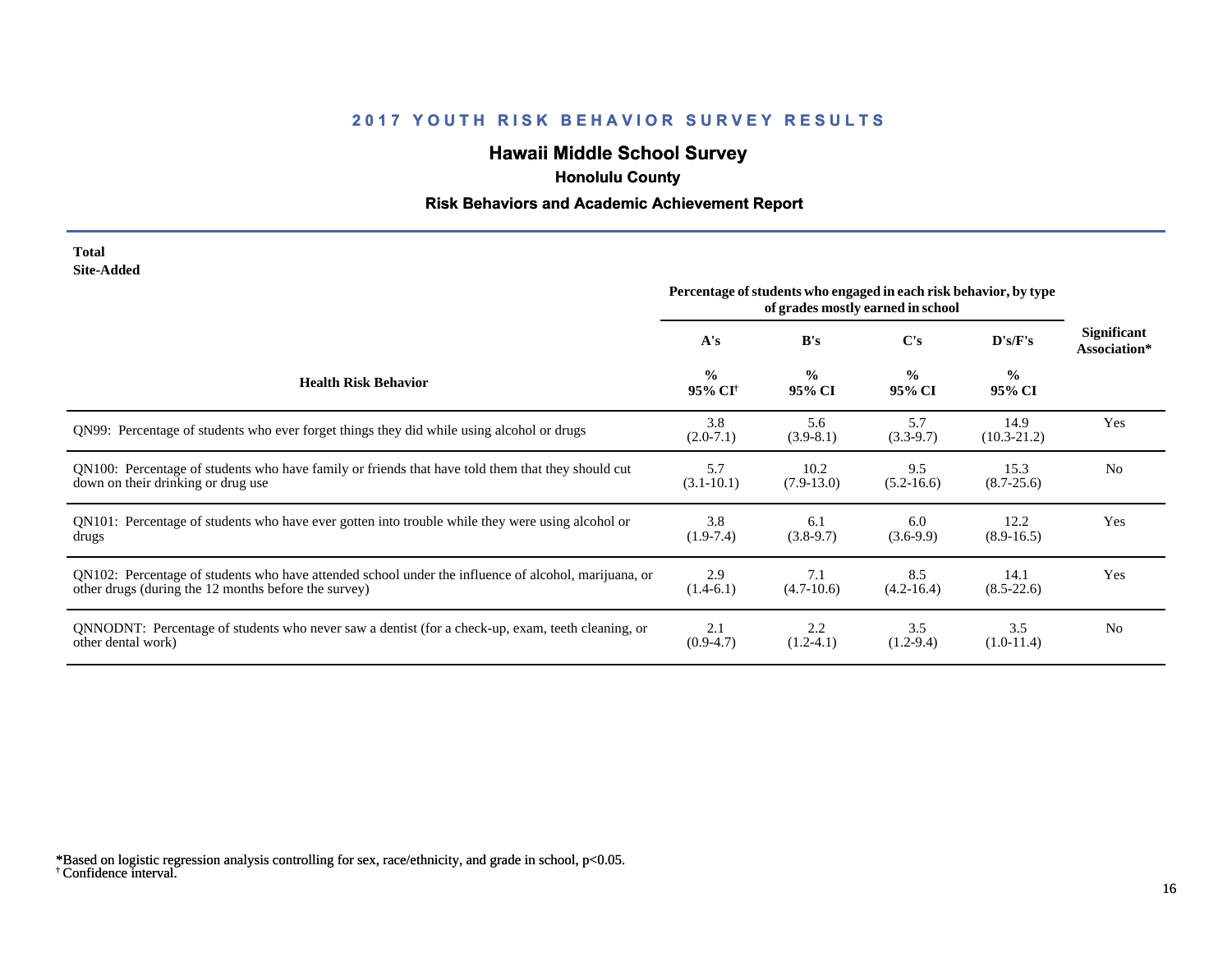## 2017 YOUTH RISK BEHAVIOR SURVEY RESULTS

### Hawaii Middle School Survey

**Honolulu County**

**Risk Behaviors and Academic Achievement Report**

**Total**
**Site-Added**

| Health Risk Behavior | Percentage of students who engaged in each risk behavior, by type of grades mostly earned in school | | | | Significant Association* |
|---|---|---|---|---|---|
| | A's | B's | C's | D's/F's | |
| | % 95% CI[†] | % 95% CI | % 95% CI | % 95% CI | |
| QN99: Percentage of students who ever forget things they did while using alcohol or drugs | 3.8 (2.0-7.1) | 5.6 (3.9-8.1) | 5.7 (3.3-9.7) | 14.9 (10.3-21.2) | Yes |
| QN100: Percentage of students who have family or friends that have told them that they should cut down on their drinking or drug use | 5.7 (3.1-10.1) | 10.2 (7.9-13.0) | 9.5 (5.2-16.6) | 15.3 (8.7-25.6) | No |
| QN101: Percentage of students who have ever gotten into trouble while they were using alcohol or drugs | 3.8 (1.9-7.4) | 6.1 (3.8-9.7) | 6.0 (3.6-9.9) | 12.2 (8.9-16.5) | Yes |
| QN102: Percentage of students who have attended school under the influence of alcohol, marijuana, or other drugs (during the 12 months before the survey) | 2.9 (1.4-6.1) | 7.1 (4.7-10.6) | 8.5 (4.2-16.4) | 14.1 (8.5-22.6) | Yes |
| QNNODNT: Percentage of students who never saw a dentist (for a check-up, exam, teeth cleaning, or other dental work) | 2.1 (0.9-4.7) | 2.2 (1.2-4.1) | 3.5 (1.2-9.4) | 3.5 (1.0-11.4) | No |

*Based on logistic regression analysis controlling for sex, race/ethnicity, and grade in school, $p<0.05$.
[†] Confidence interval.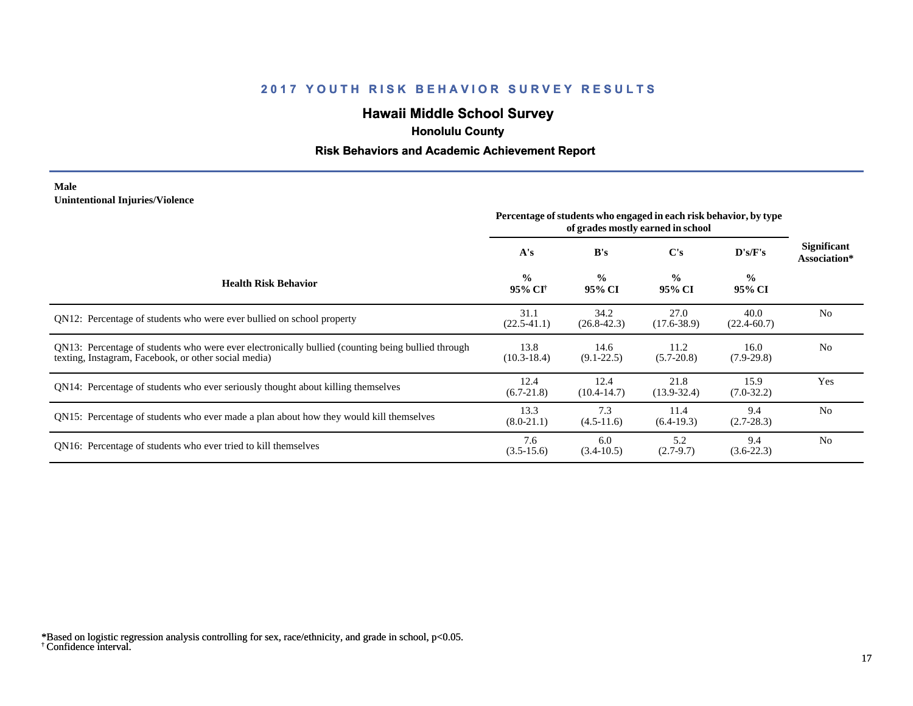# 2017 YOUTH RISK BEHAVIOR SURVEY RESULTS

## Hawaii Middle School Survey

### Honolulu County

### Risk Behaviors and Academic Achievement Report

**Male**
**Unintentional Injuries/Violence**

| Health Risk Behavior | Percentage of students who engaged in each risk behavior, by type of grades mostly earned in school | | | | Significant Association* |
|---|---|---|---|---|---|
| | A's | B's | C's | D's/F's | |
| | % 95% CI† | % 95% CI | % 95% CI | % 95% CI | |
| QN12: Percentage of students who were ever bullied on school property | 31.1 (22.5-41.1) | 34.2 (26.8-42.3) | 27.0 (17.6-38.9) | 40.0 (22.4-60.7) | No |
| QN13: Percentage of students who were ever electronically bullied (counting being bullied through texting, Instagram, Facebook, or other social media) | 13.8 (10.3-18.4) | 14.6 (9.1-22.5) | 11.2 (5.7-20.8) | 16.0 (7.9-29.8) | No |
| QN14: Percentage of students who ever seriously thought about killing themselves | 12.4 (6.7-21.8) | 12.4 (10.4-14.7) | 21.8 (13.9-32.4) | 15.9 (7.0-32.2) | Yes |
| QN15: Percentage of students who ever made a plan about how they would kill themselves | 13.3 (8.0-21.1) | 7.3 (4.5-11.6) | 11.4 (6.4-19.3) | 9.4 (2.7-28.3) | No |
| QN16: Percentage of students who ever tried to kill themselves | 7.6 (3.5-15.6) | 6.0 (3.4-10.5) | 5.2 (2.7-9.7) | 9.4 (3.6-22.3) | No |

*Based on logistic regression analysis controlling for sex, race/ethnicity, and grade in school, $p<0.05$.
† Confidence interval.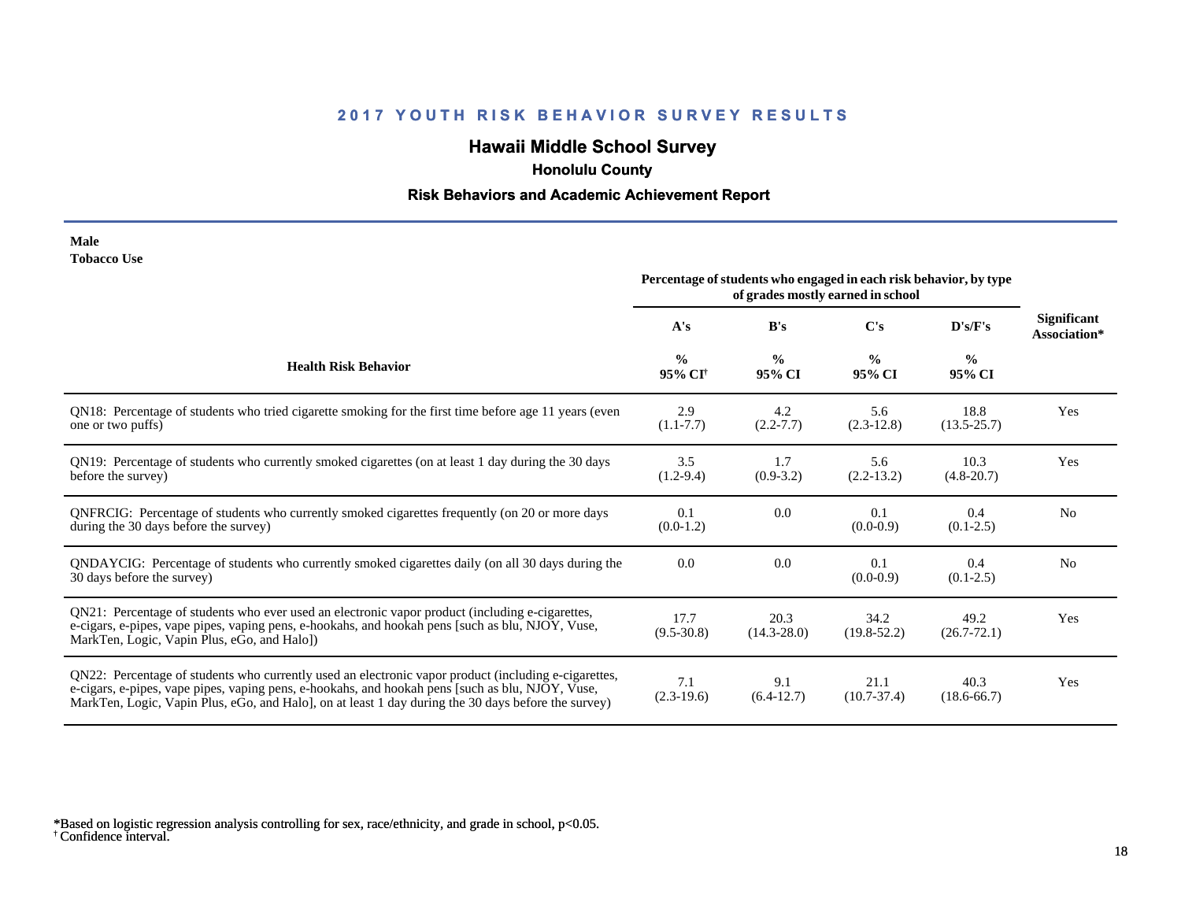# 2017 YOUTH RISK BEHAVIOR SURVEY RESULTS

## Hawaii Middle School Survey

### Honolulu County

### Risk Behaviors and Academic Achievement Report

**Male**
**Tobacco Use**

| Health Risk Behavior | Percentage of students who engaged in each risk behavior, by type of grades mostly earned in school | | | | Significant Association* |
|---|---|---|---|---|---|
| | A's | B's | C's | D's/F's | |
| | % 95% CI[†] | % 95% CI | % 95% CI | % 95% CI | |
| QN18: Percentage of students who tried cigarette smoking for the first time before age 11 years (even one or two puffs) | 2.9 (1.1-7.7) | 4.2 (2.2-7.7) | 5.6 (2.3-12.8) | 18.8 (13.5-25.7) | Yes |
| QN19: Percentage of students who currently smoked cigarettes (on at least 1 day during the 30 days before the survey) | 3.5 (1.2-9.4) | 1.7 (0.9-3.2) | 5.6 (2.2-13.2) | 10.3 (4.8-20.7) | Yes |
| QNFRCIG: Percentage of students who currently smoked cigarettes frequently (on 20 or more days during the 30 days before the survey) | 0.1 (0.0-1.2) | 0.0 | 0.1 (0.0-0.9) | 0.4 (0.1-2.5) | No |
| QNDAYCIG: Percentage of students who currently smoked cigarettes daily (on all 30 days during the 30 days before the survey) | 0.0 | 0.0 | 0.1 (0.0-0.9) | 0.4 (0.1-2.5) | No |
| QN21: Percentage of students who ever used an electronic vapor product (including e-cigarettes, e-cigars, e-pipes, vape pipes, vaping pens, e-hookahs, and hookah pens [such as blu, NJOY, Vuse, MarkTen, Logic, Vapin Plus, eGo, and Halo]) | 17.7 (9.5-30.8) | 20.3 (14.3-28.0) | 34.2 (19.8-52.2) | 49.2 (26.7-72.1) | Yes |
| QN22: Percentage of students who currently used an electronic vapor product (including e-cigarettes, e-cigars, e-pipes, vape pipes, vaping pens, e-hookahs, and hookah pens [such as blu, NJOY, Vuse, MarkTen, Logic, Vapin Plus, eGo, and Halo], on at least 1 day during the 30 days before the survey) | 7.1 (2.3-19.6) | 9.1 (6.4-12.7) | 21.1 (10.7-37.4) | 40.3 (18.6-66.7) | Yes |

*Based on logistic regression analysis controlling for sex, race/ethnicity, and grade in school, $p<0.05$.
[†] Confidence interval.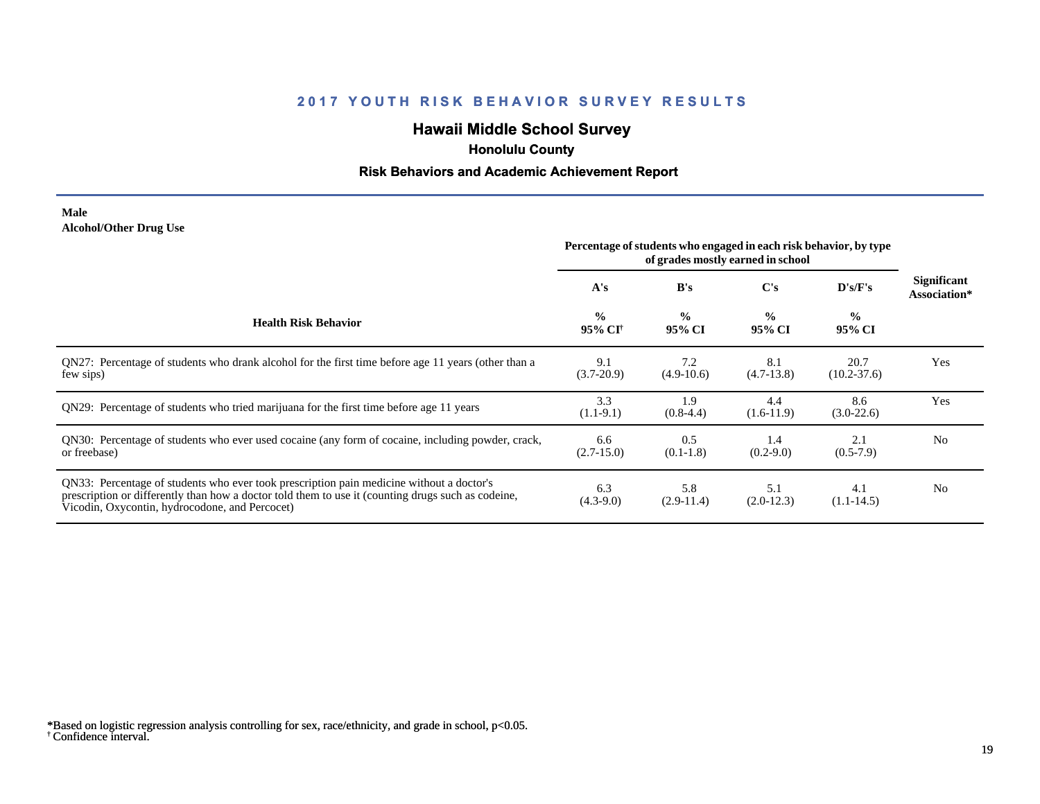# 2017 YOUTH RISK BEHAVIOR SURVEY RESULTS

## Hawaii Middle School Survey

### Honolulu County

### Risk Behaviors and Academic Achievement Report

**Male**
**Alcohol/Other Drug Use**

| Health Risk Behavior | Percentage of students who engaged in each risk behavior, by type of grades mostly earned in school | | | | Significant Association* |
|---|---|---|---|---|---|
| | A's | B's | C's | D's/F's | |
| | % 95% CI[†] | % 95% CI | % 95% CI | % 95% CI | |
| QN27: Percentage of students who drank alcohol for the first time before age 11 years (other than a few sips) | 9.1 (3.7-20.9) | 7.2 (4.9-10.6) | 8.1 (4.7-13.8) | 20.7 (10.2-37.6) | Yes |
| QN29: Percentage of students who tried marijuana for the first time before age 11 years | 3.3 (1.1-9.1) | 1.9 (0.8-4.4) | 4.4 (1.6-11.9) | 8.6 (3.0-22.6) | Yes |
| QN30: Percentage of students who ever used cocaine (any form of cocaine, including powder, crack, or freebase) | 6.6 (2.7-15.0) | 0.5 (0.1-1.8) | 1.4 (0.2-9.0) | 2.1 (0.5-7.9) | No |
| QN33: Percentage of students who ever took prescription pain medicine without a doctor's prescription or differently than how a doctor told them to use it (counting drugs such as codeine, Vicodin, Oxycontin, hydrocodone, and Percocet) | 6.3 (4.3-9.0) | 5.8 (2.9-11.4) | 5.1 (2.0-12.3) | 4.1 (1.1-14.5) | No |

*Based on logistic regression analysis controlling for sex, race/ethnicity, and grade in school, $p<0.05$.
[†] Confidence interval.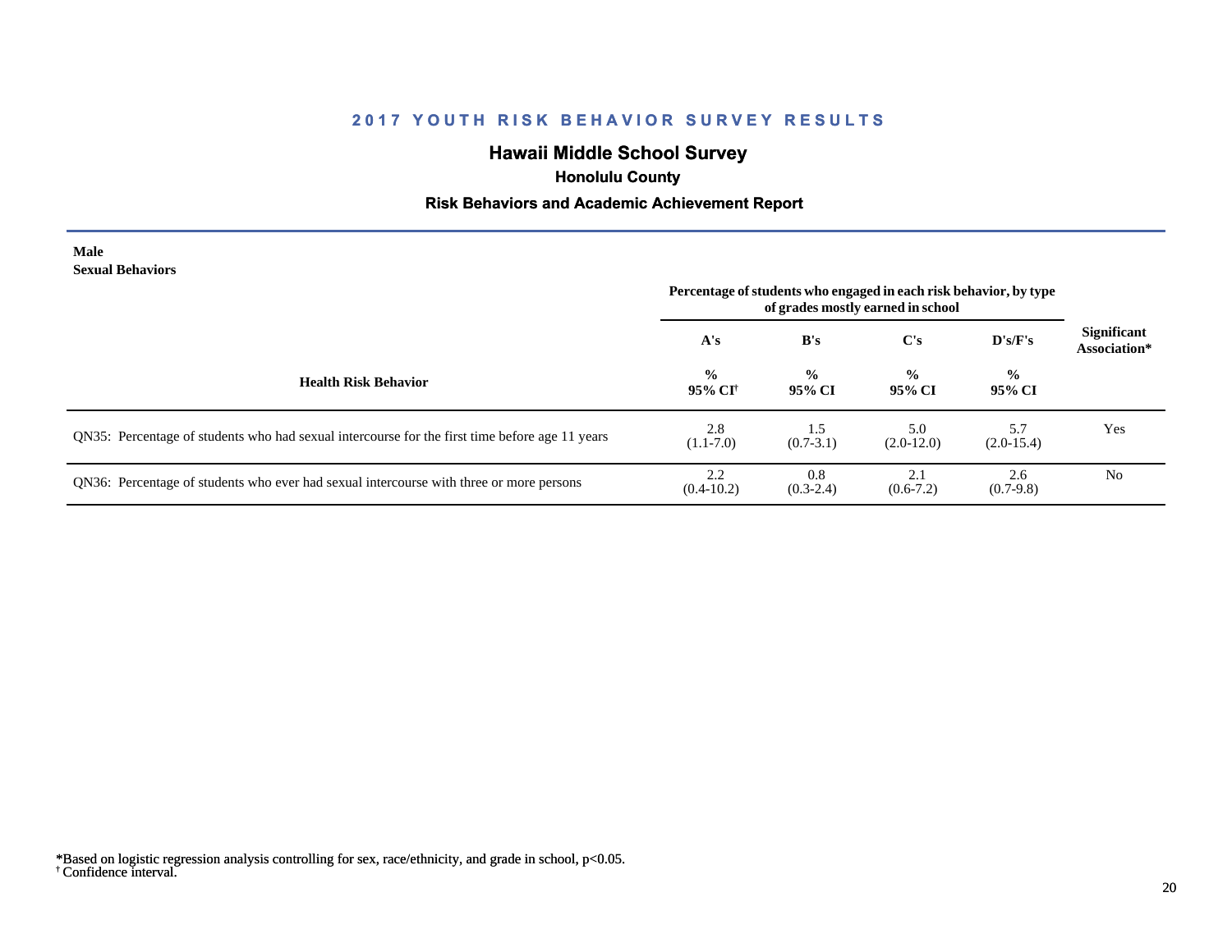# 2017 YOUTH RISK BEHAVIOR SURVEY RESULTS

## Hawaii Middle School Survey

### Honolulu County

### Risk Behaviors and Academic Achievement Report

**Male**
**Sexual Behaviors**

| Health Risk Behavior | Percentage of students who engaged in each risk behavior, by type of grades mostly earned in school | | | | Significant Association* |
|---|---|---|---|---|---|
| | A's | B's | C's | D's/F's | |
| | % 95% CI[†] | % 95% CI | % 95% CI | % 95% CI | |
| QN35: Percentage of students who had sexual intercourse for the first time before age 11 years | 2.8 (1.1-7.0) | 1.5 (0.7-3.1) | 5.0 (2.0-12.0) | 5.7 (2.0-15.4) | Yes |
| QN36: Percentage of students who ever had sexual intercourse with three or more persons | 2.2 (0.4-10.2) | 0.8 (0.3-2.4) | 2.1 (0.6-7.2) | 2.6 (0.7-9.8) | No |

*Based on logistic regression analysis controlling for sex, race/ethnicity, and grade in school, $p<0.05$.
† Confidence interval.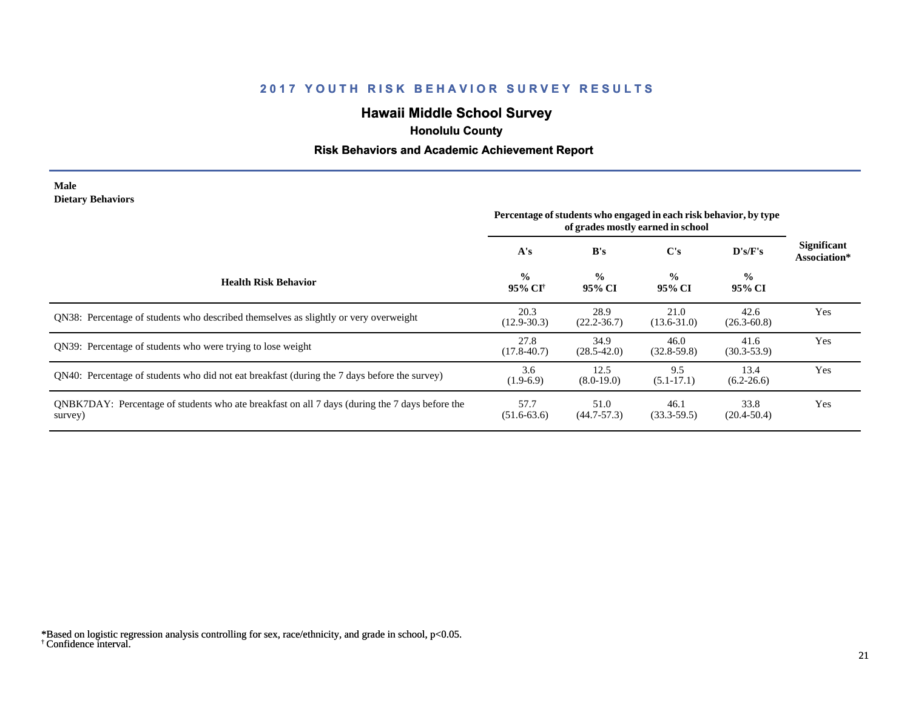# 2017 YOUTH RISK BEHAVIOR SURVEY RESULTS

## Hawaii Middle School Survey

### Honolulu County

### Risk Behaviors and Academic Achievement Report

**Male**
**Dietary Behaviors**

| Health Risk Behavior | Percentage of students who engaged in each risk behavior, by type of grades mostly earned in school | | | | Significant Association* |
|---|---|---|---|---|---|
| | A's | B's | C's | D's/F's | |
| | % 95% CI[†] | % 95% CI | % 95% CI | % 95% CI | |
| QN38: Percentage of students who described themselves as slightly or very overweight | 20.3 (12.9-30.3) | 28.9 (22.2-36.7) | 21.0 (13.6-31.0) | 42.6 (26.3-60.8) | Yes |
| QN39: Percentage of students who were trying to lose weight | 27.8 (17.8-40.7) | 34.9 (28.5-42.0) | 46.0 (32.8-59.8) | 41.6 (30.3-53.9) | Yes |
| QN40: Percentage of students who did not eat breakfast (during the 7 days before the survey) | 3.6 (1.9-6.9) | 12.5 (8.0-19.0) | 9.5 (5.1-17.1) | 13.4 (6.2-26.6) | Yes |
| QNBK7DAY: Percentage of students who ate breakfast on all 7 days (during the 7 days before the survey) | 57.7 (51.6-63.6) | 51.0 (44.7-57.3) | 46.1 (33.3-59.5) | 33.8 (20.4-50.4) | Yes |

*Based on logistic regression analysis controlling for sex, race/ethnicity, and grade in school, $p<0.05$.
[†] Confidence interval.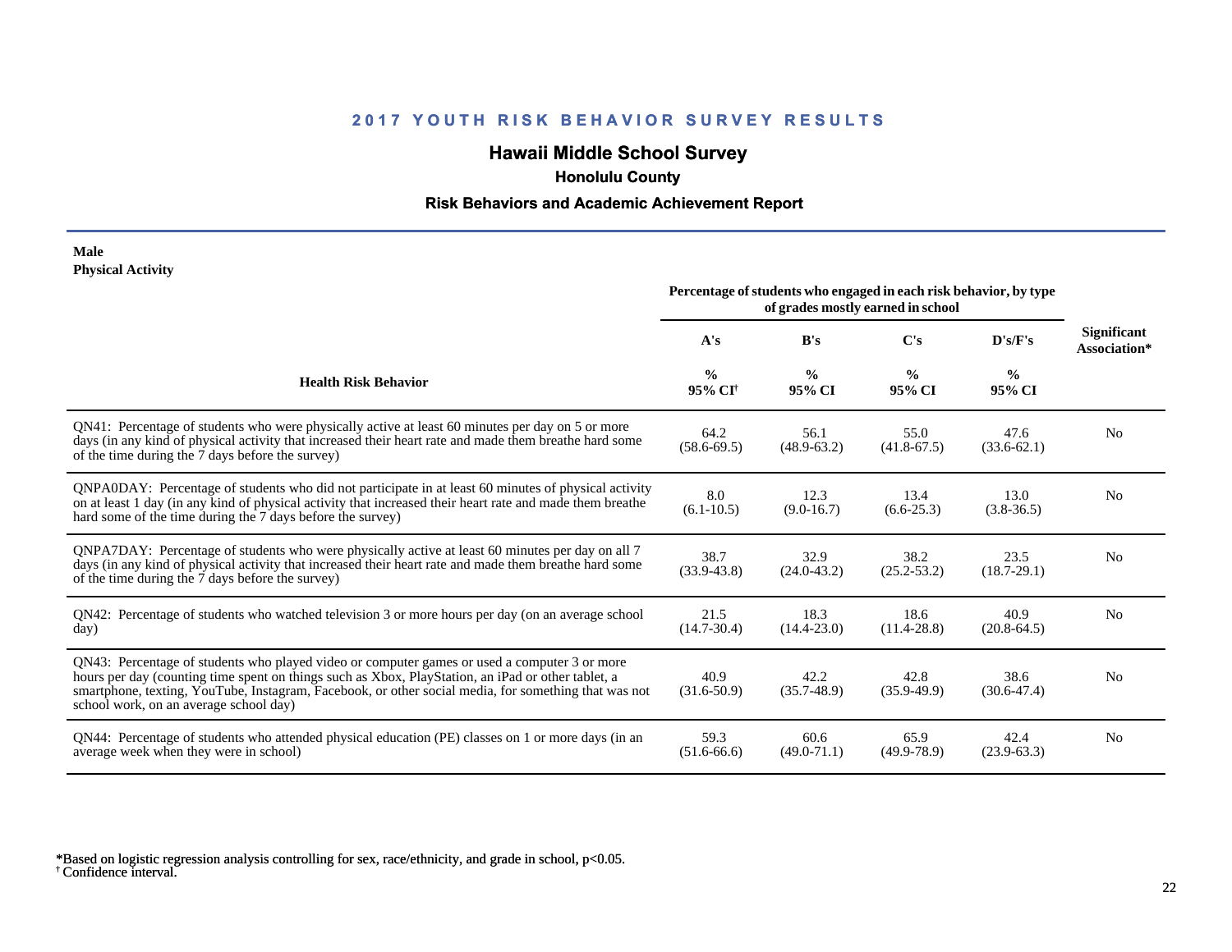## 2017 YOUTH RISK BEHAVIOR SURVEY RESULTS

### Hawaii Middle School Survey

**Honolulu County**

**Risk Behaviors and Academic Achievement Report**

**Male**
**Physical Activity**

| Health Risk Behavior | Percentage of students who engaged in each risk behavior, by type of grades mostly earned in school | | | | Significant Association* |
|---|---|---|---|---|---|
| | A's | B's | C's | D's/F's | |
| | % 95% CI[†] | % 95% CI | % 95% CI | % 95% CI | |
| QN41: Percentage of students who were physically active at least 60 minutes per day on 5 or more days (in any kind of physical activity that increased their heart rate and made them breathe hard some of the time during the 7 days before the survey) | 64.2 (58.6-69.5) | 56.1 (48.9-63.2) | 55.0 (41.8-67.5) | 47.6 (33.6-62.1) | No |
| QNPA0DAY: Percentage of students who did not participate in at least 60 minutes of physical activity on at least 1 day (in any kind of physical activity that increased their heart rate and made them breathe hard some of the time during the 7 days before the survey) | 8.0 (6.1-10.5) | 12.3 (9.0-16.7) | 13.4 (6.6-25.3) | 13.0 (3.8-36.5) | No |
| QNPA7DAY: Percentage of students who were physically active at least 60 minutes per day on all 7 days (in any kind of physical activity that increased their heart rate and made them breathe hard some of the time during the 7 days before the survey) | 38.7 (33.9-43.8) | 32.9 (24.0-43.2) | 38.2 (25.2-53.2) | 23.5 (18.7-29.1) | No |
| QN42: Percentage of students who watched television 3 or more hours per day (on an average school day) | 21.5 (14.7-30.4) | 18.3 (14.4-23.0) | 18.6 (11.4-28.8) | 40.9 (20.8-64.5) | No |
| QN43: Percentage of students who played video or computer games or used a computer 3 or more hours per day (counting time spent on things such as Xbox, PlayStation, an iPad or other tablet, a smartphone, texting, YouTube, Instagram, Facebook, or other social media, for something that was not school work, on an average school day) | 40.9 (31.6-50.9) | 42.2 (35.7-48.9) | 42.8 (35.9-49.9) | 38.6 (30.6-47.4) | No |
| QN44: Percentage of students who attended physical education (PE) classes on 1 or more days (in an average week when they were in school) | 59.3 (51.6-66.6) | 60.6 (49.0-71.1) | 65.9 (49.9-78.9) | 42.4 (23.9-63.3) | No |

*Based on logistic regression analysis controlling for sex, race/ethnicity, and grade in school, $p<0.05$.
† Confidence interval.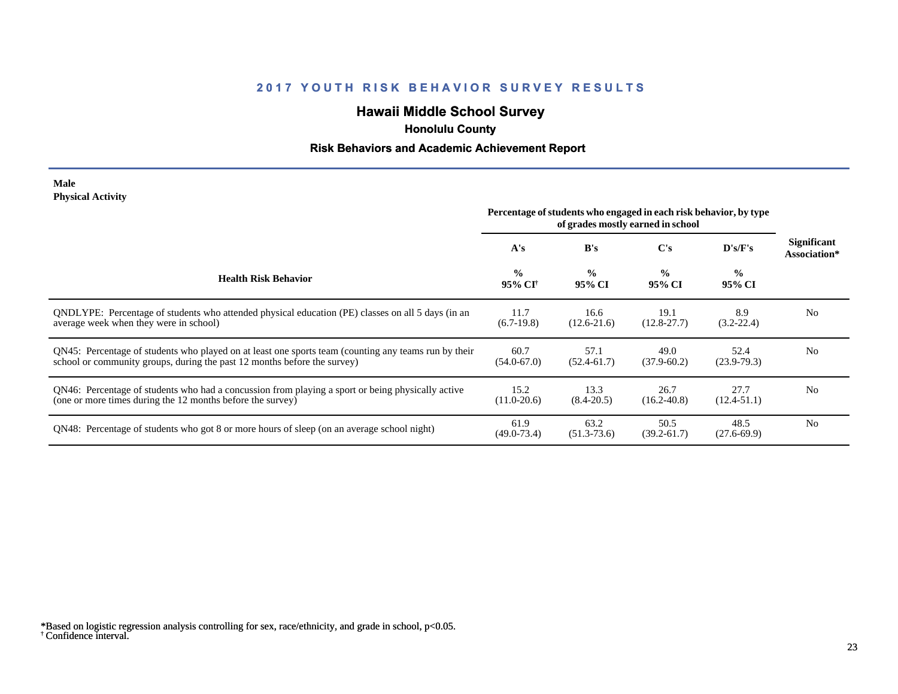## 2017 YOUTH RISK BEHAVIOR SURVEY RESULTS

### Hawaii Middle School Survey

**Honolulu County**

**Risk Behaviors and Academic Achievement Report**

**Male**
**Physical Activity**

| Health Risk Behavior | Percentage of students who engaged in each risk behavior, by type of grades mostly earned in school | | | | Significant Association* |
|---|---|---|---|---|---|
| | A's | B's | C's | D's/F's | |
| | % 95% CI[†] | % 95% CI | % 95% CI | % 95% CI | |
| QNDLYPE: Percentage of students who attended physical education (PE) classes on all 5 days (in an average week when they were in school) | 11.7 (6.7-19.8) | 16.6 (12.6-21.6) | 19.1 (12.8-27.7) | 8.9 (3.2-22.4) | No |
| QN45: Percentage of students who played on at least one sports team (counting any teams run by their school or community groups, during the past 12 months before the survey) | 60.7 (54.0-67.0) | 57.1 (52.4-61.7) | 49.0 (37.9-60.2) | 52.4 (23.9-79.3) | No |
| QN46: Percentage of students who had a concussion from playing a sport or being physically active (one or more times during the 12 months before the survey) | 15.2 (11.0-20.6) | 13.3 (8.4-20.5) | 26.7 (16.2-40.8) | 27.7 (12.4-51.1) | No |
| QN48: Percentage of students who got 8 or more hours of sleep (on an average school night) | 61.9 (49.0-73.4) | 63.2 (51.3-73.6) | 50.5 (39.2-61.7) | 48.5 (27.6-69.9) | No |

*Based on logistic regression analysis controlling for sex, race/ethnicity, and grade in school, $p<0.05$.
[†] Confidence interval.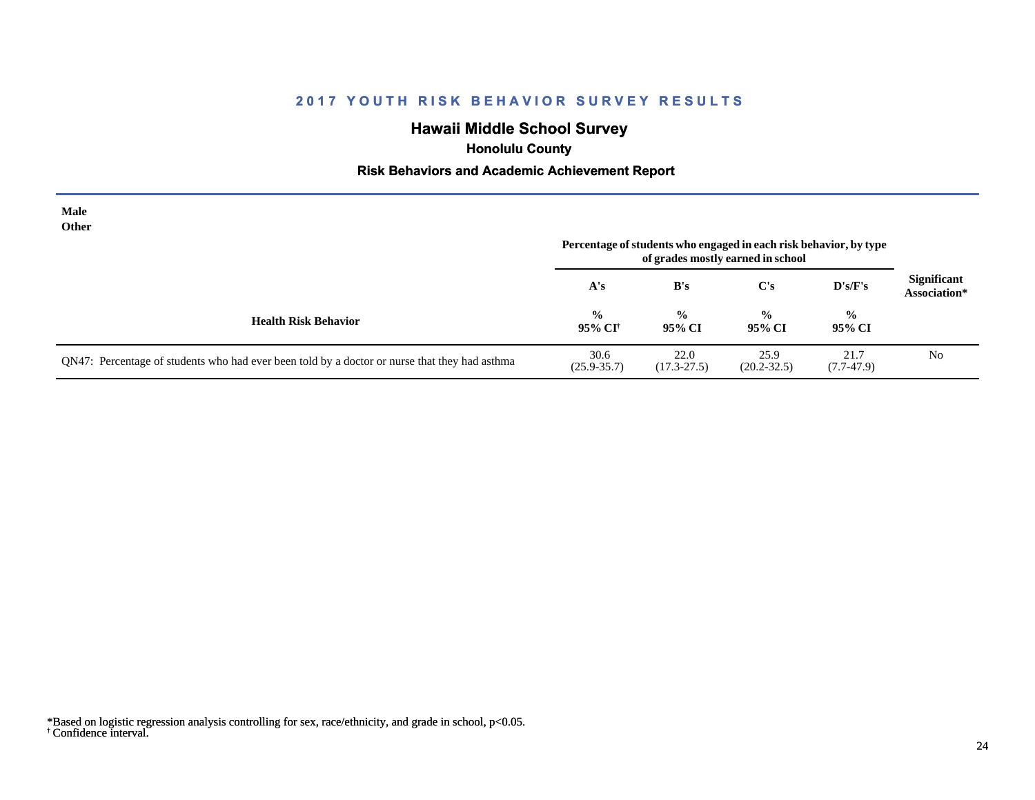# 2017 YOUTH RISK BEHAVIOR SURVEY RESULTS

## Hawaii Middle School Survey

### Honolulu County

### Risk Behaviors and Academic Achievement Report

**Male**
**Other**

| Health Risk Behavior | Percentage of students who engaged in each risk behavior, by type of grades mostly earned in school | | | | Significant Association* |
|---|---|---|---|---|---|
| | A's | B's | C's | D's/F's | |
| | % 95% CI[†] | % 95% CI | % 95% CI | % 95% CI | |
| QN47: Percentage of students who had ever been told by a doctor or nurse that they had asthma | 30.6 (25.9-35.7) | 22.0 (17.3-27.5) | 25.9 (20.2-32.5) | 21.7 (7.7-47.9) | No |

*Based on logistic regression analysis controlling for sex, race/ethnicity, and grade in school, $p<0.05$.
[†] Confidence interval.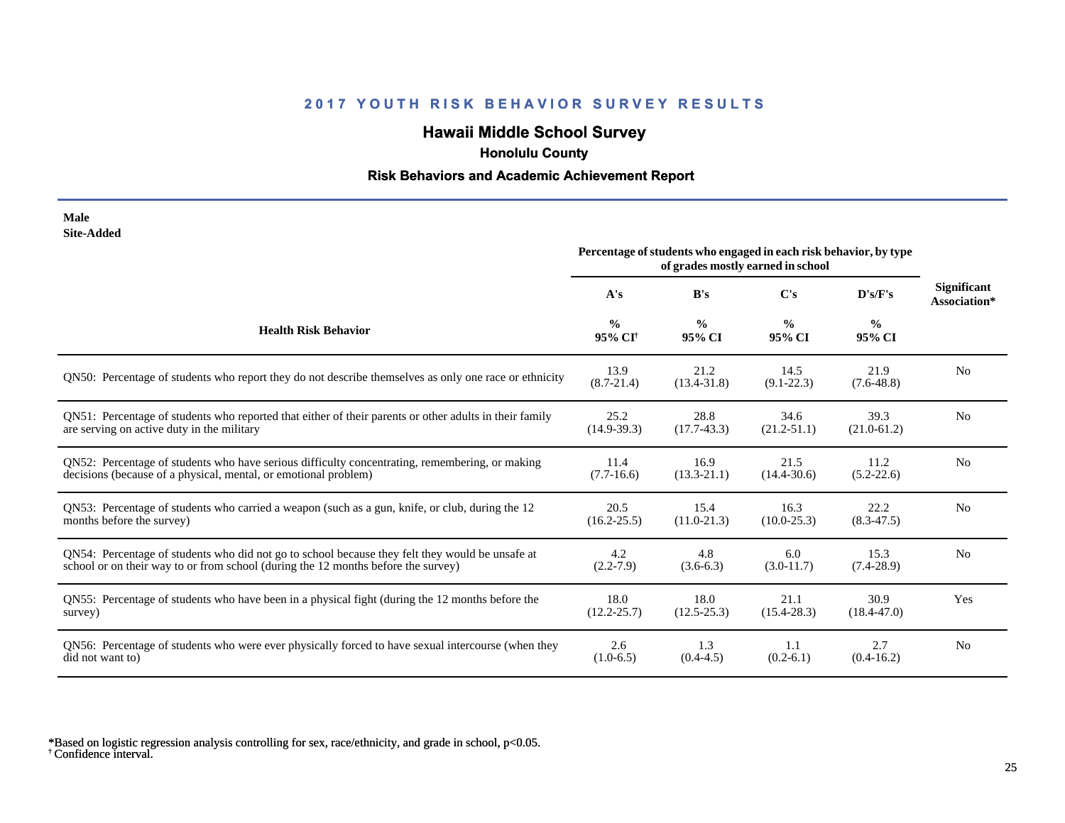## 2017 YOUTH RISK BEHAVIOR SURVEY RESULTS

# Hawaii Middle School Survey

### Honolulu County

### Risk Behaviors and Academic Achievement Report

**Male**
**Site-Added**

| Health Risk Behavior | Percentage of students who engaged in each risk behavior, by type of grades mostly earned in school | | | | Significant Association* |
|---|---|---|---|---|---|
| | A's | B's | C's | D's/F's | |
| | % 95% CI[†] | % 95% CI | % 95% CI | % 95% CI | |
| QN50: Percentage of students who report they do not describe themselves as only one race or ethnicity | 13.9 (8.7-21.4) | 21.2 (13.4-31.8) | 14.5 (9.1-22.3) | 21.9 (7.6-48.8) | No |
| QN51: Percentage of students who reported that either of their parents or other adults in their family are serving on active duty in the military | 25.2 (14.9-39.3) | 28.8 (17.7-43.3) | 34.6 (21.2-51.1) | 39.3 (21.0-61.2) | No |
| QN52: Percentage of students who have serious difficulty concentrating, remembering, or making decisions (because of a physical, mental, or emotional problem) | 11.4 (7.7-16.6) | 16.9 (13.3-21.1) | 21.5 (14.4-30.6) | 11.2 (5.2-22.6) | No |
| QN53: Percentage of students who carried a weapon (such as a gun, knife, or club, during the 12 months before the survey) | 20.5 (16.2-25.5) | 15.4 (11.0-21.3) | 16.3 (10.0-25.3) | 22.2 (8.3-47.5) | No |
| QN54: Percentage of students who did not go to school because they felt they would be unsafe at school or on their way to or from school (during the 12 months before the survey) | 4.2 (2.2-7.9) | 4.8 (3.6-6.3) | 6.0 (3.0-11.7) | 15.3 (7.4-28.9) | No |
| QN55: Percentage of students who have been in a physical fight (during the 12 months before the survey) | 18.0 (12.2-25.7) | 18.0 (12.5-25.3) | 21.1 (15.4-28.3) | 30.9 (18.4-47.0) | Yes |
| QN56: Percentage of students who were ever physically forced to have sexual intercourse (when they did not want to) | 2.6 (1.0-6.5) | 1.3 (0.4-4.5) | 1.1 (0.2-6.1) | 2.7 (0.4-16.2) | No |

*Based on logistic regression analysis controlling for sex, race/ethnicity, and grade in school, $p<0.05$.
[†] Confidence interval.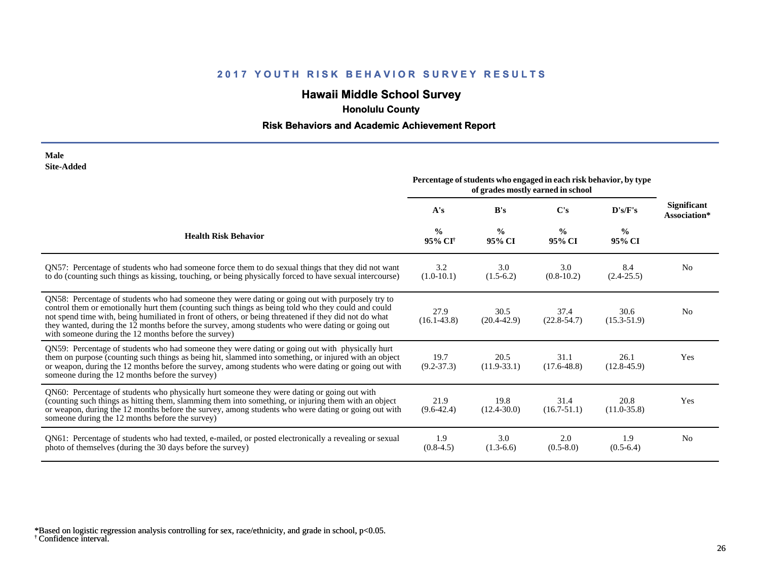## 2017 YOUTH RISK BEHAVIOR SURVEY RESULTS

# Hawaii Middle School Survey

### Honolulu County

### Risk Behaviors and Academic Achievement Report

**Male**
**Site-Added**

| Health Risk Behavior | Percentage of students who engaged in each risk behavior, by type of grades mostly earned in school | | | | Significant Association* |
|---|---|---|---|---|---|
| | A's | B's | C's | D's/F's | |
| | % 95% CI[†] | % 95% CI | % 95% CI | % 95% CI | |
| QN57: Percentage of students who had someone force them to do sexual things that they did not want to do (counting such things as kissing, touching, or being physically forced to have sexual intercourse) | 3.2 (1.0-10.1) | 3.0 (1.5-6.2) | 3.0 (0.8-10.2) | 8.4 (2.4-25.5) | No |
| QN58: Percentage of students who had someone they were dating or going out with purposely try to control them or emotionally hurt them (counting such things as being told who they could and could not spend time with, being humiliated in front of others, or being threatened if they did not do what they wanted, during the 12 months before the survey, among students who were dating or going out with someone during the 12 months before the survey) | 27.9 (16.1-43.8) | 30.5 (20.4-42.9) | 37.4 (22.8-54.7) | 30.6 (15.3-51.9) | No |
| QN59: Percentage of students who had someone they were dating or going out with physically hurt them on purpose (counting such things as being hit, slammed into something, or injured with an object or weapon, during the 12 months before the survey, among students who were dating or going out with someone during the 12 months before the survey) | 19.7 (9.2-37.3) | 20.5 (11.9-33.1) | 31.1 (17.6-48.8) | 26.1 (12.8-45.9) | Yes |
| QN60: Percentage of students who physically hurt someone they were dating or going out with (counting such things as hitting them, slamming them into something, or injuring them with an object or weapon, during the 12 months before the survey, among students who were dating or going out with someone during the 12 months before the survey) | 21.9 (9.6-42.4) | 19.8 (12.4-30.0) | 31.4 (16.7-51.1) | 20.8 (11.0-35.8) | Yes |
| QN61: Percentage of students who had texted, e-mailed, or posted electronically a revealing or sexual photo of themselves (during the 30 days before the survey) | 1.9 (0.8-4.5) | 3.0 (1.3-6.6) | 2.0 (0.5-8.0) | 1.9 (0.5-6.4) | No |

*Based on logistic regression analysis controlling for sex, race/ethnicity, and grade in school, $p<0.05$.
[†] Confidence interval.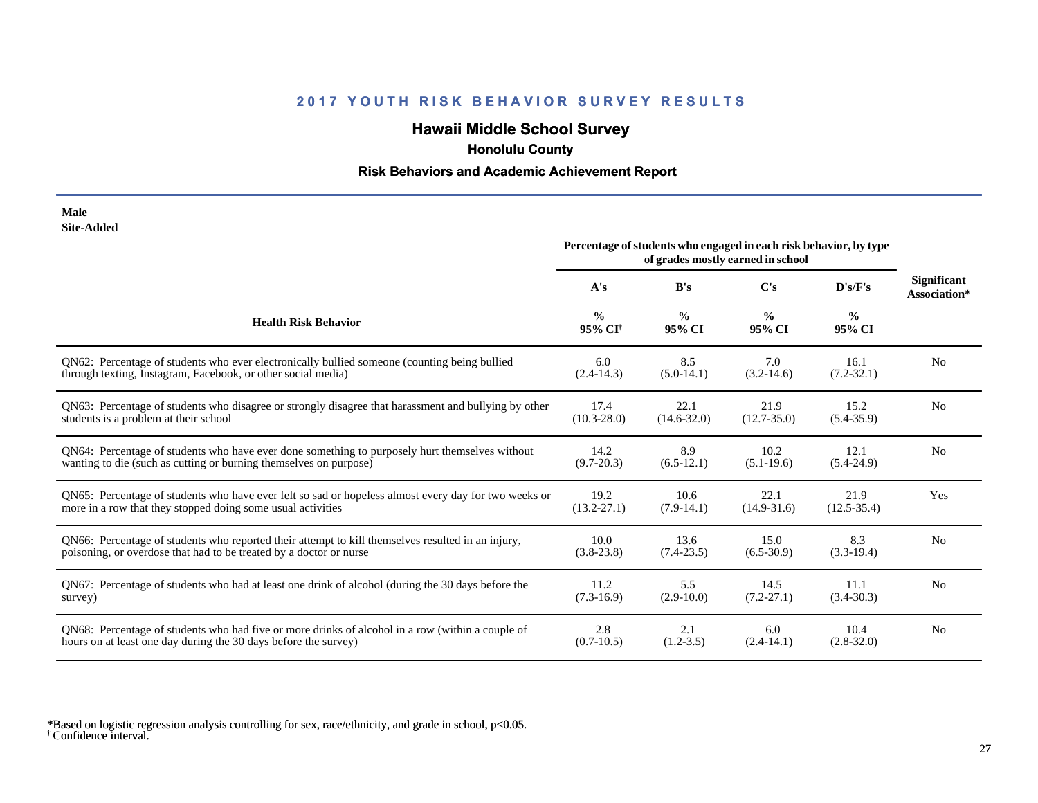## 2017 YOUTH RISK BEHAVIOR SURVEY RESULTS

### Hawaii Middle School Survey

**Honolulu County**

**Risk Behaviors and Academic Achievement Report**

**Male**
**Site-Added**

| Health Risk Behavior | A's % 95% CI† | B's % 95% CI | C's % 95% CI | D's/F's % 95% CI | Significant Association* |
|---|---|---|---|---|---|
| | Percentage of students who engaged in each risk behavior, by type of grades mostly earned in school | | | | |
| QN62: Percentage of students who ever electronically bullied someone (counting being bullied through texting, Instagram, Facebook, or other social media) | 6.0 (2.4-14.3) | 8.5 (5.0-14.1) | 7.0 (3.2-14.6) | 16.1 (7.2-32.1) | No |
| QN63: Percentage of students who disagree or strongly disagree that harassment and bullying by other students is a problem at their school | 17.4 (10.3-28.0) | 22.1 (14.6-32.0) | 21.9 (12.7-35.0) | 15.2 (5.4-35.9) | No |
| QN64: Percentage of students who have ever done something to purposely hurt themselves without wanting to die (such as cutting or burning themselves on purpose) | 14.2 (9.7-20.3) | 8.9 (6.5-12.1) | 10.2 (5.1-19.6) | 12.1 (5.4-24.9) | No |
| QN65: Percentage of students who have ever felt so sad or hopeless almost every day for two weeks or more in a row that they stopped doing some usual activities | 19.2 (13.2-27.1) | 10.6 (7.9-14.1) | 22.1 (14.9-31.6) | 21.9 (12.5-35.4) | Yes |
| QN66: Percentage of students who reported their attempt to kill themselves resulted in an injury, poisoning, or overdose that had to be treated by a doctor or nurse | 10.0 (3.8-23.8) | 13.6 (7.4-23.5) | 15.0 (6.5-30.9) | 8.3 (3.3-19.4) | No |
| QN67: Percentage of students who had at least one drink of alcohol (during the 30 days before the survey) | 11.2 (7.3-16.9) | 5.5 (2.9-10.0) | 14.5 (7.2-27.1) | 11.1 (3.4-30.3) | No |
| QN68: Percentage of students who had five or more drinks of alcohol in a row (within a couple of hours on at least one day during the 30 days before the survey) | 2.8 (0.7-10.5) | 2.1 (1.2-3.5) | 6.0 (2.4-14.1) | 10.4 (2.8-32.0) | No |

*Based on logistic regression analysis controlling for sex, race/ethnicity, and grade in school, $p<0.05$.
† Confidence interval.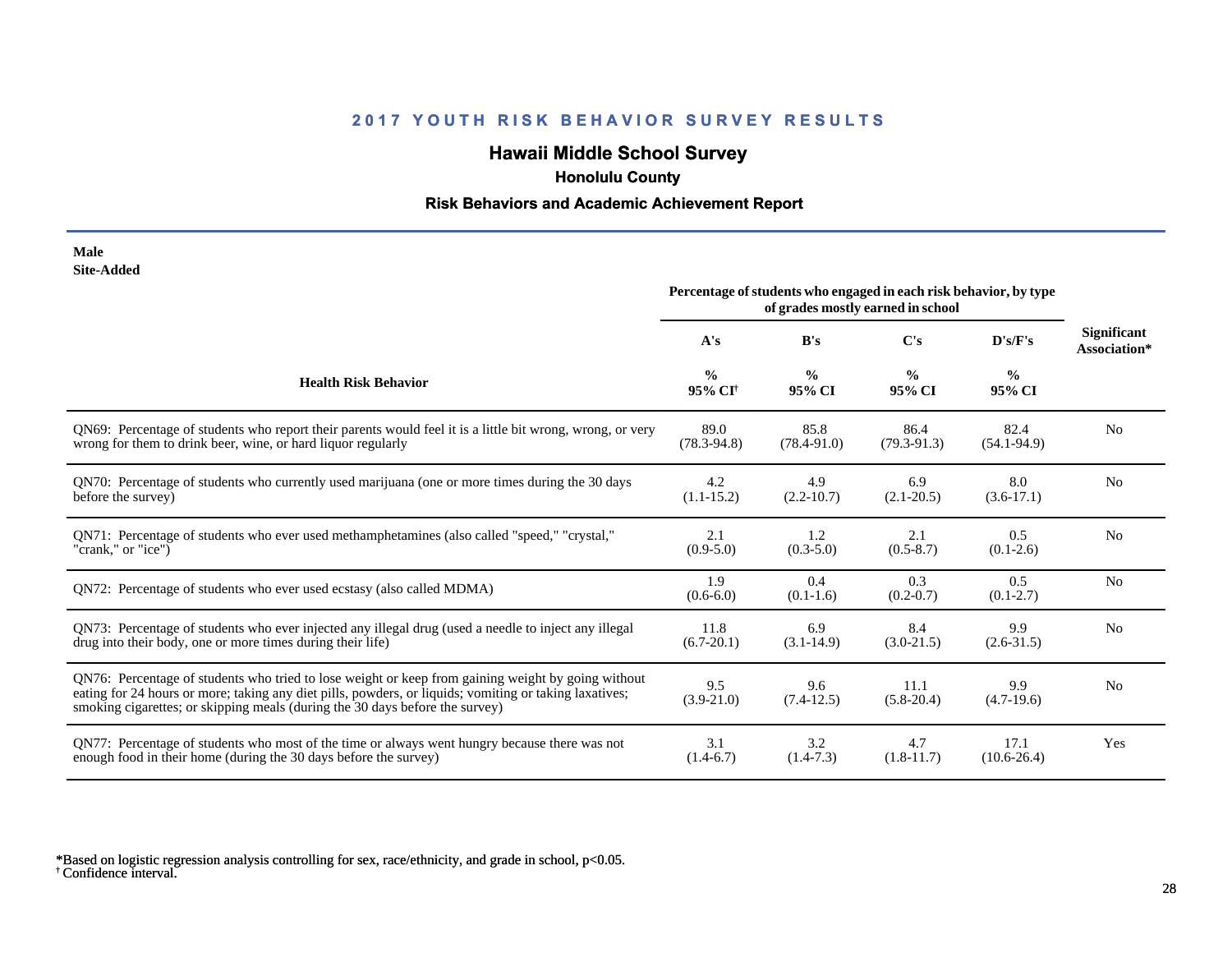## 2017 YOUTH RISK BEHAVIOR SURVEY RESULTS

# Hawaii Middle School Survey

### Honolulu County

### Risk Behaviors and Academic Achievement Report

**Male**
**Site-Added**

| Health Risk Behavior | Percentage of students who engaged in each risk behavior, by type of grades mostly earned in school | | | | Significant Association* |
|---|---|---|---|---|---|
| | A's | B's | C's | D's/F's | |
| | % 95% CI[†] | % 95% CI | % 95% CI | % 95% CI | |
| QN69: Percentage of students who report their parents would feel it is a little bit wrong, wrong, or very wrong for them to drink beer, wine, or hard liquor regularly | 89.0 (78.3-94.8) | 85.8 (78.4-91.0) | 86.4 (79.3-91.3) | 82.4 (54.1-94.9) | No |
| QN70: Percentage of students who currently used marijuana (one or more times during the 30 days before the survey) | 4.2 (1.1-15.2) | 4.9 (2.2-10.7) | 6.9 (2.1-20.5) | 8.0 (3.6-17.1) | No |
| QN71: Percentage of students who ever used methamphetamines (also called "speed," "crystal," "crank," or "ice") | 2.1 (0.9-5.0) | 1.2 (0.3-5.0) | 2.1 (0.5-8.7) | 0.5 (0.1-2.6) | No |
| QN72: Percentage of students who ever used ecstasy (also called MDMA) | 1.9 (0.6-6.0) | 0.4 (0.1-1.6) | 0.3 (0.2-0.7) | 0.5 (0.1-2.7) | No |
| QN73: Percentage of students who ever injected any illegal drug (used a needle to inject any illegal drug into their body, one or more times during their life) | 11.8 (6.7-20.1) | 6.9 (3.1-14.9) | 8.4 (3.0-21.5) | 9.9 (2.6-31.5) | No |
| QN76: Percentage of students who tried to lose weight or keep from gaining weight by going without eating for 24 hours or more; taking any diet pills, powders, or liquids; vomiting or taking laxatives; smoking cigarettes; or skipping meals (during the 30 days before the survey) | 9.5 (3.9-21.0) | 9.6 (7.4-12.5) | 11.1 (5.8-20.4) | 9.9 (4.7-19.6) | No |
| QN77: Percentage of students who most of the time or always went hungry because there was not enough food in their home (during the 30 days before the survey) | 3.1 (1.4-6.7) | 3.2 (1.4-7.3) | 4.7 (1.8-11.7) | 17.1 (10.6-26.4) | Yes |

*Based on logistic regression analysis controlling for sex, race/ethnicity, and grade in school, $p<0.05$.
[†] Confidence interval.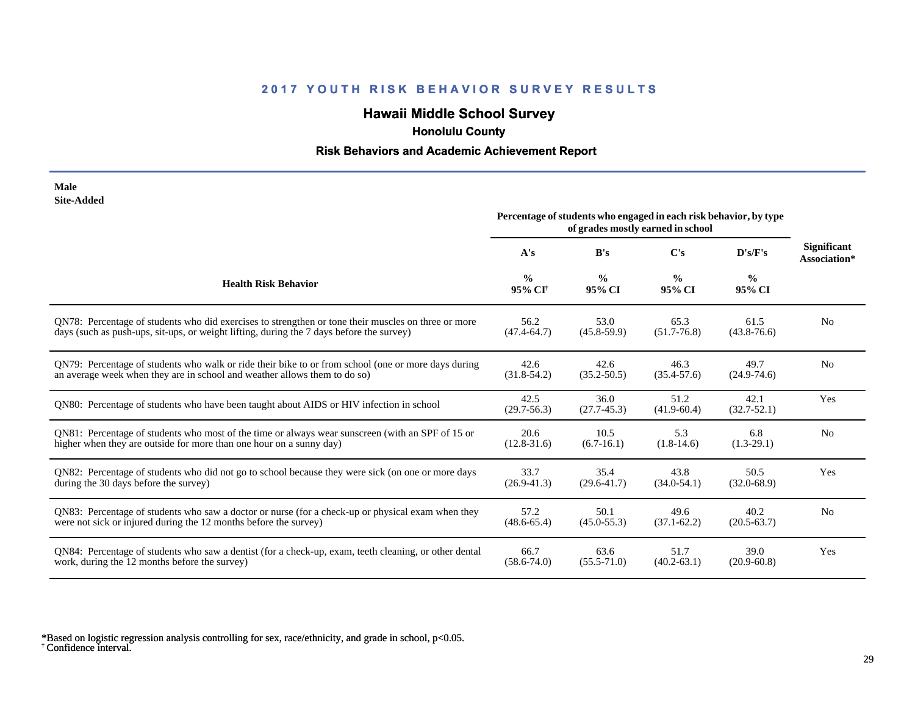# 2017 YOUTH RISK BEHAVIOR SURVEY RESULTS

## Hawaii Middle School Survey

### Honolulu County

### Risk Behaviors and Academic Achievement Report

**Male**
**Site-Added**

| Health Risk Behavior | A's % 95% CI[†] | B's % 95% CI | C's % 95% CI | D's/F's % 95% CI | Significant Association* |
|---|---|---|---|---|---|
| | Percentage of students who engaged in each risk behavior, by type of grades mostly earned in school | | | | |
| QN78: Percentage of students who did exercises to strengthen or tone their muscles on three or more days (such as push-ups, sit-ups, or weight lifting, during the 7 days before the survey) | 56.2 (47.4-64.7) | 53.0 (45.8-59.9) | 65.3 (51.7-76.8) | 61.5 (43.8-76.6) | No |
| QN79: Percentage of students who walk or ride their bike to or from school (one or more days during an average week when they are in school and weather allows them to do so) | 42.6 (31.8-54.2) | 42.6 (35.2-50.5) | 46.3 (35.4-57.6) | 49.7 (24.9-74.6) | No |
| QN80: Percentage of students who have been taught about AIDS or HIV infection in school | 42.5 (29.7-56.3) | 36.0 (27.7-45.3) | 51.2 (41.9-60.4) | 42.1 (32.7-52.1) | Yes |
| QN81: Percentage of students who most of the time or always wear sunscreen (with an SPF of 15 or higher when they are outside for more than one hour on a sunny day) | 20.6 (12.8-31.6) | 10.5 (6.7-16.1) | 5.3 (1.8-14.6) | 6.8 (1.3-29.1) | No |
| QN82: Percentage of students who did not go to school because they were sick (on one or more days during the 30 days before the survey) | 33.7 (26.9-41.3) | 35.4 (29.6-41.7) | 43.8 (34.0-54.1) | 50.5 (32.0-68.9) | Yes |
| QN83: Percentage of students who saw a doctor or nurse (for a check-up or physical exam when they were not sick or injured during the 12 months before the survey) | 57.2 (48.6-65.4) | 50.1 (45.0-55.3) | 49.6 (37.1-62.2) | 40.2 (20.5-63.7) | No |
| QN84: Percentage of students who saw a dentist (for a check-up, exam, teeth cleaning, or other dental work, during the 12 months before the survey) | 66.7 (58.6-74.0) | 63.6 (55.5-71.0) | 51.7 (40.2-63.1) | 39.0 (20.9-60.8) | Yes |

*Based on logistic regression analysis controlling for sex, race/ethnicity, and grade in school, $p<0.05$.
† Confidence interval.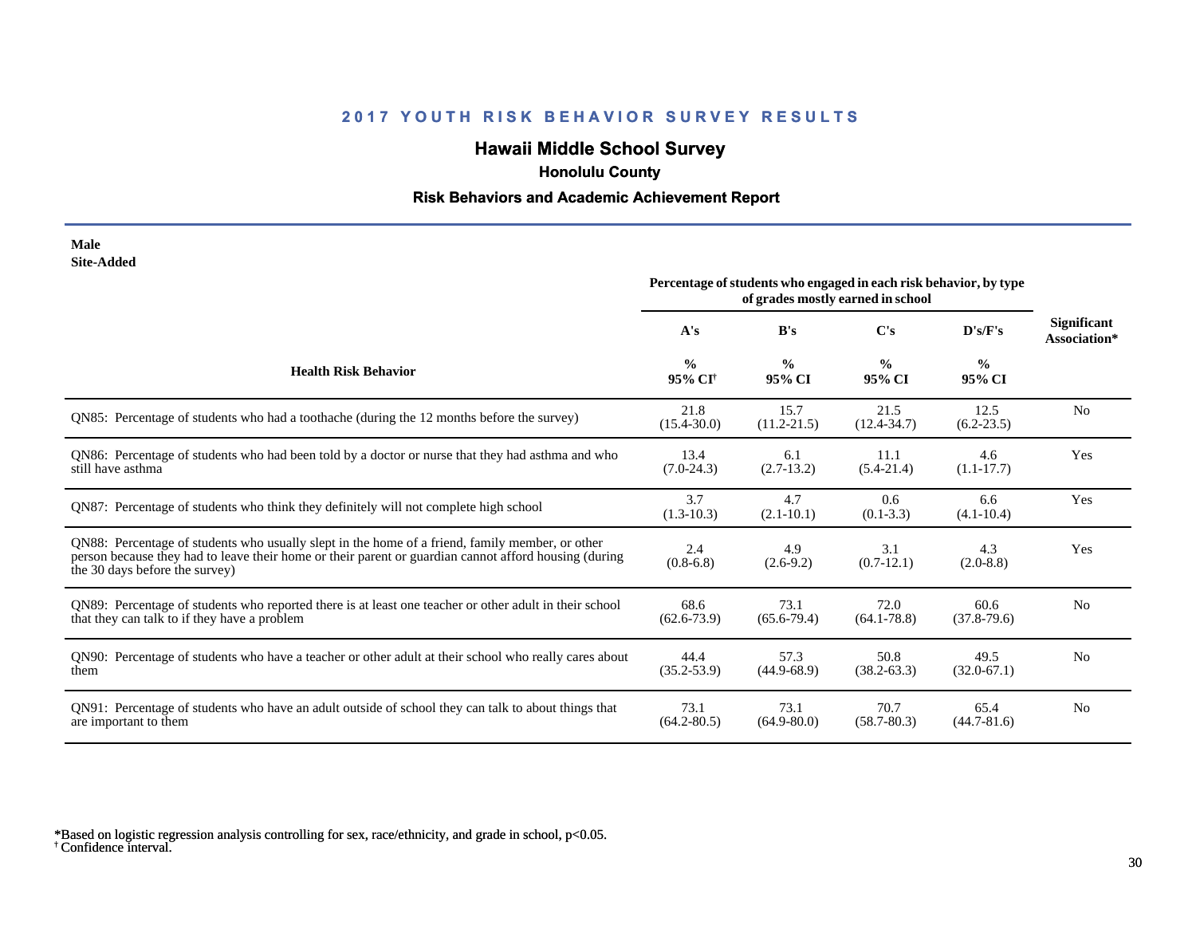## 2017 YOUTH RISK BEHAVIOR SURVEY RESULTS

### Hawaii Middle School Survey

**Honolulu County**

**Risk Behaviors and Academic Achievement Report**

**Male**
**Site-Added**

| Health Risk Behavior | Percentage of students who engaged in each risk behavior, by type of grades mostly earned in school | | | | Significant Association* |
|---|---|---|---|---|---|
| | A's | B's | C's | D's/F's | |
| | % 95% CI[†] | % 95% CI | % 95% CI | % 95% CI | |
| QN85: Percentage of students who had a toothache (during the 12 months before the survey) | 21.8 (15.4-30.0) | 15.7 (11.2-21.5) | 21.5 (12.4-34.7) | 12.5 (6.2-23.5) | No |
| QN86: Percentage of students who had been told by a doctor or nurse that they had asthma and who still have asthma | 13.4 (7.0-24.3) | 6.1 (2.7-13.2) | 11.1 (5.4-21.4) | 4.6 (1.1-17.7) | Yes |
| QN87: Percentage of students who think they definitely will not complete high school | 3.7 (1.3-10.3) | 4.7 (2.1-10.1) | 0.6 (0.1-3.3) | 6.6 (4.1-10.4) | Yes |
| QN88: Percentage of students who usually slept in the home of a friend, family member, or other person because they had to leave their home or their parent or guardian cannot afford housing (during the 30 days before the survey) | 2.4 (0.8-6.8) | 4.9 (2.6-9.2) | 3.1 (0.7-12.1) | 4.3 (2.0-8.8) | Yes |
| QN89: Percentage of students who reported there is at least one teacher or other adult in their school that they can talk to if they have a problem | 68.6 (62.6-73.9) | 73.1 (65.6-79.4) | 72.0 (64.1-78.8) | 60.6 (37.8-79.6) | No |
| QN90: Percentage of students who have a teacher or other adult at their school who really cares about them | 44.4 (35.2-53.9) | 57.3 (44.9-68.9) | 50.8 (38.2-63.3) | 49.5 (32.0-67.1) | No |
| QN91: Percentage of students who have an adult outside of school they can talk to about things that are important to them | 73.1 (64.2-80.5) | 73.1 (64.9-80.0) | 70.7 (58.7-80.3) | 65.4 (44.7-81.6) | No |

*Based on logistic regression analysis controlling for sex, race/ethnicity, and grade in school, $p<0.05$.
[†] Confidence interval.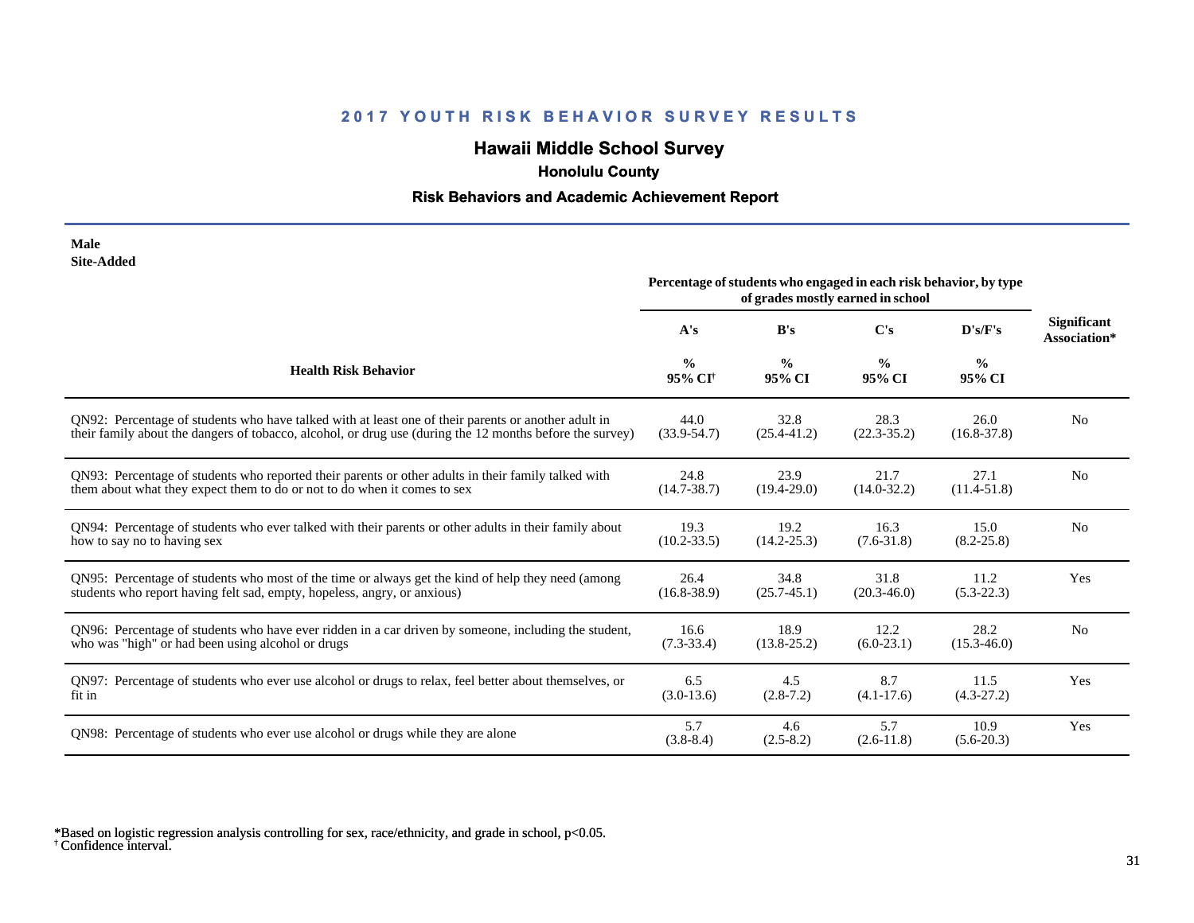## 2017 YOUTH RISK BEHAVIOR SURVEY RESULTS

# Hawaii Middle School Survey

### Honolulu County

### Risk Behaviors and Academic Achievement Report

**Male**
**Site-Added**

| Health Risk Behavior | Percentage of students who engaged in each risk behavior, by type of grades mostly earned in school | | | | Significant Association* |
|---|---|---|---|---|---|
| | A's | B's | C's | D's/F's | |
| | % 95% CI[†] | % 95% CI | % 95% CI | % 95% CI | |
| QN92: Percentage of students who have talked with at least one of their parents or another adult in their family about the dangers of tobacco, alcohol, or drug use (during the 12 months before the survey) | 44.0 (33.9-54.7) | 32.8 (25.4-41.2) | 28.3 (22.3-35.2) | 26.0 (16.8-37.8) | No |
| QN93: Percentage of students who reported their parents or other adults in their family talked with them about what they expect them to do or not to do when it comes to sex | 24.8 (14.7-38.7) | 23.9 (19.4-29.0) | 21.7 (14.0-32.2) | 27.1 (11.4-51.8) | No |
| QN94: Percentage of students who ever talked with their parents or other adults in their family about how to say no to having sex | 19.3 (10.2-33.5) | 19.2 (14.2-25.3) | 16.3 (7.6-31.8) | 15.0 (8.2-25.8) | No |
| QN95: Percentage of students who most of the time or always get the kind of help they need (among students who report having felt sad, empty, hopeless, angry, or anxious) | 26.4 (16.8-38.9) | 34.8 (25.7-45.1) | 31.8 (20.3-46.0) | 11.2 (5.3-22.3) | Yes |
| QN96: Percentage of students who have ever ridden in a car driven by someone, including the student, who was "high" or had been using alcohol or drugs | 16.6 (7.3-33.4) | 18.9 (13.8-25.2) | 12.2 (6.0-23.1) | 28.2 (15.3-46.0) | No |
| QN97: Percentage of students who ever use alcohol or drugs to relax, feel better about themselves, or fit in | 6.5 (3.0-13.6) | 4.5 (2.8-7.2) | 8.7 (4.1-17.6) | 11.5 (4.3-27.2) | Yes |
| QN98: Percentage of students who ever use alcohol or drugs while they are alone | 5.7 (3.8-8.4) | 4.6 (2.5-8.2) | 5.7 (2.6-11.8) | 10.9 (5.6-20.3) | Yes |

*Based on logistic regression analysis controlling for sex, race/ethnicity, and grade in school, $p<0.05$.
[†] Confidence interval.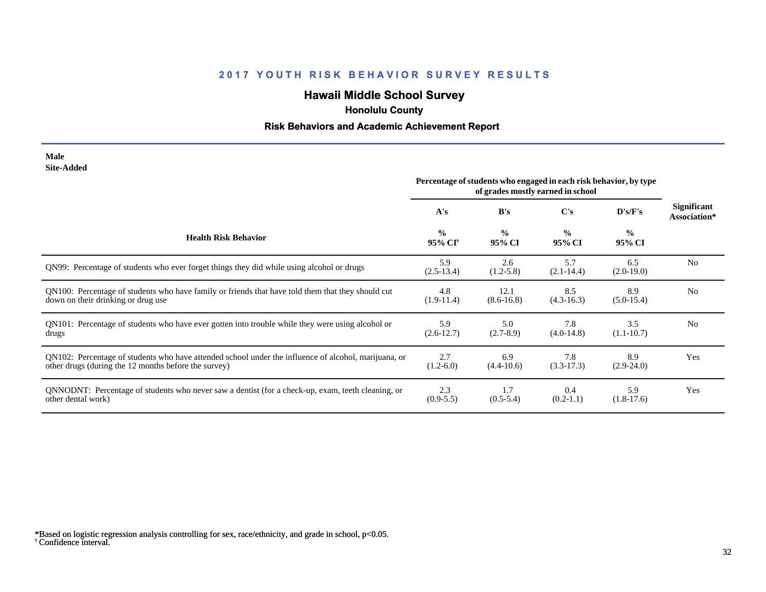# 2017 YOUTH RISK BEHAVIOR SURVEY RESULTS

## Hawaii Middle School Survey

### Honolulu County

### Risk Behaviors and Academic Achievement Report

**Male**
**Site-Added**

| Health Risk Behavior | Percentage of students who engaged in each risk behavior, by type of grades mostly earned in school | | | | Significant Association* |
|---|---|---|---|---|---|
| | A's | B's | C's | D's/F's | |
| | % 95% CI[†] | % 95% CI | % 95% CI | % 95% CI | |
| QN99: Percentage of students who ever forget things they did while using alcohol or drugs | 5.9 (2.5-13.4) | 2.6 (1.2-5.8) | 5.7 (2.1-14.4) | 6.5 (2.0-19.0) | No |
| QN100: Percentage of students who have family or friends that have told them that they should cut down on their drinking or drug use | 4.8 (1.9-11.4) | 12.1 (8.6-16.8) | 8.5 (4.3-16.3) | 8.9 (5.0-15.4) | No |
| QN101: Percentage of students who have ever gotten into trouble while they were using alcohol or drugs | 5.9 (2.6-12.7) | 5.0 (2.7-8.9) | 7.8 (4.0-14.8) | 3.5 (1.1-10.7) | No |
| QN102: Percentage of students who have attended school under the influence of alcohol, marijuana, or other drugs (during the 12 months before the survey) | 2.7 (1.2-6.0) | 6.9 (4.4-10.6) | 7.8 (3.3-17.3) | 8.9 (2.9-24.0) | Yes |
| QNNODNT: Percentage of students who never saw a dentist (for a check-up, exam, teeth cleaning, or other dental work) | 2.3 (0.9-5.5) | 1.7 (0.5-5.4) | 0.4 (0.2-1.1) | 5.9 (1.8-17.6) | Yes |

*Based on logistic regression analysis controlling for sex, race/ethnicity, and grade in school, $p<0.05$.
[†] Confidence interval.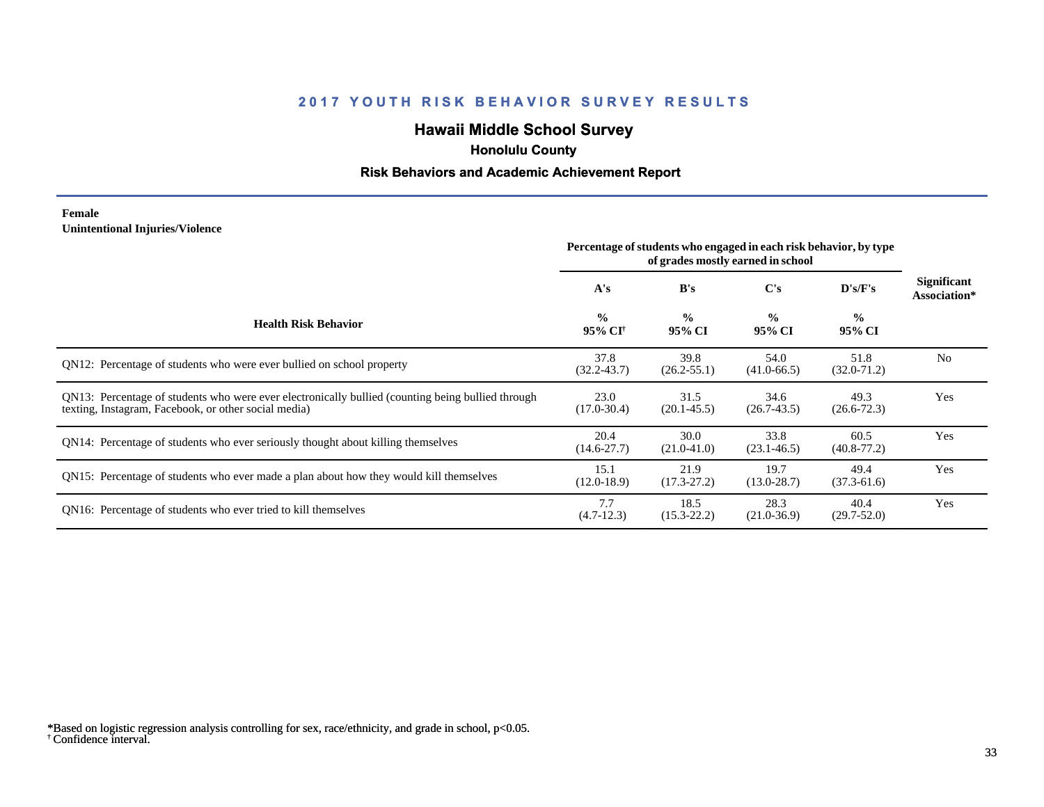## 2017 YOUTH RISK BEHAVIOR SURVEY RESULTS

### Hawaii Middle School Survey

#### Honolulu County

#### Risk Behaviors and Academic Achievement Report

**Female**
**Unintentional Injuries/Violence**

| Health Risk Behavior | Percentage of students who engaged in each risk behavior, by type of grades mostly earned in school | | | | Significant Association* |
|---|---|---|---|---|---|
| | A's<br>%<br>95% CI[†] | B's<br>%<br>95% CI | C's<br>%<br>95% CI | D's/F's<br>%<br>95% CI | |
| QN12: Percentage of students who were ever bullied on school property | 37.8<br>(32.2-43.7) | 39.8<br>(26.2-55.1) | 54.0<br>(41.0-66.5) | 51.8<br>(32.0-71.2) | No |
| QN13: Percentage of students who were ever electronically bullied (counting being bullied through texting, Instagram, Facebook, or other social media) | 23.0<br>(17.0-30.4) | 31.5<br>(20.1-45.5) | 34.6<br>(26.7-43.5) | 49.3<br>(26.6-72.3) | Yes |
| QN14: Percentage of students who ever seriously thought about killing themselves | 20.4<br>(14.6-27.7) | 30.0<br>(21.0-41.0) | 33.8<br>(23.1-46.5) | 60.5<br>(40.8-77.2) | Yes |
| QN15: Percentage of students who ever made a plan about how they would kill themselves | 15.1<br>(12.0-18.9) | 21.9<br>(17.3-27.2) | 19.7<br>(13.0-28.7) | 49.4<br>(37.3-61.6) | Yes |
| QN16: Percentage of students who ever tried to kill themselves | 7.7<br>(4.7-12.3) | 18.5<br>(15.3-22.2) | 28.3<br>(21.0-36.9) | 40.4<br>(29.7-52.0) | Yes |

*Based on logistic regression analysis controlling for sex, race/ethnicity, and grade in school, $p<0.05$.
[†] Confidence interval.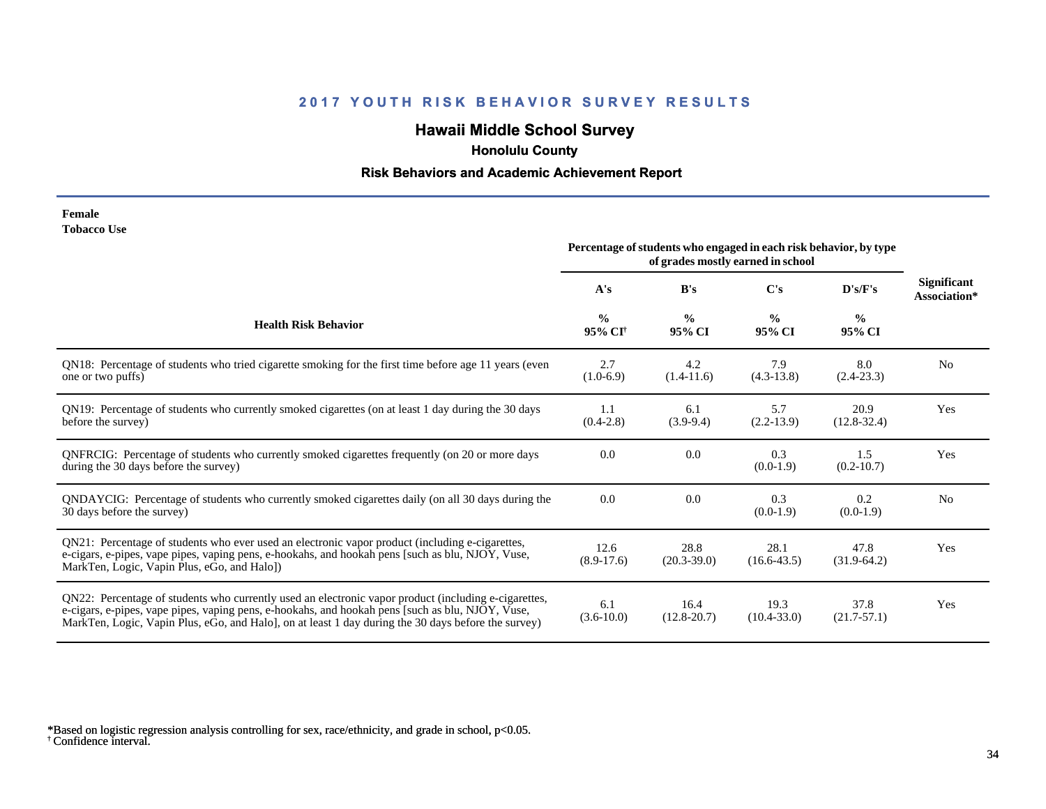## 2017 YOUTH RISK BEHAVIOR SURVEY RESULTS

### Hawaii Middle School Survey

**Honolulu County**

**Risk Behaviors and Academic Achievement Report**

**Female**
**Tobacco Use**

| Health Risk Behavior | Percentage of students who engaged in each risk behavior, by type of grades mostly earned in school | | | | Significant Association* |
|---|---|---|---|---|---|
| | A's | B's | C's | D's/F's | |
| | % 95% CI[†] | % 95% CI | % 95% CI | % 95% CI | |
| QN18: Percentage of students who tried cigarette smoking for the first time before age 11 years (even one or two puffs) | 2.7 (1.0-6.9) | 4.2 (1.4-11.6) | 7.9 (4.3-13.8) | 8.0 (2.4-23.3) | No |
| QN19: Percentage of students who currently smoked cigarettes (on at least 1 day during the 30 days before the survey) | 1.1 (0.4-2.8) | 6.1 (3.9-9.4) | 5.7 (2.2-13.9) | 20.9 (12.8-32.4) | Yes |
| QNFRCIG: Percentage of students who currently smoked cigarettes frequently (on 20 or more days during the 30 days before the survey) | 0.0 | 0.0 | 0.3 (0.0-1.9) | 1.5 (0.2-10.7) | Yes |
| QNDAYCIG: Percentage of students who currently smoked cigarettes daily (on all 30 days during the 30 days before the survey) | 0.0 | 0.0 | 0.3 (0.0-1.9) | 0.2 (0.0-1.9) | No |
| QN21: Percentage of students who ever used an electronic vapor product (including e-cigarettes, e-cigars, e-pipes, vape pipes, vaping pens, e-hookahs, and hookah pens [such as blu, NJOY, Vuse, MarkTen, Logic, Vapin Plus, eGo, and Halo]) | 12.6 (8.9-17.6) | 28.8 (20.3-39.0) | 28.1 (16.6-43.5) | 47.8 (31.9-64.2) | Yes |
| QN22: Percentage of students who currently used an electronic vapor product (including e-cigarettes, e-cigars, e-pipes, vape pipes, vaping pens, e-hookahs, and hookah pens [such as blu, NJOY, Vuse, MarkTen, Logic, Vapin Plus, eGo, and Halo], on at least 1 day during the 30 days before the survey) | 6.1 (3.6-10.0) | 16.4 (12.8-20.7) | 19.3 (10.4-33.0) | 37.8 (21.7-57.1) | Yes |

*Based on logistic regression analysis controlling for sex, race/ethnicity, and grade in school, $p<0.05$.
[†] Confidence interval.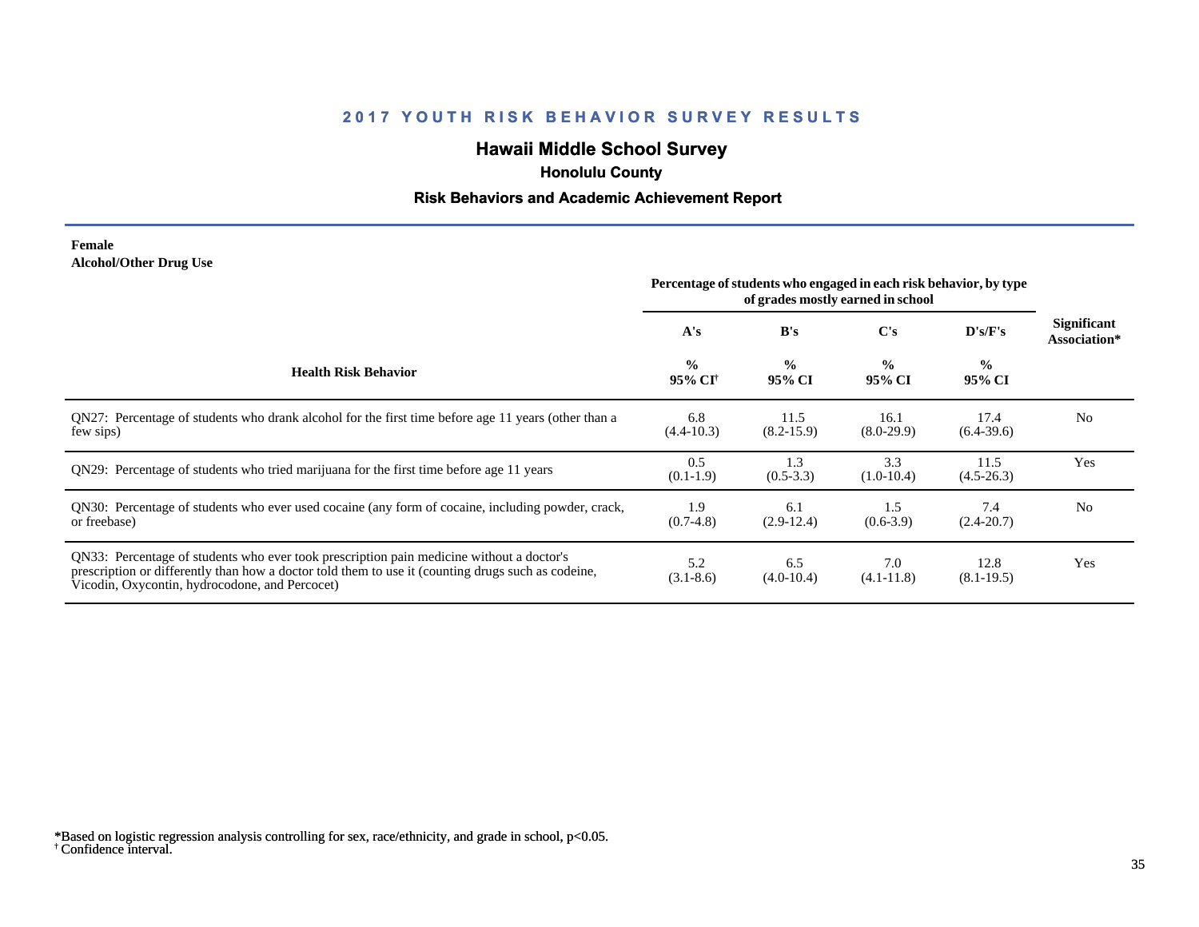# 2017 YOUTH RISK BEHAVIOR SURVEY RESULTS

## Hawaii Middle School Survey

### Honolulu County

### Risk Behaviors and Academic Achievement Report

**Female**
**Alcohol/Other Drug Use**

| Health Risk Behavior | Percentage of students who engaged in each risk behavior, by type of grades mostly earned in school | | | | Significant Association* |
|---|---|---|---|---|---|
| | A's | B's | C's | D's/F's | |
| | % 95% CI† | % 95% CI | % 95% CI | % 95% CI | |
| QN27: Percentage of students who drank alcohol for the first time before age 11 years (other than a few sips) | 6.8 (4.4-10.3) | 11.5 (8.2-15.9) | 16.1 (8.0-29.9) | 17.4 (6.4-39.6) | No |
| QN29: Percentage of students who tried marijuana for the first time before age 11 years | 0.5 (0.1-1.9) | 1.3 (0.5-3.3) | 3.3 (1.0-10.4) | 11.5 (4.5-26.3) | Yes |
| QN30: Percentage of students who ever used cocaine (any form of cocaine, including powder, crack, or freebase) | 1.9 (0.7-4.8) | 6.1 (2.9-12.4) | 1.5 (0.6-3.9) | 7.4 (2.4-20.7) | No |
| QN33: Percentage of students who ever took prescription pain medicine without a doctor's prescription or differently than how a doctor told them to use it (counting drugs such as codeine, Vicodin, Oxycontin, hydrocodone, and Percocet) | 5.2 (3.1-8.6) | 6.5 (4.0-10.4) | 7.0 (4.1-11.8) | 12.8 (8.1-19.5) | Yes |

*Based on logistic regression analysis controlling for sex, race/ethnicity, and grade in school, $p<0.05$.
† Confidence interval.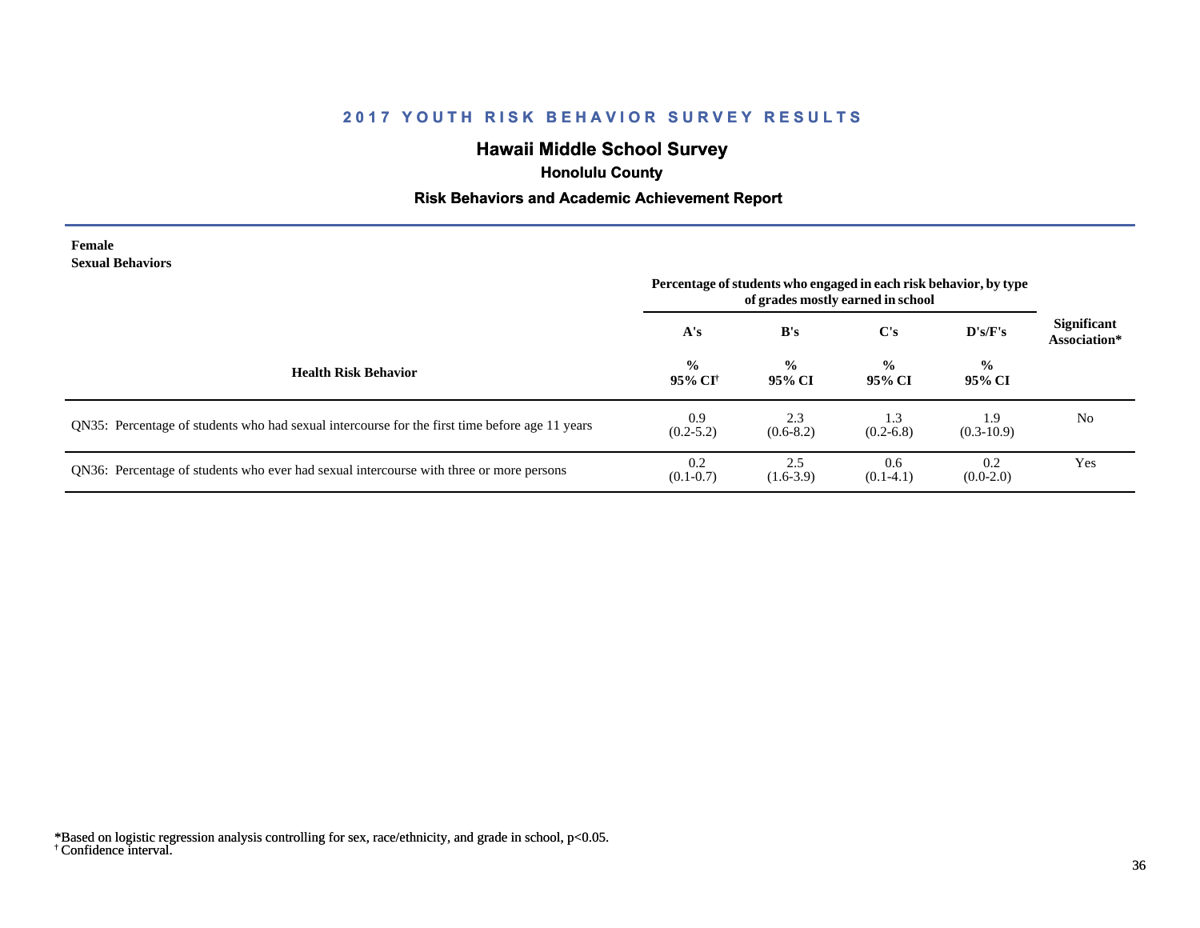## 2017 YOUTH RISK BEHAVIOR SURVEY RESULTS

### Hawaii Middle School Survey

**Honolulu County**

**Risk Behaviors and Academic Achievement Report**

**Female**
**Sexual Behaviors**

| Health Risk Behavior | Percentage of students who engaged in each risk behavior, by type of grades mostly earned in school | | | | Significant Association* |
|---|---|---|---|---|---|
| | A's | B's | C's | D's/F's | |
| | % 95% CI† | % 95% CI | % 95% CI | % 95% CI | |
| QN35: Percentage of students who had sexual intercourse for the first time before age 11 years | 0.9 (0.2-5.2) | 2.3 (0.6-8.2) | 1.3 (0.2-6.8) | 1.9 (0.3-10.9) | No |
| QN36: Percentage of students who ever had sexual intercourse with three or more persons | 0.2 (0.1-0.7) | 2.5 (1.6-3.9) | 0.6 (0.1-4.1) | 0.2 (0.0-2.0) | Yes |

*Based on logistic regression analysis controlling for sex, race/ethnicity, and grade in school, $p<0.05$.
† Confidence interval.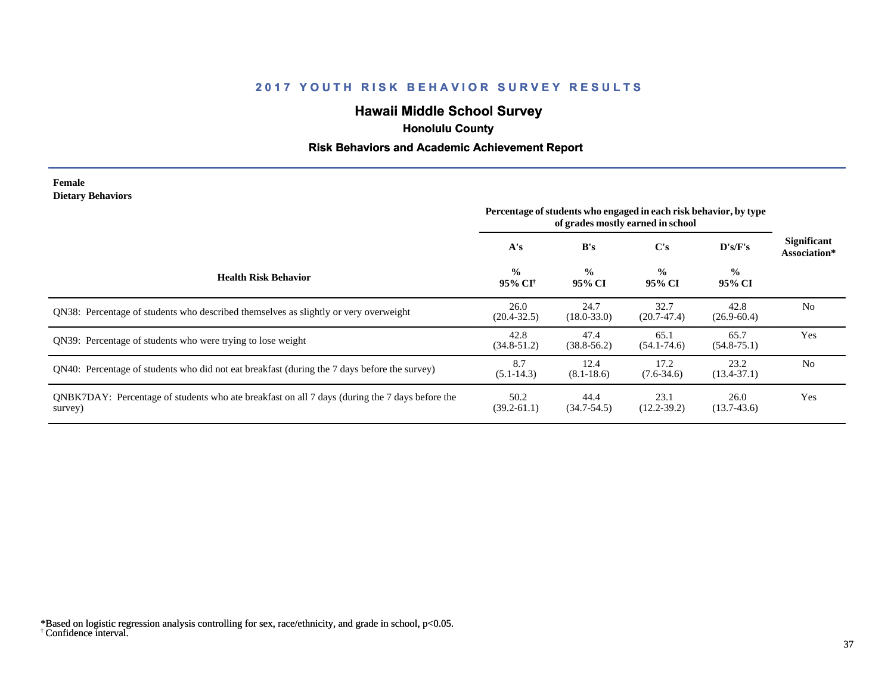## 2017 YOUTH RISK BEHAVIOR SURVEY RESULTS

# Hawaii Middle School Survey

### Honolulu County

### Risk Behaviors and Academic Achievement Report

**Female**
**Dietary Behaviors**

| Health Risk Behavior | Percentage of students who engaged in each risk behavior, by type of grades mostly earned in school | | | | Significant Association* |
|---|---|---|---|---|---|
| | A's<br>%<br>95% CI[†] | B's<br>%<br>95% CI | C's<br>%<br>95% CI | D's/F's<br>%<br>95% CI | |
| QN38: Percentage of students who described themselves as slightly or very overweight | 26.0<br>(20.4-32.5) | 24.7<br>(18.0-33.0) | 32.7<br>(20.7-47.4) | 42.8<br>(26.9-60.4) | No |
| QN39: Percentage of students who were trying to lose weight | 42.8<br>(34.8-51.2) | 47.4<br>(38.8-56.2) | 65.1<br>(54.1-74.6) | 65.7<br>(54.8-75.1) | Yes |
| QN40: Percentage of students who did not eat breakfast (during the 7 days before the survey) | 8.7<br>(5.1-14.3) | 12.4<br>(8.1-18.6) | 17.2<br>(7.6-34.6) | 23.2<br>(13.4-37.1) | No |
| QNBK7DAY: Percentage of students who ate breakfast on all 7 days (during the 7 days before the survey) | 50.2<br>(39.2-61.1) | 44.4<br>(34.7-54.5) | 23.1<br>(12.2-39.2) | 26.0<br>(13.7-43.6) | Yes |

*Based on logistic regression analysis controlling for sex, race/ethnicity, and grade in school, $p<0.05$.
[†] Confidence interval.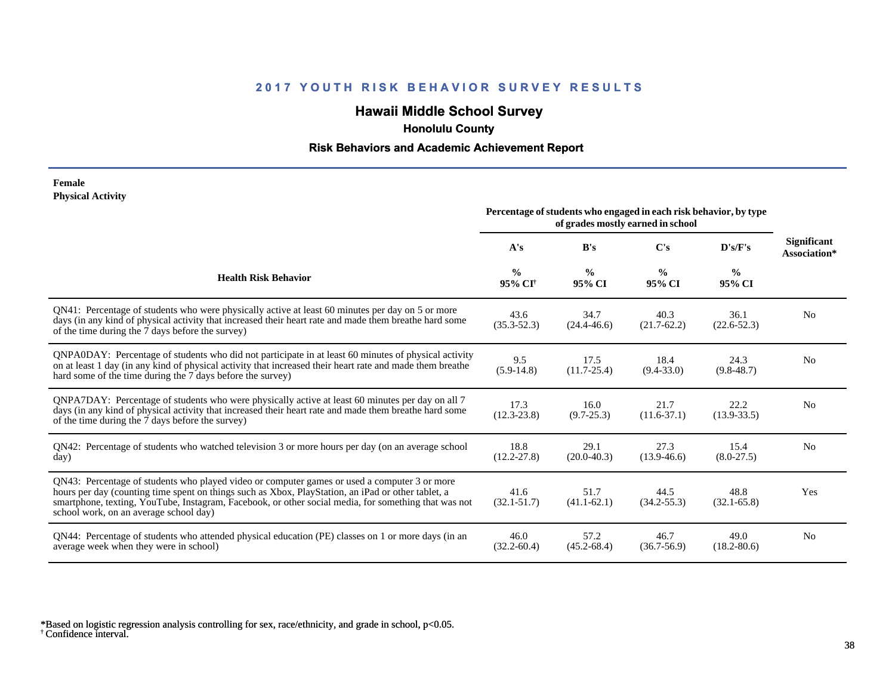# 2017 YOUTH RISK BEHAVIOR SURVEY RESULTS

## Hawaii Middle School Survey

### Honolulu County

### Risk Behaviors and Academic Achievement Report

**Female**
**Physical Activity**

| Health Risk Behavior | Percentage of students who engaged in each risk behavior, by type of grades mostly earned in school | | | | Significant Association* |
|---|---|---|---|---|---|
| | A's | B's | C's | D's/F's | |
| | % 95% CI[†] | % 95% CI | % 95% CI | % 95% CI | |
| QN41: Percentage of students who were physically active at least 60 minutes per day on 5 or more days (in any kind of physical activity that increased their heart rate and made them breathe hard some of the time during the 7 days before the survey) | 43.6 (35.3-52.3) | 34.7 (24.4-46.6) | 40.3 (21.7-62.2) | 36.1 (22.6-52.3) | No |
| QNPA0DAY: Percentage of students who did not participate in at least 60 minutes of physical activity on at least 1 day (in any kind of physical activity that increased their heart rate and made them breathe hard some of the time during the 7 days before the survey) | 9.5 (5.9-14.8) | 17.5 (11.7-25.4) | 18.4 (9.4-33.0) | 24.3 (9.8-48.7) | No |
| QNPA7DAY: Percentage of students who were physically active at least 60 minutes per day on all 7 days (in any kind of physical activity that increased their heart rate and made them breathe hard some of the time during the 7 days before the survey) | 17.3 (12.3-23.8) | 16.0 (9.7-25.3) | 21.7 (11.6-37.1) | 22.2 (13.9-33.5) | No |
| QN42: Percentage of students who watched television 3 or more hours per day (on an average school day) | 18.8 (12.2-27.8) | 29.1 (20.0-40.3) | 27.3 (13.9-46.6) | 15.4 (8.0-27.5) | No |
| QN43: Percentage of students who played video or computer games or used a computer 3 or more hours per day (counting time spent on things such as Xbox, PlayStation, an iPad or other tablet, a smartphone, texting, YouTube, Instagram, Facebook, or other social media, for something that was not school work, on an average school day) | 41.6 (32.1-51.7) | 51.7 (41.1-62.1) | 44.5 (34.2-55.3) | 48.8 (32.1-65.8) | Yes |
| QN44: Percentage of students who attended physical education (PE) classes on 1 or more days (in an average week when they were in school) | 46.0 (32.2-60.4) | 57.2 (45.2-68.4) | 46.7 (36.7-56.9) | 49.0 (18.2-80.6) | No |

*Based on logistic regression analysis controlling for sex, race/ethnicity, and grade in school, $p<0.05$.
[†] Confidence interval.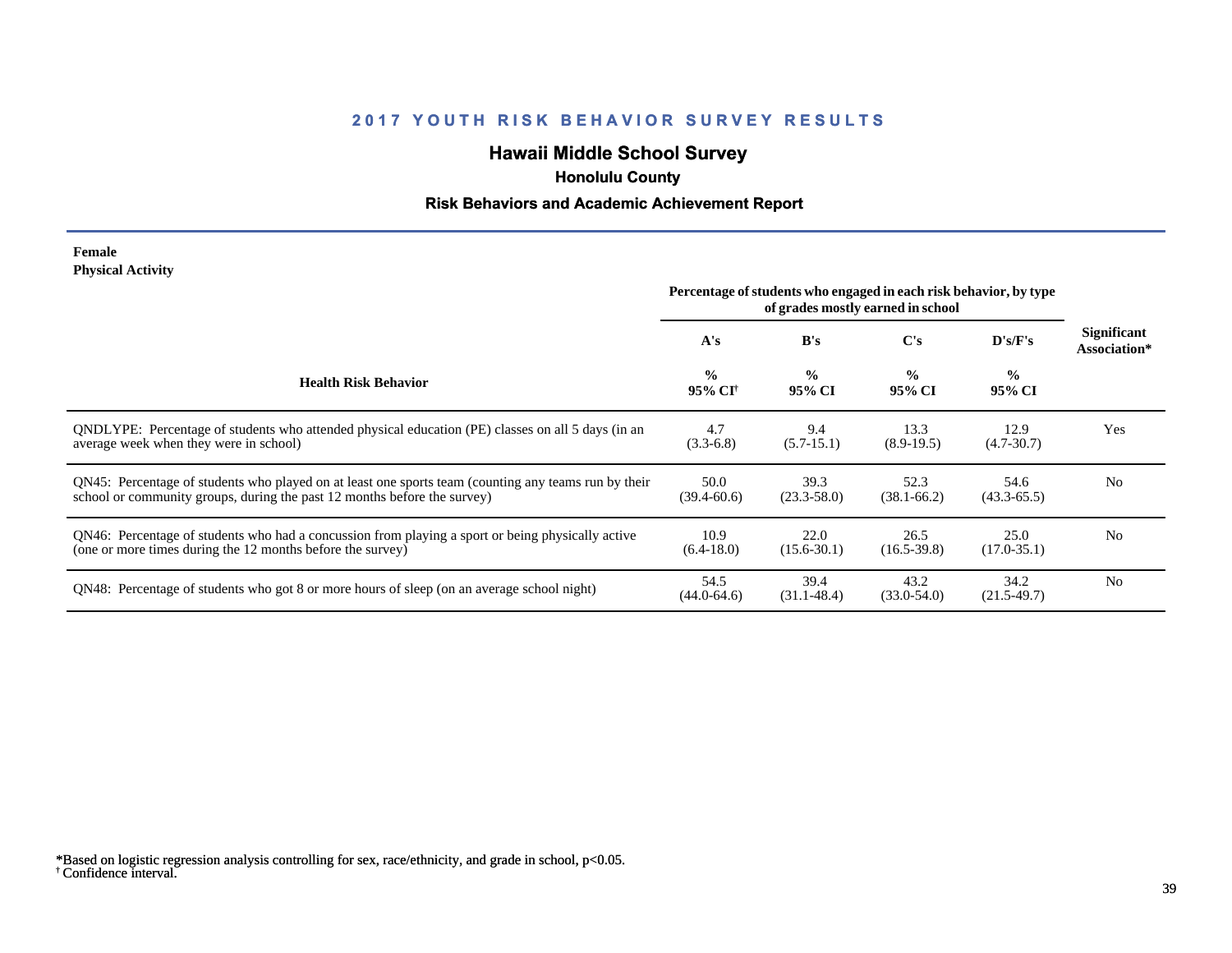## 2017 YOUTH RISK BEHAVIOR SURVEY RESULTS

# Hawaii Middle School Survey

### Honolulu County

### Risk Behaviors and Academic Achievement Report

**Female**
**Physical Activity**

| Health Risk Behavior | Percentage of students who engaged in each risk behavior, by type of grades mostly earned in school | | | | Significant Association* |
|---|---|---|---|---|---|
| | A's | B's | C's | D's/F's | |
| | % 95% CI[†] | % 95% CI | % 95% CI | % 95% CI | |
| QNDLYPE: Percentage of students who attended physical education (PE) classes on all 5 days (in an average week when they were in school) | 4.7 (3.3-6.8) | 9.4 (5.7-15.1) | 13.3 (8.9-19.5) | 12.9 (4.7-30.7) | Yes |
| QN45: Percentage of students who played on at least one sports team (counting any teams run by their school or community groups, during the past 12 months before the survey) | 50.0 (39.4-60.6) | 39.3 (23.3-58.0) | 52.3 (38.1-66.2) | 54.6 (43.3-65.5) | No |
| QN46: Percentage of students who had a concussion from playing a sport or being physically active (one or more times during the 12 months before the survey) | 10.9 (6.4-18.0) | 22.0 (15.6-30.1) | 26.5 (16.5-39.8) | 25.0 (17.0-35.1) | No |
| QN48: Percentage of students who got 8 or more hours of sleep (on an average school night) | 54.5 (44.0-64.6) | 39.4 (31.1-48.4) | 43.2 (33.0-54.0) | 34.2 (21.5-49.7) | No |

*Based on logistic regression analysis controlling for sex, race/ethnicity, and grade in school, $p<0.05$.
[†] Confidence interval.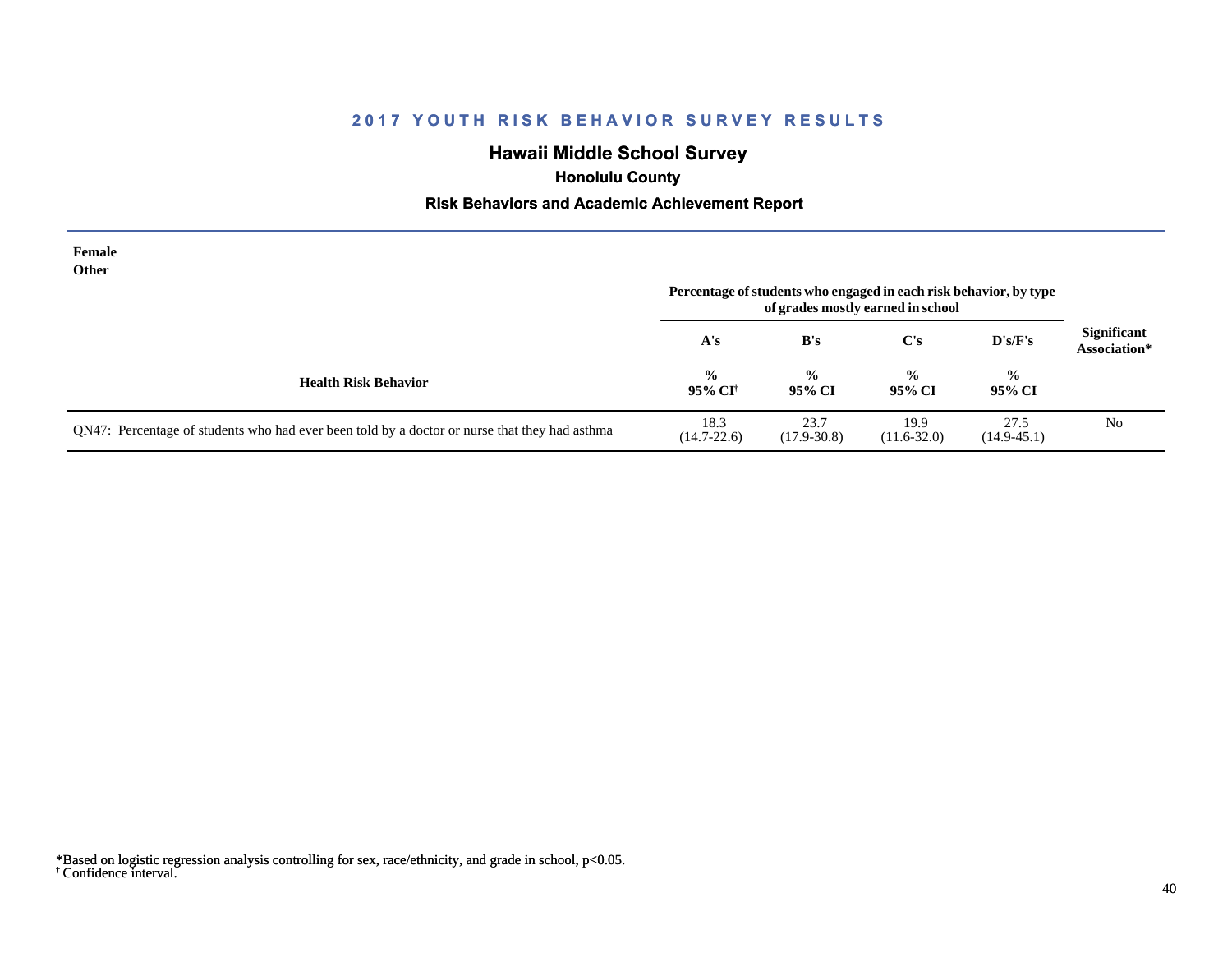## 2017 YOUTH RISK BEHAVIOR SURVEY RESULTS

### Hawaii Middle School Survey

**Honolulu County**

**Risk Behaviors and Academic Achievement Report**

**Female**
**Other**

| Health Risk Behavior | Percentage of students who engaged in each risk behavior, by type of grades mostly earned in school | | | | Significant Association* |
|---|---|---|---|---|---|
| | A's | B's | C's | D's/F's | |
| | % 95% CI† | % 95% CI | % 95% CI | % 95% CI | |
| QN47: Percentage of students who had ever been told by a doctor or nurse that they had asthma | 18.3 (14.7-22.6) | 23.7 (17.9-30.8) | 19.9 (11.6-32.0) | 27.5 (14.9-45.1) | No |

*Based on logistic regression analysis controlling for sex, race/ethnicity, and grade in school, $p<0.05$.
† Confidence interval.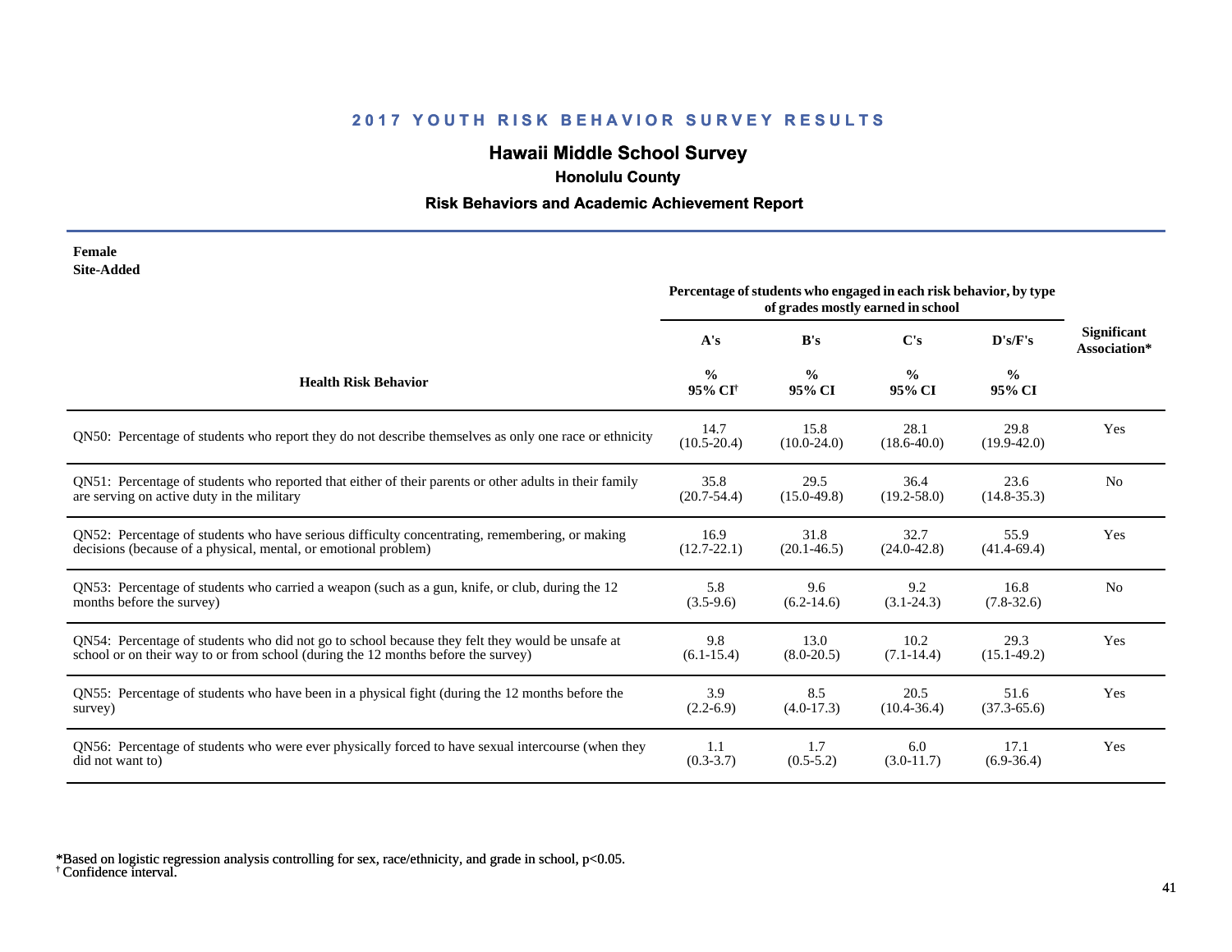## 2017 YOUTH RISK BEHAVIOR SURVEY RESULTS

# Hawaii Middle School Survey

### Honolulu County

### Risk Behaviors and Academic Achievement Report

**Female**
**Site-Added**

| Health Risk Behavior | Percentage of students who engaged in each risk behavior, by type of grades mostly earned in school | | | | Significant Association* |
|---|---|---|---|---|---|
| | A's | B's | C's | D's/F's | |
| | % 95% CI[†] | % 95% CI | % 95% CI | % 95% CI | |
| QN50: Percentage of students who report they do not describe themselves as only one race or ethnicity | 14.7 (10.5-20.4) | 15.8 (10.0-24.0) | 28.1 (18.6-40.0) | 29.8 (19.9-42.0) | Yes |
| QN51: Percentage of students who reported that either of their parents or other adults in their family are serving on active duty in the military | 35.8 (20.7-54.4) | 29.5 (15.0-49.8) | 36.4 (19.2-58.0) | 23.6 (14.8-35.3) | No |
| QN52: Percentage of students who have serious difficulty concentrating, remembering, or making decisions (because of a physical, mental, or emotional problem) | 16.9 (12.7-22.1) | 31.8 (20.1-46.5) | 32.7 (24.0-42.8) | 55.9 (41.4-69.4) | Yes |
| QN53: Percentage of students who carried a weapon (such as a gun, knife, or club, during the 12 months before the survey) | 5.8 (3.5-9.6) | 9.6 (6.2-14.6) | 9.2 (3.1-24.3) | 16.8 (7.8-32.6) | No |
| QN54: Percentage of students who did not go to school because they felt they would be unsafe at school or on their way to or from school (during the 12 months before the survey) | 9.8 (6.1-15.4) | 13.0 (8.0-20.5) | 10.2 (7.1-14.4) | 29.3 (15.1-49.2) | Yes |
| QN55: Percentage of students who have been in a physical fight (during the 12 months before the survey) | 3.9 (2.2-6.9) | 8.5 (4.0-17.3) | 20.5 (10.4-36.4) | 51.6 (37.3-65.6) | Yes |
| QN56: Percentage of students who were ever physically forced to have sexual intercourse (when they did not want to) | 1.1 (0.3-3.7) | 1.7 (0.5-5.2) | 6.0 (3.0-11.7) | 17.1 (6.9-36.4) | Yes |

*Based on logistic regression analysis controlling for sex, race/ethnicity, and grade in school, $p<0.05$.
[†] Confidence interval.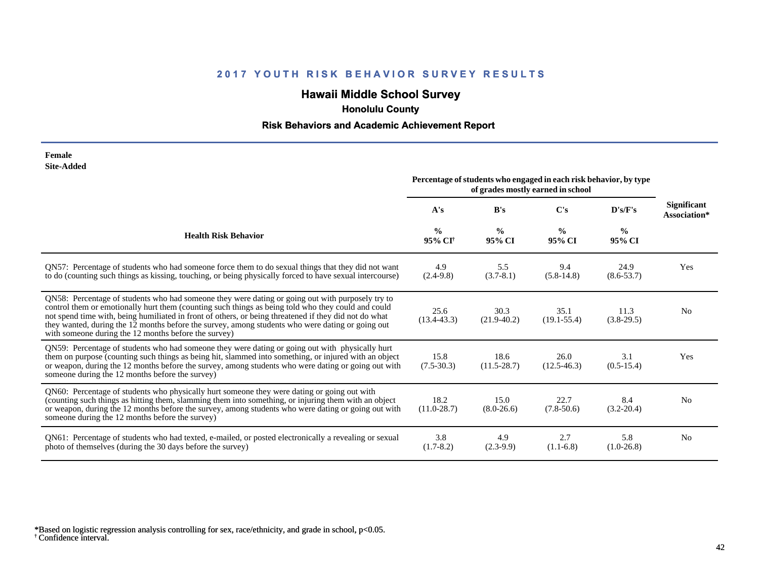## 2017 YOUTH RISK BEHAVIOR SURVEY RESULTS

### Hawaii Middle School Survey

**Honolulu County**

**Risk Behaviors and Academic Achievement Report**

**Female**
**Site-Added**

| Health Risk Behavior | Percentage of students who engaged in each risk behavior, by type of grades mostly earned in school | | | | Significant Association* |
|---|---|---|---|---|---|
| | A's | B's | C's | D's/F's | |
| | % 95% CI[†] | % 95% CI | % 95% CI | % 95% CI | |
| QN57: Percentage of students who had someone force them to do sexual things that they did not want to do (counting such things as kissing, touching, or being physically forced to have sexual intercourse) | 4.9 (2.4-9.8) | 5.5 (3.7-8.1) | 9.4 (5.8-14.8) | 24.9 (8.6-53.7) | Yes |
| QN58: Percentage of students who had someone they were dating or going out with purposely try to control them or emotionally hurt them (counting such things as being told who they could and could not spend time with, being humiliated in front of others, or being threatened if they did not do what they wanted, during the 12 months before the survey, among students who were dating or going out with someone during the 12 months before the survey) | 25.6 (13.4-43.3) | 30.3 (21.9-40.2) | 35.1 (19.1-55.4) | 11.3 (3.8-29.5) | No |
| QN59: Percentage of students who had someone they were dating or going out with physically hurt them on purpose (counting such things as being hit, slammed into something, or injured with an object or weapon, during the 12 months before the survey, among students who were dating or going out with someone during the 12 months before the survey) | 15.8 (7.5-30.3) | 18.6 (11.5-28.7) | 26.0 (12.5-46.3) | 3.1 (0.5-15.4) | Yes |
| QN60: Percentage of students who physically hurt someone they were dating or going out with (counting such things as hitting them, slamming them into something, or injuring them with an object or weapon, during the 12 months before the survey, among students who were dating or going out with someone during the 12 months before the survey) | 18.2 (11.0-28.7) | 15.0 (8.0-26.6) | 22.7 (7.8-50.6) | 8.4 (3.2-20.4) | No |
| QN61: Percentage of students who had texted, e-mailed, or posted electronically a revealing or sexual photo of themselves (during the 30 days before the survey) | 3.8 (1.7-8.2) | 4.9 (2.3-9.9) | 2.7 (1.1-6.8) | 5.8 (1.0-26.8) | No |

*Based on logistic regression analysis controlling for sex, race/ethnicity, and grade in school, $p<0.05$.
[†] Confidence interval.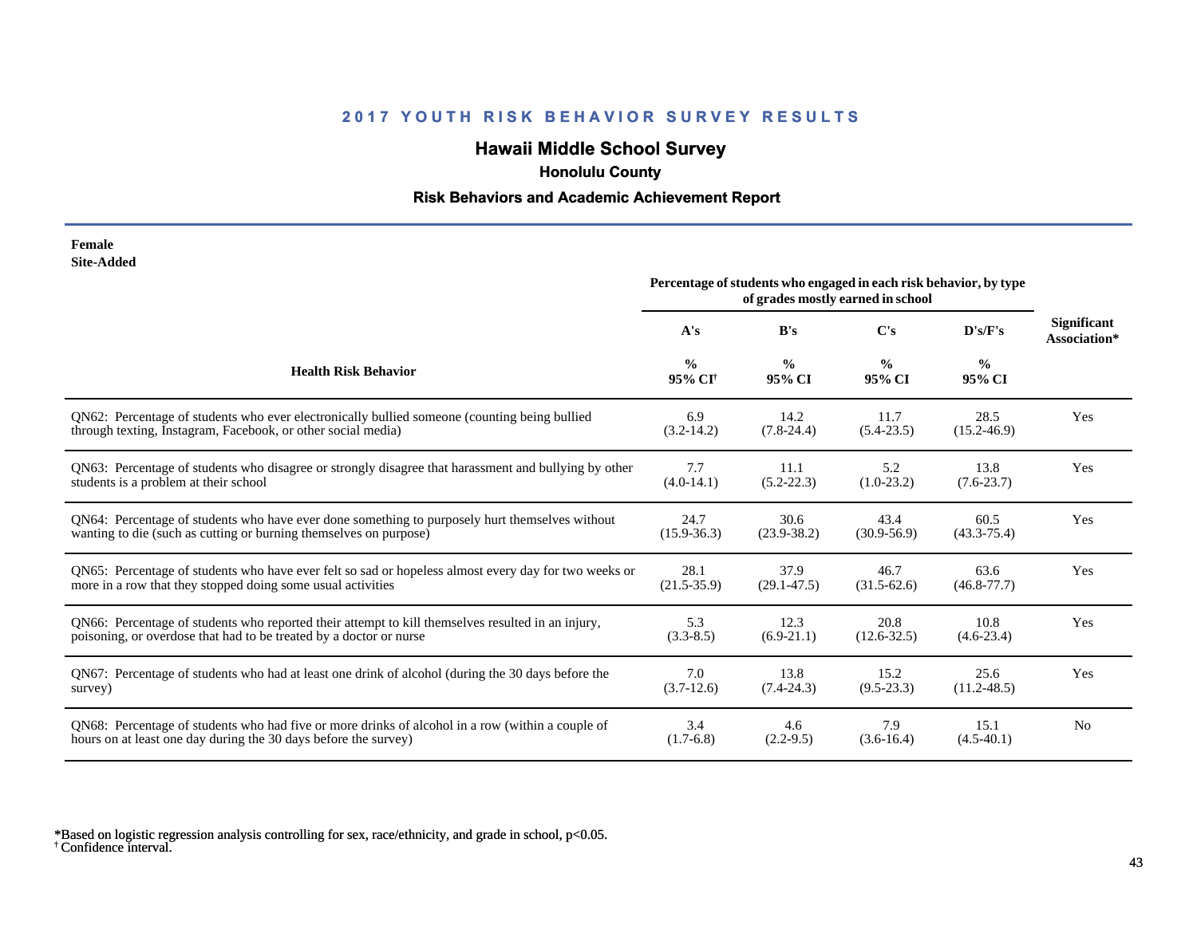## 2017 YOUTH RISK BEHAVIOR SURVEY RESULTS

# Hawaii Middle School Survey

### Honolulu County

### Risk Behaviors and Academic Achievement Report

**Female**
**Site-Added**

| Health Risk Behavior | A's<br>%<br>95% CI[†] | B's<br>%<br>95% CI | C's<br>%<br>95% CI | D's/F's<br>%<br>95% CI | Significant Association* |
|---|---|---|---|---|---|
| | Percentage of students who engaged in each risk behavior, by type of grades mostly earned in school | | | | |
| QN62: Percentage of students who ever electronically bullied someone (counting being bullied through texting, Instagram, Facebook, or other social media) | 6.9<br>(3.2-14.2) | 14.2<br>(7.8-24.4) | 11.7<br>(5.4-23.5) | 28.5<br>(15.2-46.9) | Yes |
| QN63: Percentage of students who disagree or strongly disagree that harassment and bullying by other students is a problem at their school | 7.7<br>(4.0-14.1) | 11.1<br>(5.2-22.3) | 5.2<br>(1.0-23.2) | 13.8<br>(7.6-23.7) | Yes |
| QN64: Percentage of students who have ever done something to purposely hurt themselves without wanting to die (such as cutting or burning themselves on purpose) | 24.7<br>(15.9-36.3) | 30.6<br>(23.9-38.2) | 43.4<br>(30.9-56.9) | 60.5<br>(43.3-75.4) | Yes |
| QN65: Percentage of students who have ever felt so sad or hopeless almost every day for two weeks or more in a row that they stopped doing some usual activities | 28.1<br>(21.5-35.9) | 37.9<br>(29.1-47.5) | 46.7<br>(31.5-62.6) | 63.6<br>(46.8-77.7) | Yes |
| QN66: Percentage of students who reported their attempt to kill themselves resulted in an injury, poisoning, or overdose that had to be treated by a doctor or nurse | 5.3<br>(3.3-8.5) | 12.3<br>(6.9-21.1) | 20.8<br>(12.6-32.5) | 10.8<br>(4.6-23.4) | Yes |
| QN67: Percentage of students who had at least one drink of alcohol (during the 30 days before the survey) | 7.0<br>(3.7-12.6) | 13.8<br>(7.4-24.3) | 15.2<br>(9.5-23.3) | 25.6<br>(11.2-48.5) | Yes |
| QN68: Percentage of students who had five or more drinks of alcohol in a row (within a couple of hours on at least one day during the 30 days before the survey) | 3.4<br>(1.7-6.8) | 4.6<br>(2.2-9.5) | 7.9<br>(3.6-16.4) | 15.1<br>(4.5-40.1) | No |

*Based on logistic regression analysis controlling for sex, race/ethnicity, and grade in school, $p<0.05$.
[†] Confidence interval.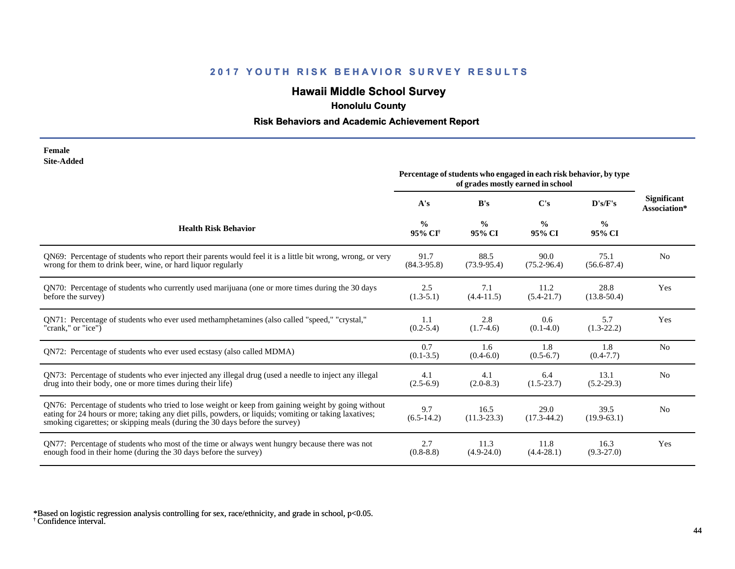## 2017 YOUTH RISK BEHAVIOR SURVEY RESULTS

# Hawaii Middle School Survey

### Honolulu County

### Risk Behaviors and Academic Achievement Report

**Female**
**Site-Added**

| Health Risk Behavior | Percentage of students who engaged in each risk behavior, by type of grades mostly earned in school | | | | Significant Association* |
|---|---|---|---|---|---|
| | A's | B's | C's | D's/F's | |
| | % 95% CI[†] | % 95% CI | % 95% CI | % 95% CI | |
| QN69: Percentage of students who report their parents would feel it is a little bit wrong, wrong, or very wrong for them to drink beer, wine, or hard liquor regularly | 91.7 (84.3-95.8) | 88.5 (73.9-95.4) | 90.0 (75.2-96.4) | 75.1 (56.6-87.4) | No |
| QN70: Percentage of students who currently used marijuana (one or more times during the 30 days before the survey) | 2.5 (1.3-5.1) | 7.1 (4.4-11.5) | 11.2 (5.4-21.7) | 28.8 (13.8-50.4) | Yes |
| QN71: Percentage of students who ever used methamphetamines (also called "speed," "crystal," "crank," or "ice") | 1.1 (0.2-5.4) | 2.8 (1.7-4.6) | 0.6 (0.1-4.0) | 5.7 (1.3-22.2) | Yes |
| QN72: Percentage of students who ever used ecstasy (also called MDMA) | 0.7 (0.1-3.5) | 1.6 (0.4-6.0) | 1.8 (0.5-6.7) | 1.8 (0.4-7.7) | No |
| QN73: Percentage of students who ever injected any illegal drug (used a needle to inject any illegal drug into their body, one or more times during their life) | 4.1 (2.5-6.9) | 4.1 (2.0-8.3) | 6.4 (1.5-23.7) | 13.1 (5.2-29.3) | No |
| QN76: Percentage of students who tried to lose weight or keep from gaining weight by going without eating for 24 hours or more; taking any diet pills, powders, or liquids; vomiting or taking laxatives; smoking cigarettes; or skipping meals (during the 30 days before the survey) | 9.7 (6.5-14.2) | 16.5 (11.3-23.3) | 29.0 (17.3-44.2) | 39.5 (19.9-63.1) | No |
| QN77: Percentage of students who most of the time or always went hungry because there was not enough food in their home (during the 30 days before the survey) | 2.7 (0.8-8.8) | 11.3 (4.9-24.0) | 11.8 (4.4-28.1) | 16.3 (9.3-27.0) | Yes |

*Based on logistic regression analysis controlling for sex, race/ethnicity, and grade in school, $p<0.05$.
[†] Confidence interval.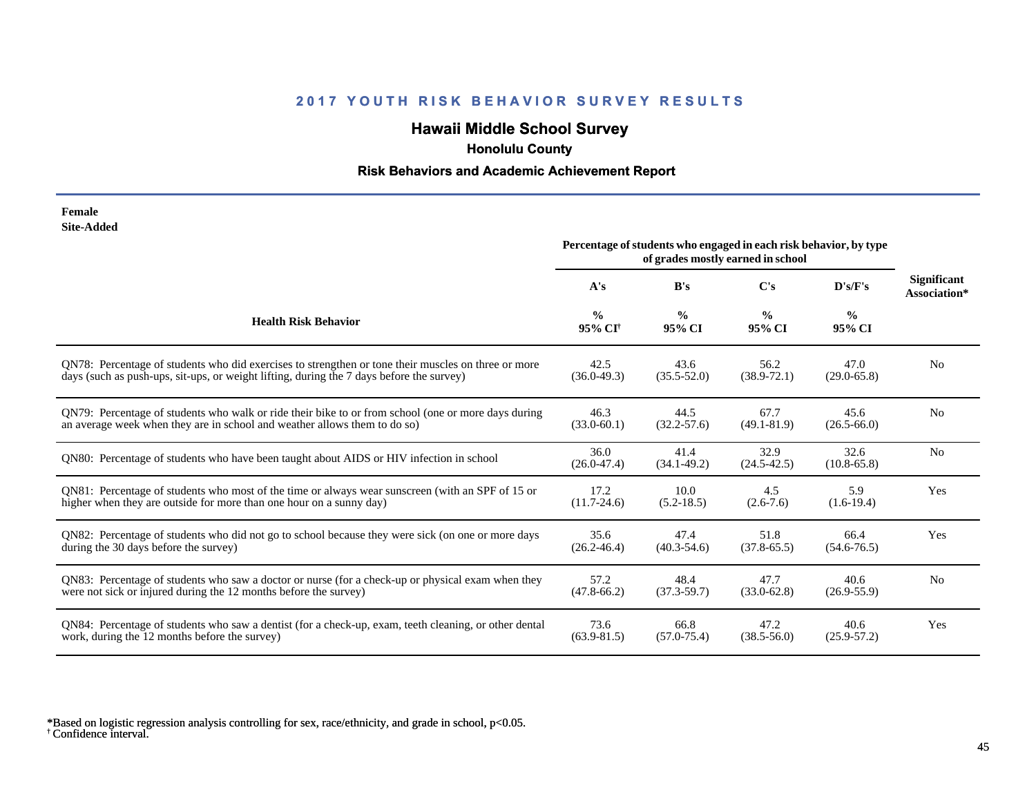## 2017 YOUTH RISK BEHAVIOR SURVEY RESULTS

# Hawaii Middle School Survey

### Honolulu County

### Risk Behaviors and Academic Achievement Report

**Female**
**Site-Added**

| Health Risk Behavior | Percentage of students who engaged in each risk behavior, by type of grades mostly earned in school | | | | Significant Association* |
|---|---|---|---|---|---|
| | A's | B's | C's | D's/F's | |
| | % 95% CI[†] | % 95% CI | % 95% CI | % 95% CI | |
| QN78: Percentage of students who did exercises to strengthen or tone their muscles on three or more days (such as push-ups, sit-ups, or weight lifting, during the 7 days before the survey) | 42.5 (36.0-49.3) | 43.6 (35.5-52.0) | 56.2 (38.9-72.1) | 47.0 (29.0-65.8) | No |
| QN79: Percentage of students who walk or ride their bike to or from school (one or more days during an average week when they are in school and weather allows them to do so) | 46.3 (33.0-60.1) | 44.5 (32.2-57.6) | 67.7 (49.1-81.9) | 45.6 (26.5-66.0) | No |
| QN80: Percentage of students who have been taught about AIDS or HIV infection in school | 36.0 (26.0-47.4) | 41.4 (34.1-49.2) | 32.9 (24.5-42.5) | 32.6 (10.8-65.8) | No |
| QN81: Percentage of students who most of the time or always wear sunscreen (with an SPF of 15 or higher when they are outside for more than one hour on a sunny day) | 17.2 (11.7-24.6) | 10.0 (5.2-18.5) | 4.5 (2.6-7.6) | 5.9 (1.6-19.4) | Yes |
| QN82: Percentage of students who did not go to school because they were sick (on one or more days during the 30 days before the survey) | 35.6 (26.2-46.4) | 47.4 (40.3-54.6) | 51.8 (37.8-65.5) | 66.4 (54.6-76.5) | Yes |
| QN83: Percentage of students who saw a doctor or nurse (for a check-up or physical exam when they were not sick or injured during the 12 months before the survey) | 57.2 (47.8-66.2) | 48.4 (37.3-59.7) | 47.7 (33.0-62.8) | 40.6 (26.9-55.9) | No |
| QN84: Percentage of students who saw a dentist (for a check-up, exam, teeth cleaning, or other dental work, during the 12 months before the survey) | 73.6 (63.9-81.5) | 66.8 (57.0-75.4) | 47.2 (38.5-56.0) | 40.6 (25.9-57.2) | Yes |

*Based on logistic regression analysis controlling for sex, race/ethnicity, and grade in school, $p<0.05$.
† Confidence interval.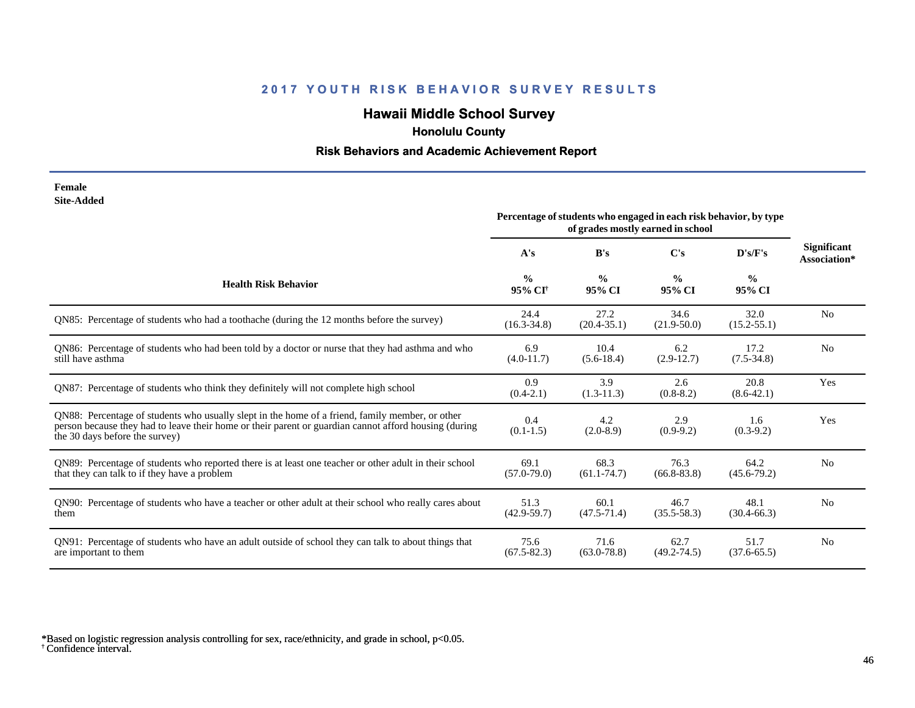# 2017 YOUTH RISK BEHAVIOR SURVEY RESULTS

## Hawaii Middle School Survey

### Honolulu County

### Risk Behaviors and Academic Achievement Report

**Female**
**Site-Added**

| Health Risk Behavior | Percentage of students who engaged in each risk behavior, by type of grades mostly earned in school | | | | Significant Association* |
|---|---|---|---|---|---|
| | A's | B's | C's | D's/F's | |
| | % 95% CI[†] | % 95% CI | % 95% CI | % 95% CI | |
| QN85: Percentage of students who had a toothache (during the 12 months before the survey) | 24.4 (16.3-34.8) | 27.2 (20.4-35.1) | 34.6 (21.9-50.0) | 32.0 (15.2-55.1) | No |
| QN86: Percentage of students who had been told by a doctor or nurse that they had asthma and who still have asthma | 6.9 (4.0-11.7) | 10.4 (5.6-18.4) | 6.2 (2.9-12.7) | 17.2 (7.5-34.8) | No |
| QN87: Percentage of students who think they definitely will not complete high school | 0.9 (0.4-2.1) | 3.9 (1.3-11.3) | 2.6 (0.8-8.2) | 20.8 (8.6-42.1) | Yes |
| QN88: Percentage of students who usually slept in the home of a friend, family member, or other person because they had to leave their home or their parent or guardian cannot afford housing (during the 30 days before the survey) | 0.4 (0.1-1.5) | 4.2 (2.0-8.9) | 2.9 (0.9-9.2) | 1.6 (0.3-9.2) | Yes |
| QN89: Percentage of students who reported there is at least one teacher or other adult in their school that they can talk to if they have a problem | 69.1 (57.0-79.0) | 68.3 (61.1-74.7) | 76.3 (66.8-83.8) | 64.2 (45.6-79.2) | No |
| QN90: Percentage of students who have a teacher or other adult at their school who really cares about them | 51.3 (42.9-59.7) | 60.1 (47.5-71.4) | 46.7 (35.5-58.3) | 48.1 (30.4-66.3) | No |
| QN91: Percentage of students who have an adult outside of school they can talk to about things that are important to them | 75.6 (67.5-82.3) | 71.6 (63.0-78.8) | 62.7 (49.2-74.5) | 51.7 (37.6-65.5) | No |

*Based on logistic regression analysis controlling for sex, race/ethnicity, and grade in school, $p<0.05$.
[†] Confidence interval.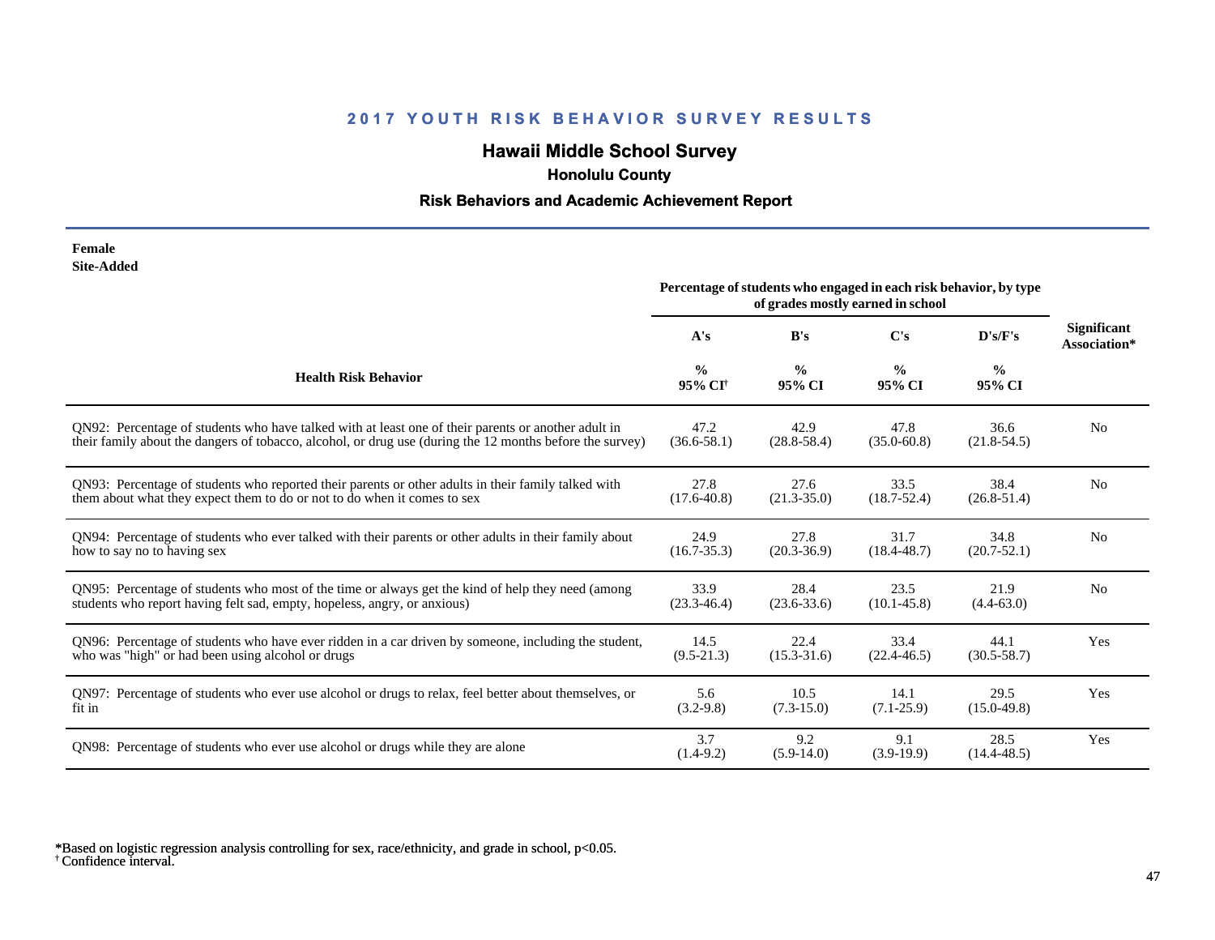## 2017 YOUTH RISK BEHAVIOR SURVEY RESULTS

# Hawaii Middle School Survey

### Honolulu County

### Risk Behaviors and Academic Achievement Report

**Female**
**Site-Added**

| Health Risk Behavior | A's % 95% CI[†] | B's % 95% CI | C's % 95% CI | D's/F's % 95% CI | Significant Association* |
|---|---|---|---|---|---|
| | *Percentage of students who engaged in each risk behavior, by type of grades mostly earned in school* | | | | |
| QN92: Percentage of students who have talked with at least one of their parents or another adult in their family about the dangers of tobacco, alcohol, or drug use (during the 12 months before the survey) | 47.2 (36.6-58.1) | 42.9 (28.8-58.4) | 47.8 (35.0-60.8) | 36.6 (21.8-54.5) | No |
| QN93: Percentage of students who reported their parents or other adults in their family talked with them about what they expect them to do or not to do when it comes to sex | 27.8 (17.6-40.8) | 27.6 (21.3-35.0) | 33.5 (18.7-52.4) | 38.4 (26.8-51.4) | No |
| QN94: Percentage of students who ever talked with their parents or other adults in their family about how to say no to having sex | 24.9 (16.7-35.3) | 27.8 (20.3-36.9) | 31.7 (18.4-48.7) | 34.8 (20.7-52.1) | No |
| QN95: Percentage of students who most of the time or always get the kind of help they need (among students who report having felt sad, empty, hopeless, angry, or anxious) | 33.9 (23.3-46.4) | 28.4 (23.6-33.6) | 23.5 (10.1-45.8) | 21.9 (4.4-63.0) | No |
| QN96: Percentage of students who have ever ridden in a car driven by someone, including the student, who was "high" or had been using alcohol or drugs | 14.5 (9.5-21.3) | 22.4 (15.3-31.6) | 33.4 (22.4-46.5) | 44.1 (30.5-58.7) | Yes |
| QN97: Percentage of students who ever use alcohol or drugs to relax, feel better about themselves, or fit in | 5.6 (3.2-9.8) | 10.5 (7.3-15.0) | 14.1 (7.1-25.9) | 29.5 (15.0-49.8) | Yes |
| QN98: Percentage of students who ever use alcohol or drugs while they are alone | 3.7 (1.4-9.2) | 9.2 (5.9-14.0) | 9.1 (3.9-19.9) | 28.5 (14.4-48.5) | Yes |

*Based on logistic regression analysis controlling for sex, race/ethnicity, and grade in school, $p<0.05$.
[†] Confidence interval.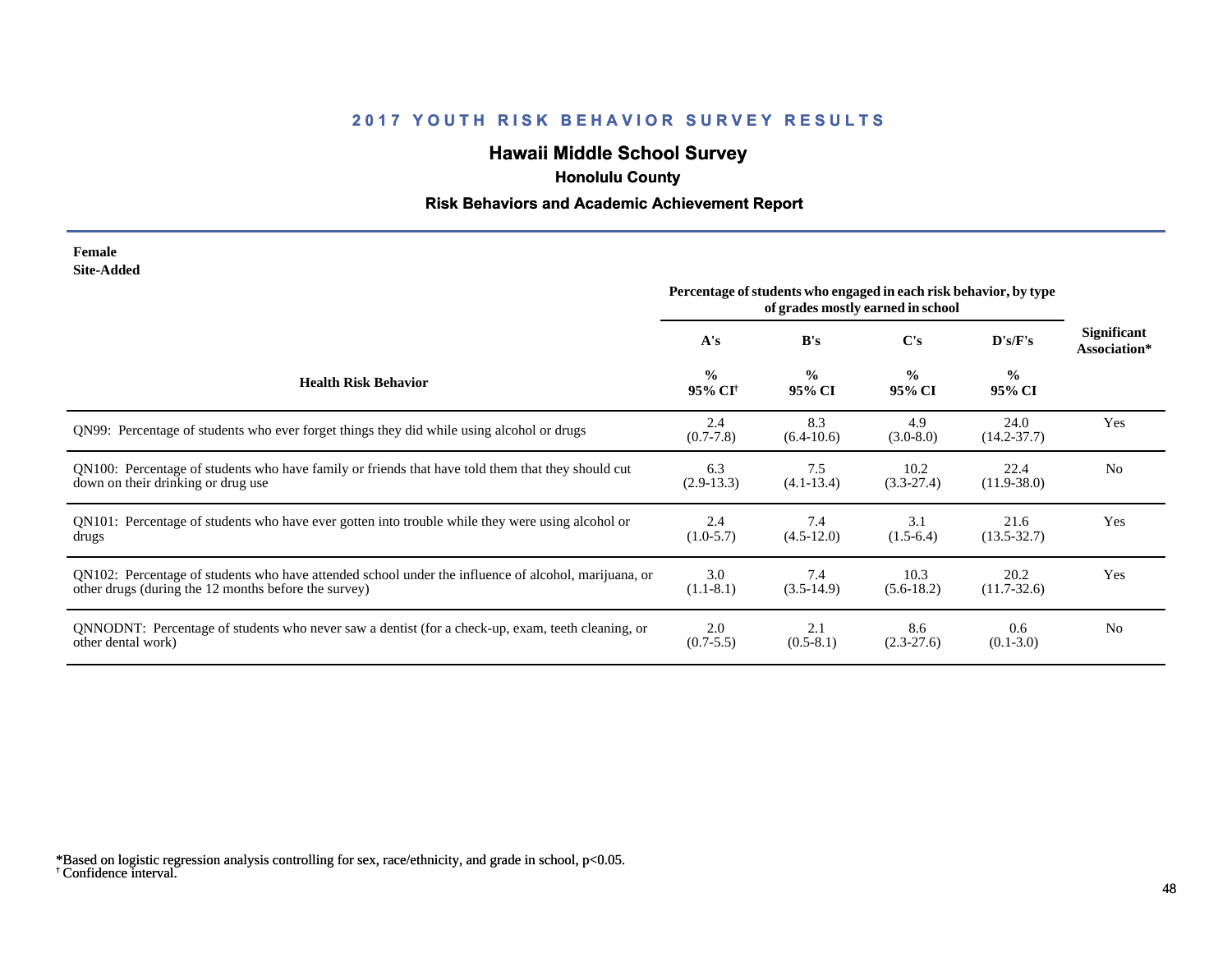## 2017 YOUTH RISK BEHAVIOR SURVEY RESULTS

# Hawaii Middle School Survey

### Honolulu County

### Risk Behaviors and Academic Achievement Report

**Female**
**Site-Added**

| Health Risk Behavior | A's % 95% CI[†] | B's % 95% CI | C's % 95% CI | D's/F's % 95% CI | Significant Association* |
|---|---|---|---|---|---|
| | Percentage of students who engaged in each risk behavior, by type of grades mostly earned in school | | | | |
| QN99: Percentage of students who ever forget things they did while using alcohol or drugs | 2.4 (0.7-7.8) | 8.3 (6.4-10.6) | 4.9 (3.0-8.0) | 24.0 (14.2-37.7) | Yes |
| QN100: Percentage of students who have family or friends that have told them that they should cut down on their drinking or drug use | 6.3 (2.9-13.3) | 7.5 (4.1-13.4) | 10.2 (3.3-27.4) | 22.4 (11.9-38.0) | No |
| QN101: Percentage of students who have ever gotten into trouble while they were using alcohol or drugs | 2.4 (1.0-5.7) | 7.4 (4.5-12.0) | 3.1 (1.5-6.4) | 21.6 (13.5-32.7) | Yes |
| QN102: Percentage of students who have attended school under the influence of alcohol, marijuana, or other drugs (during the 12 months before the survey) | 3.0 (1.1-8.1) | 7.4 (3.5-14.9) | 10.3 (5.6-18.2) | 20.2 (11.7-32.6) | Yes |
| QNNODNT: Percentage of students who never saw a dentist (for a check-up, exam, teeth cleaning, or other dental work) | 2.0 (0.7-5.5) | 2.1 (0.5-8.1) | 8.6 (2.3-27.6) | 0.6 (0.1-3.0) | No |

*Based on logistic regression analysis controlling for sex, race/ethnicity, and grade in school, $p<0.05$.
[†] Confidence interval.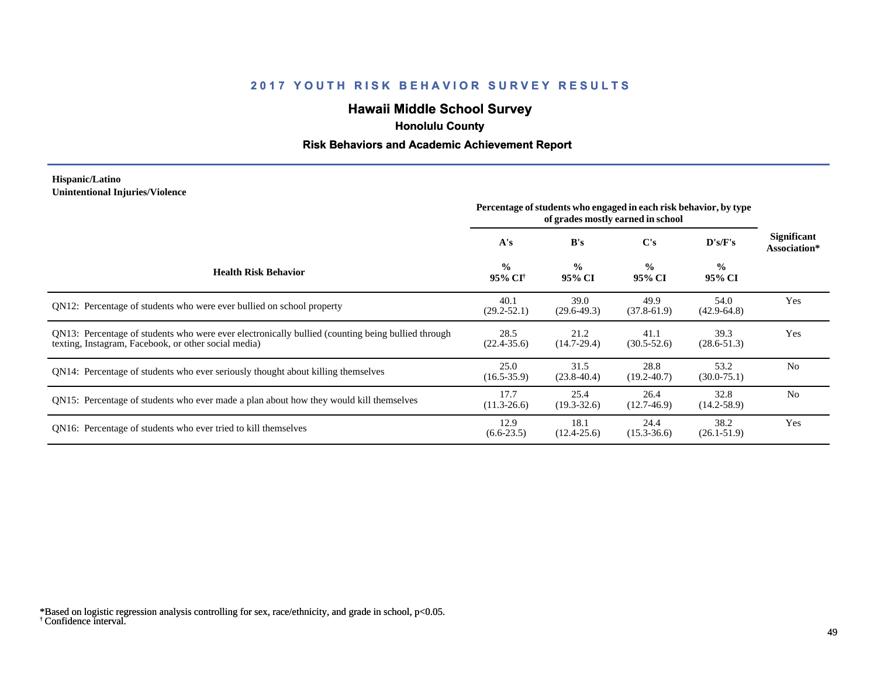# 2017 YOUTH RISK BEHAVIOR SURVEY RESULTS

## Hawaii Middle School Survey

### Honolulu County

### Risk Behaviors and Academic Achievement Report

**Hispanic/Latino**
**Unintentional Injuries/Violence**

| Health Risk Behavior | Percentage of students who engaged in each risk behavior, by type of grades mostly earned in school | | | | Significant Association* |
|---|---|---|---|---|---|
| | A's | B's | C's | D's/F's | |
| | % 95% CI[†] | % 95% CI | % 95% CI | % 95% CI | |
| QN12: Percentage of students who were ever bullied on school property | 40.1 (29.2-52.1) | 39.0 (29.6-49.3) | 49.9 (37.8-61.9) | 54.0 (42.9-64.8) | Yes |
| QN13: Percentage of students who were ever electronically bullied (counting being bullied through texting, Instagram, Facebook, or other social media) | 28.5 (22.4-35.6) | 21.2 (14.7-29.4) | 41.1 (30.5-52.6) | 39.3 (28.6-51.3) | Yes |
| QN14: Percentage of students who ever seriously thought about killing themselves | 25.0 (16.5-35.9) | 31.5 (23.8-40.4) | 28.8 (19.2-40.7) | 53.2 (30.0-75.1) | No |
| QN15: Percentage of students who ever made a plan about how they would kill themselves | 17.7 (11.3-26.6) | 25.4 (19.3-32.6) | 26.4 (12.7-46.9) | 32.8 (14.2-58.9) | No |
| QN16: Percentage of students who ever tried to kill themselves | 12.9 (6.6-23.5) | 18.1 (12.4-25.6) | 24.4 (15.3-36.6) | 38.2 (26.1-51.9) | Yes |

*Based on logistic regression analysis controlling for sex, race/ethnicity, and grade in school, $p<0.05$.
[†] Confidence interval.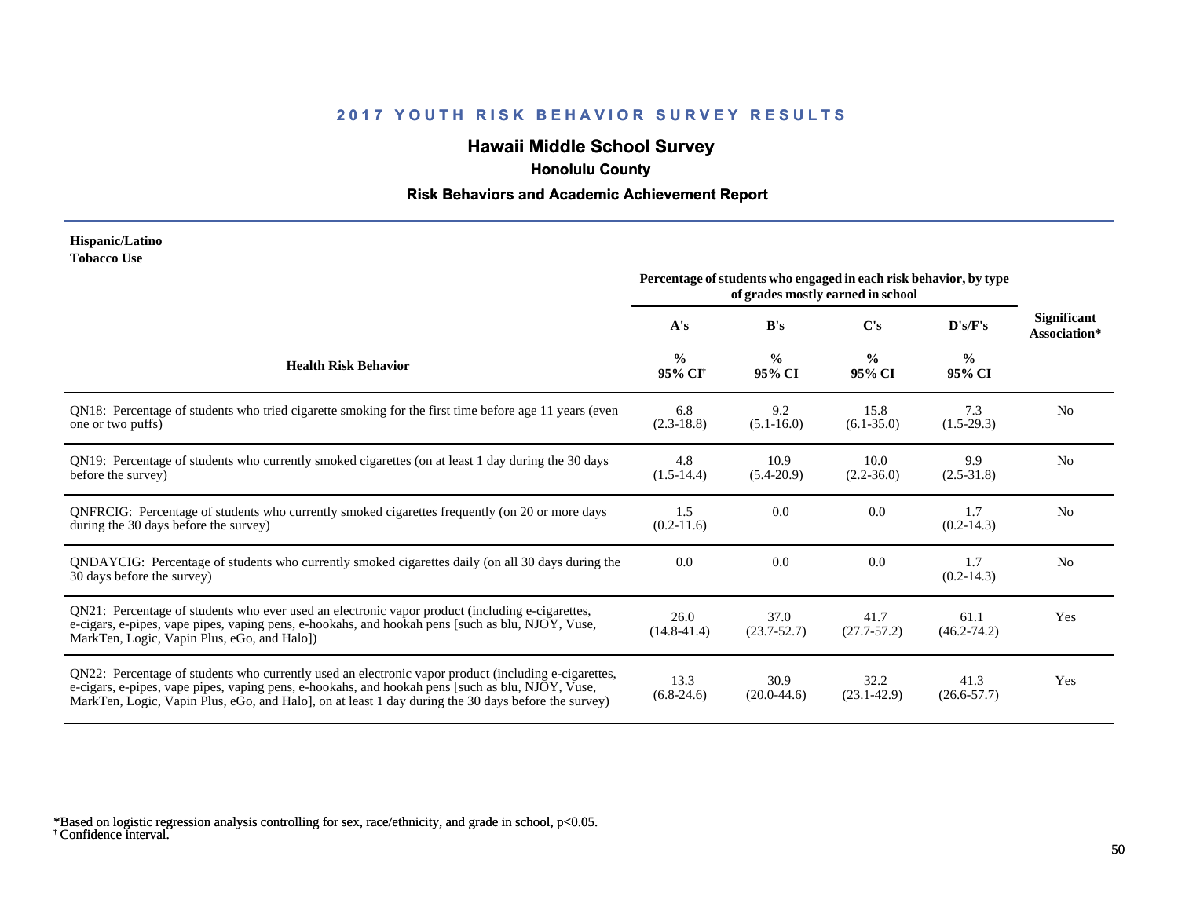## 2017 YOUTH RISK BEHAVIOR SURVEY RESULTS

### Hawaii Middle School Survey

#### Honolulu County

#### Risk Behaviors and Academic Achievement Report

**Hispanic/Latino**
**Tobacco Use**

| Health Risk Behavior | A's<br>%<br>95% CI† | B's<br>%<br>95% CI | C's<br>%<br>95% CI | D's/F's<br>%<br>95% CI | Significant Association* |
|---|---|---|---|---|---|
| | Percentage of students who engaged in each risk behavior, by type of grades mostly earned in school | | | | |
| QN18: Percentage of students who tried cigarette smoking for the first time before age 11 years (even one or two puffs) | 6.8<br>(2.3-18.8) | 9.2<br>(5.1-16.0) | 15.8<br>(6.1-35.0) | 7.3<br>(1.5-29.3) | No |
| QN19: Percentage of students who currently smoked cigarettes (on at least 1 day during the 30 days before the survey) | 4.8<br>(1.5-14.4) | 10.9<br>(5.4-20.9) | 10.0<br>(2.2-36.0) | 9.9<br>(2.5-31.8) | No |
| QNFRCIG: Percentage of students who currently smoked cigarettes frequently (on 20 or more days during the 30 days before the survey) | 1.5<br>(0.2-11.6) | 0.0 | 0.0 | 1.7<br>(0.2-14.3) | No |
| QNDAYCIG: Percentage of students who currently smoked cigarettes daily (on all 30 days during the 30 days before the survey) | 0.0 | 0.0 | 0.0 | 1.7<br>(0.2-14.3) | No |
| QN21: Percentage of students who ever used an electronic vapor product (including e-cigarettes, e-cigars, e-pipes, vape pipes, vaping pens, e-hookahs, and hookah pens [such as blu, NJOY, Vuse, MarkTen, Logic, Vapin Plus, eGo, and Halo]) | 26.0<br>(14.8-41.4) | 37.0<br>(23.7-52.7) | 41.7<br>(27.7-57.2) | 61.1<br>(46.2-74.2) | Yes |
| QN22: Percentage of students who currently used an electronic vapor product (including e-cigarettes, e-cigars, e-pipes, vape pipes, vaping pens, e-hookahs, and hookah pens [such as blu, NJOY, Vuse, MarkTen, Logic, Vapin Plus, eGo, and Halo], on at least 1 day during the 30 days before the survey) | 13.3<br>(6.8-24.6) | 30.9<br>(20.0-44.6) | 32.2<br>(23.1-42.9) | 41.3<br>(26.6-57.7) | Yes |

*Based on logistic regression analysis controlling for sex, race/ethnicity, and grade in school, $p<0.05$.
† Confidence interval.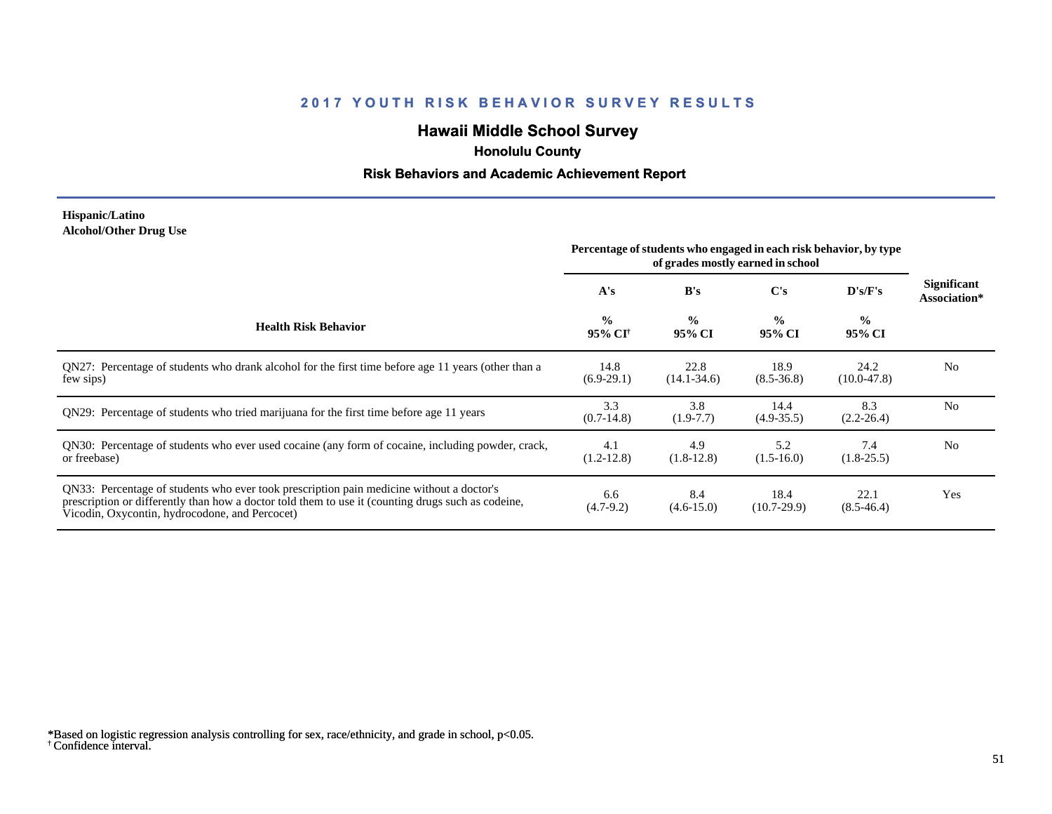## 2017 YOUTH RISK BEHAVIOR SURVEY RESULTS

# Hawaii Middle School Survey

### Honolulu County

### Risk Behaviors and Academic Achievement Report

**Hispanic/Latino**
**Alcohol/Other Drug Use**

| Health Risk Behavior | Percentage of students who engaged in each risk behavior, by type of grades mostly earned in school | | | | Significant Association* |
|---|---|---|---|---|---|
| | A's | B's | C's | D's/F's | |
| | % 95% CI[†] | % 95% CI | % 95% CI | % 95% CI | |
| QN27: Percentage of students who drank alcohol for the first time before age 11 years (other than a few sips) | 14.8 (6.9-29.1) | 22.8 (14.1-34.6) | 18.9 (8.5-36.8) | 24.2 (10.0-47.8) | No |
| QN29: Percentage of students who tried marijuana for the first time before age 11 years | 3.3 (0.7-14.8) | 3.8 (1.9-7.7) | 14.4 (4.9-35.5) | 8.3 (2.2-26.4) | No |
| QN30: Percentage of students who ever used cocaine (any form of cocaine, including powder, crack, or freebase) | 4.1 (1.2-12.8) | 4.9 (1.8-12.8) | 5.2 (1.5-16.0) | 7.4 (1.8-25.5) | No |
| QN33: Percentage of students who ever took prescription pain medicine without a doctor's prescription or differently than how a doctor told them to use it (counting drugs such as codeine, Vicodin, Oxycontin, hydrocodone, and Percocet) | 6.6 (4.7-9.2) | 8.4 (4.6-15.0) | 18.4 (10.7-29.9) | 22.1 (8.5-46.4) | Yes |

*Based on logistic regression analysis controlling for sex, race/ethnicity, and grade in school, $p<0.05$.
[†] Confidence interval.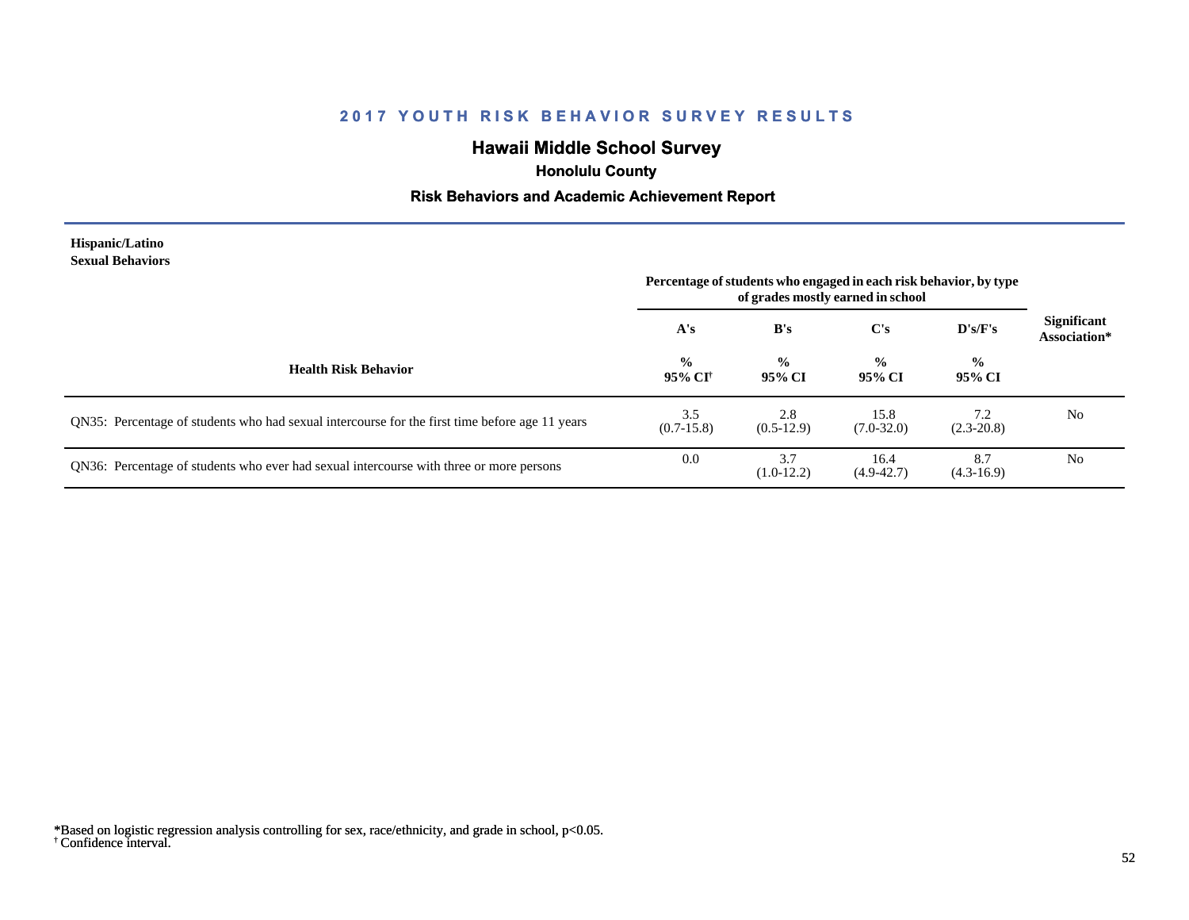# 2017 YOUTH RISK BEHAVIOR SURVEY RESULTS

## Hawaii Middle School Survey

### Honolulu County

### Risk Behaviors and Academic Achievement Report

**Hispanic/Latino**
**Sexual Behaviors**

| Health Risk Behavior | Percentage of students who engaged in each risk behavior, by type of grades mostly earned in school | | | | Significant Association* |
|---|---|---|---|---|---|
| | A's | B's | C's | D's/F's | |
| | % 95% CI[†] | % 95% CI | % 95% CI | % 95% CI | |
| QN35: Percentage of students who had sexual intercourse for the first time before age 11 years | 3.5 (0.7-15.8) | 2.8 (0.5-12.9) | 15.8 (7.0-32.0) | 7.2 (2.3-20.8) | No |
| QN36: Percentage of students who ever had sexual intercourse with three or more persons | 0.0 | 3.7 (1.0-12.2) | 16.4 (4.9-42.7) | 8.7 (4.3-16.9) | No |

*Based on logistic regression analysis controlling for sex, race/ethnicity, and grade in school, $p<0.05$.
[†] Confidence interval.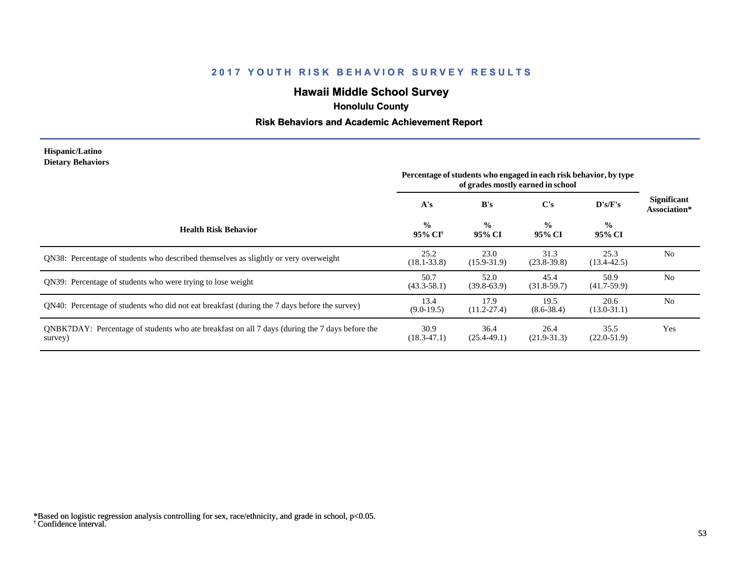## 2017 YOUTH RISK BEHAVIOR SURVEY RESULTS

### Hawaii Middle School Survey

#### Honolulu County

#### Risk Behaviors and Academic Achievement Report

**Hispanic/Latino**
**Dietary Behaviors**

| Health Risk Behavior | A's | B's | C's | D's/F's | Significant Association* |
|---|---|---|---|---|---|
| | Percentage of students who engaged in each risk behavior, by type of grades mostly earned in school | | | | |
| | % 95% CI[†] | % 95% CI | % 95% CI | % 95% CI | |
| QN38: Percentage of students who described themselves as slightly or very overweight | 25.2 (18.1-33.8) | 23.0 (15.9-31.9) | 31.3 (23.8-39.8) | 25.3 (13.4-42.5) | No |
| QN39: Percentage of students who were trying to lose weight | 50.7 (43.3-58.1) | 52.0 (39.8-63.9) | 45.4 (31.8-59.7) | 50.9 (41.7-59.9) | No |
| QN40: Percentage of students who did not eat breakfast (during the 7 days before the survey) | 13.4 (9.0-19.5) | 17.9 (11.2-27.4) | 19.5 (8.6-38.4) | 20.6 (13.0-31.1) | No |
| QNBK7DAY: Percentage of students who ate breakfast on all 7 days (during the 7 days before the survey) | 30.9 (18.3-47.1) | 36.4 (25.4-49.1) | 26.4 (21.9-31.3) | 35.5 (22.0-51.9) | Yes |

*Based on logistic regression analysis controlling for sex, race/ethnicity, and grade in school, p<0.05.
[†] Confidence interval.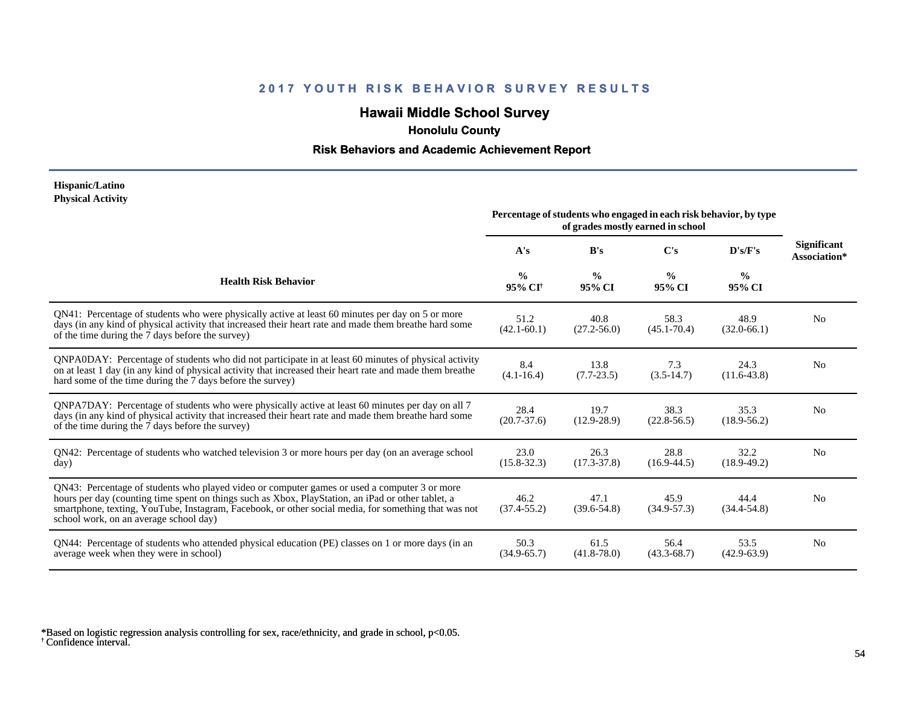# 2017 YOUTH RISK BEHAVIOR SURVEY RESULTS

## Hawaii Middle School Survey

### Honolulu County

### Risk Behaviors and Academic Achievement Report

**Hispanic/Latino**
**Physical Activity**

| Health Risk Behavior | Percentage of students who engaged in each risk behavior, by type of grades mostly earned in school | | | | Significant Association* |
|---|---|---|---|---|---|
| | A's | B's | C's | D's/F's | |
| | % 95% CI† | % 95% CI | % 95% CI | % 95% CI | |
| QN41: Percentage of students who were physically active at least 60 minutes per day on 5 or more days (in any kind of physical activity that increased their heart rate and made them breathe hard some of the time during the 7 days before the survey) | 51.2 (42.1-60.1) | 40.8 (27.2-56.0) | 58.3 (45.1-70.4) | 48.9 (32.0-66.1) | No |
| QNPA0DAY: Percentage of students who did not participate in at least 60 minutes of physical activity on at least 1 day (in any kind of physical activity that increased their heart rate and made them breathe hard some of the time during the 7 days before the survey) | 8.4 (4.1-16.4) | 13.8 (7.7-23.5) | 7.3 (3.5-14.7) | 24.3 (11.6-43.8) | No |
| QNPA7DAY: Percentage of students who were physically active at least 60 minutes per day on all 7 days (in any kind of physical activity that increased their heart rate and made them breathe hard some of the time during the 7 days before the survey) | 28.4 (20.7-37.6) | 19.7 (12.9-28.9) | 38.3 (22.8-56.5) | 35.3 (18.9-56.2) | No |
| QN42: Percentage of students who watched television 3 or more hours per day (on an average school day) | 23.0 (15.8-32.3) | 26.3 (17.3-37.8) | 28.8 (16.9-44.5) | 32.2 (18.9-49.2) | No |
| QN43: Percentage of students who played video or computer games or used a computer 3 or more hours per day (counting time spent on things such as Xbox, PlayStation, an iPad or other tablet, a smartphone, texting, YouTube, Instagram, Facebook, or other social media, for something that was not school work, on an average school day) | 46.2 (37.4-55.2) | 47.1 (39.6-54.8) | 45.9 (34.9-57.3) | 44.4 (34.4-54.8) | No |
| QN44: Percentage of students who attended physical education (PE) classes on 1 or more days (in an average week when they were in school) | 50.3 (34.9-65.7) | 61.5 (41.8-78.0) | 56.4 (43.3-68.7) | 53.5 (42.9-63.9) | No |

*Based on logistic regression analysis controlling for sex, race/ethnicity, and grade in school, $p<0.05$.
† Confidence interval.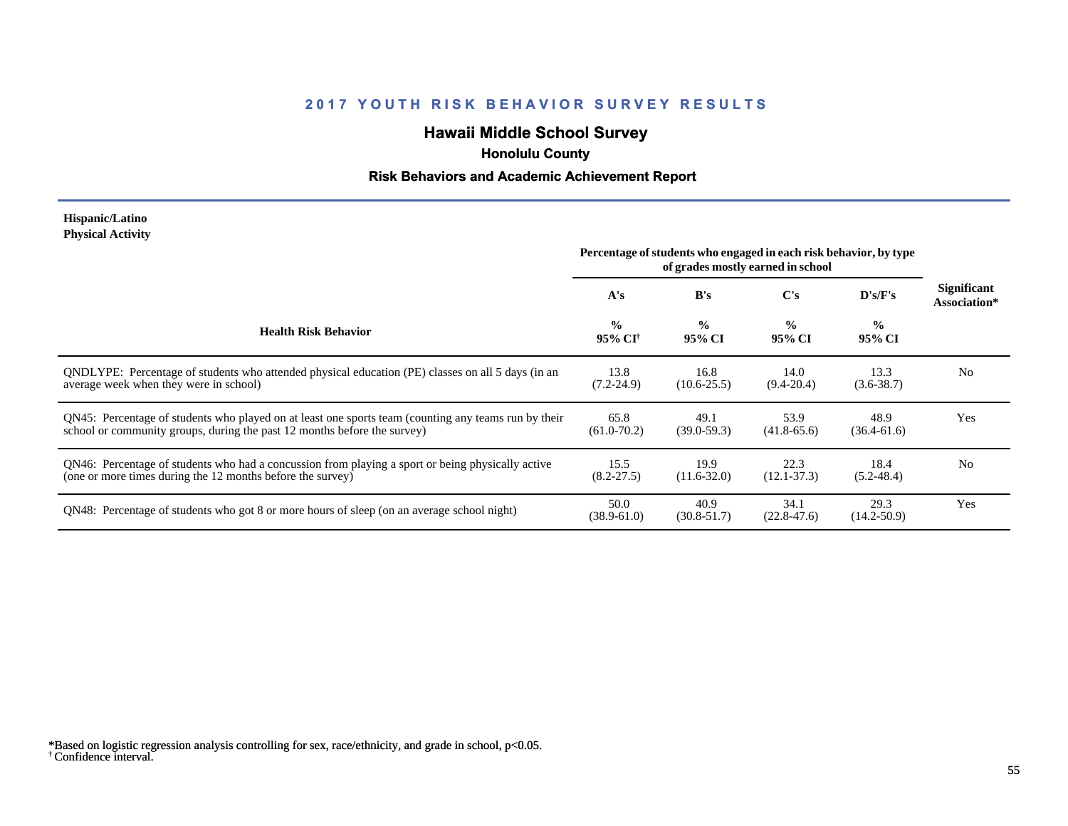## 2017 YOUTH RISK BEHAVIOR SURVEY RESULTS

### Hawaii Middle School Survey

**Honolulu County**

**Risk Behaviors and Academic Achievement Report**

**Hispanic/Latino**
**Physical Activity**

| Health Risk Behavior | A's % 95% CI[†] | B's % 95% CI | C's % 95% CI | D's/F's % 95% CI | Significant Association* |
|---|---|---|---|---|---|
| | Percentage of students who engaged in each risk behavior, by type of grades mostly earned in school | | | | |
| QNDLYPE: Percentage of students who attended physical education (PE) classes on all 5 days (in an average week when they were in school) | 13.8 (7.2-24.9) | 16.8 (10.6-25.5) | 14.0 (9.4-20.4) | 13.3 (3.6-38.7) | No |
| QN45: Percentage of students who played on at least one sports team (counting any teams run by their school or community groups, during the past 12 months before the survey) | 65.8 (61.0-70.2) | 49.1 (39.0-59.3) | 53.9 (41.8-65.6) | 48.9 (36.4-61.6) | Yes |
| QN46: Percentage of students who had a concussion from playing a sport or being physically active (one or more times during the 12 months before the survey) | 15.5 (8.2-27.5) | 19.9 (11.6-32.0) | 22.3 (12.1-37.3) | 18.4 (5.2-48.4) | No |
| QN48: Percentage of students who got 8 or more hours of sleep (on an average school night) | 50.0 (38.9-61.0) | 40.9 (30.8-51.7) | 34.1 (22.8-47.6) | 29.3 (14.2-50.9) | Yes |

*Based on logistic regression analysis controlling for sex, race/ethnicity, and grade in school, $p<0.05$.
[†] Confidence interval.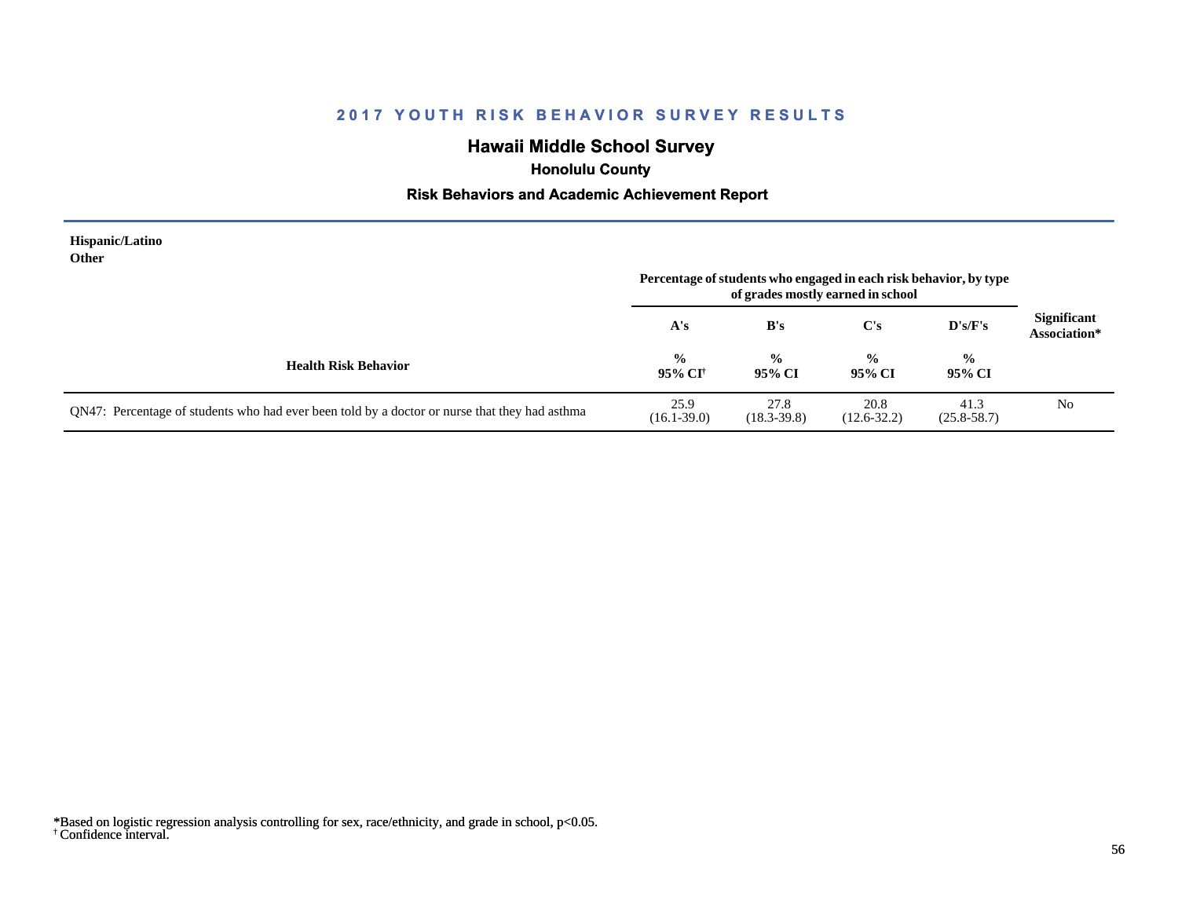# 2017 YOUTH RISK BEHAVIOR SURVEY RESULTS

## Hawaii Middle School Survey

### Honolulu County

### Risk Behaviors and Academic Achievement Report

**Hispanic/Latino**
**Other**

| Health Risk Behavior | Percentage of students who engaged in each risk behavior, by type of grades mostly earned in school | | | | Significant Association* |
|---|---|---|---|---|---|
| | A's | B's | C's | D's/F's | |
| | % 95% CI[†] | % 95% CI | % 95% CI | % 95% CI | |
| QN47: Percentage of students who had ever been told by a doctor or nurse that they had asthma | 25.9 (16.1-39.0) | 27.8 (18.3-39.8) | 20.8 (12.6-32.2) | 41.3 (25.8-58.7) | No |

*Based on logistic regression analysis controlling for sex, race/ethnicity, and grade in school, $p<0.05$.
[†] Confidence interval.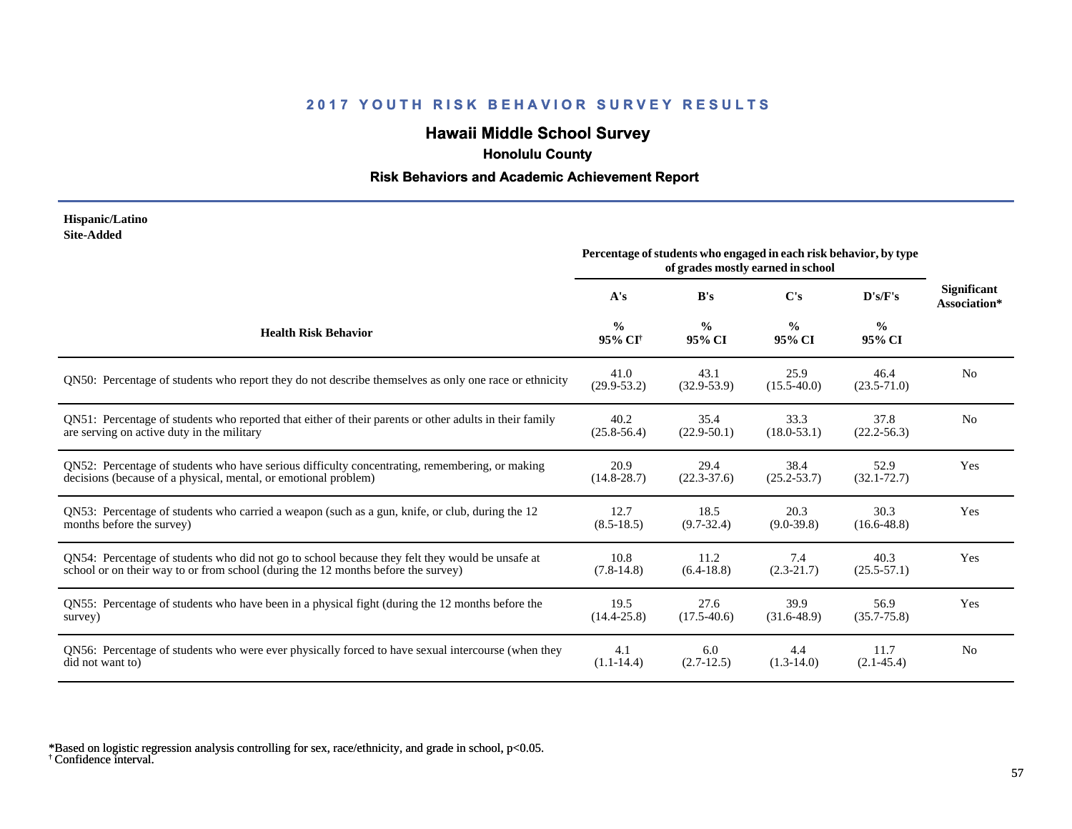## 2017 YOUTH RISK BEHAVIOR SURVEY RESULTS

# Hawaii Middle School Survey

### Honolulu County

### Risk Behaviors and Academic Achievement Report

**Hispanic/Latino**
**Site-Added**

| Health Risk Behavior | Percentage of students who engaged in each risk behavior, by type of grades mostly earned in school | | | | Significant Association* |
|---|---|---|---|---|---|
| | A's | B's | C's | D's/F's | |
| | % 95% CI[†] | % 95% CI | % 95% CI | % 95% CI | |
| QN50: Percentage of students who report they do not describe themselves as only one race or ethnicity | 41.0 (29.9-53.2) | 43.1 (32.9-53.9) | 25.9 (15.5-40.0) | 46.4 (23.5-71.0) | No |
| QN51: Percentage of students who reported that either of their parents or other adults in their family are serving on active duty in the military | 40.2 (25.8-56.4) | 35.4 (22.9-50.1) | 33.3 (18.0-53.1) | 37.8 (22.2-56.3) | No |
| QN52: Percentage of students who have serious difficulty concentrating, remembering, or making decisions (because of a physical, mental, or emotional problem) | 20.9 (14.8-28.7) | 29.4 (22.3-37.6) | 38.4 (25.2-53.7) | 52.9 (32.1-72.7) | Yes |
| QN53: Percentage of students who carried a weapon (such as a gun, knife, or club, during the 12 months before the survey) | 12.7 (8.5-18.5) | 18.5 (9.7-32.4) | 20.3 (9.0-39.8) | 30.3 (16.6-48.8) | Yes |
| QN54: Percentage of students who did not go to school because they felt they would be unsafe at school or on their way to or from school (during the 12 months before the survey) | 10.8 (7.8-14.8) | 11.2 (6.4-18.8) | 7.4 (2.3-21.7) | 40.3 (25.5-57.1) | Yes |
| QN55: Percentage of students who have been in a physical fight (during the 12 months before the survey) | 19.5 (14.4-25.8) | 27.6 (17.5-40.6) | 39.9 (31.6-48.9) | 56.9 (35.7-75.8) | Yes |
| QN56: Percentage of students who were ever physically forced to have sexual intercourse (when they did not want to) | 4.1 (1.1-14.4) | 6.0 (2.7-12.5) | 4.4 (1.3-14.0) | 11.7 (2.1-45.4) | No |

*Based on logistic regression analysis controlling for sex, race/ethnicity, and grade in school, $p<0.05$.
[†] Confidence interval.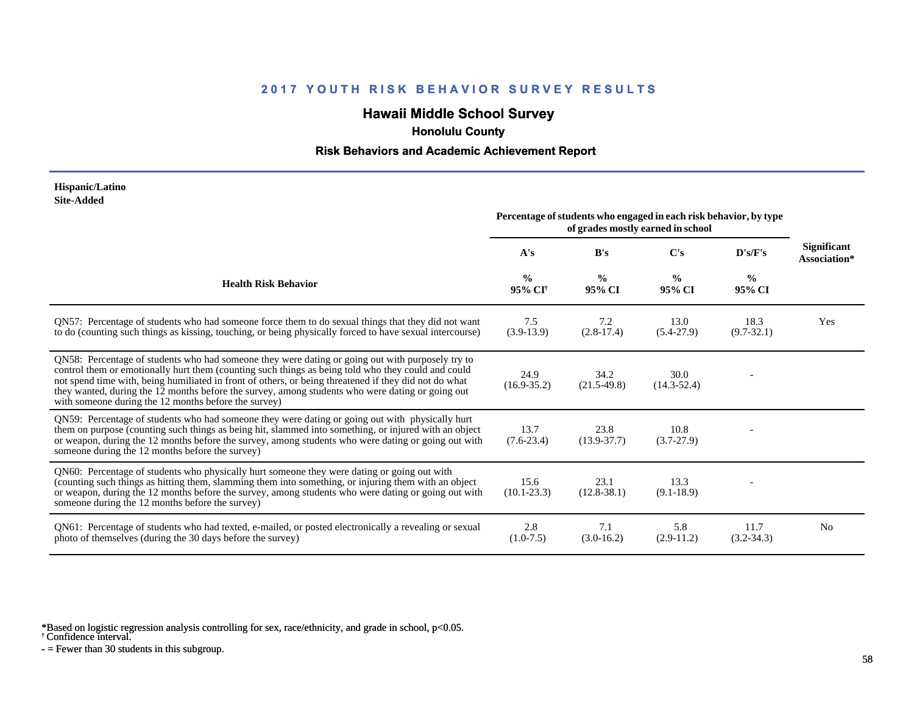## 2017 YOUTH RISK BEHAVIOR SURVEY RESULTS

# Hawaii Middle School Survey

### Honolulu County

### Risk Behaviors and Academic Achievement Report

**Hispanic/Latino**
**Site-Added**

| Health Risk Behavior | A's % 95% CI[†] | B's % 95% CI | C's % 95% CI | D's/F's % 95% CI | Significant Association* |
|---|---|---|---|---|---|
| | *Percentage of students who engaged in each risk behavior, by type of grades mostly earned in school* | | | | |
| QN57: Percentage of students who had someone force them to do sexual things that they did not want to do (counting such things as kissing, touching, or being physically forced to have sexual intercourse) | 7.5 (3.9-13.9) | 7.2 (2.8-17.4) | 13.0 (5.4-27.9) | 18.3 (9.7-32.1) | Yes |
| QN58: Percentage of students who had someone they were dating or going out with purposely try to control them or emotionally hurt them (counting such things as being told who they could and could not spend time with, being humiliated in front of others, or being threatened if they did not do what they wanted, during the 12 months before the survey, among students who were dating or going out with someone during the 12 months before the survey) | 24.9 (16.9-35.2) | 34.2 (21.5-49.8) | 30.0 (14.3-52.4) | - | |
| QN59: Percentage of students who had someone they were dating or going out with physically hurt them on purpose (counting such things as being hit, slammed into something, or injured with an object or weapon, during the 12 months before the survey, among students who were dating or going out with someone during the 12 months before the survey) | 13.7 (7.6-23.4) | 23.8 (13.9-37.7) | 10.8 (3.7-27.9) | - | |
| QN60: Percentage of students who physically hurt someone they were dating or going out with (counting such things as hitting them, slamming them into something, or injuring them with an object or weapon, during the 12 months before the survey, among students who were dating or going out with someone during the 12 months before the survey) | 15.6 (10.1-23.3) | 23.1 (12.8-38.1) | 13.3 (9.1-18.9) | - | |
| QN61: Percentage of students who had texted, e-mailed, or posted electronically a revealing or sexual photo of themselves (during the 30 days before the survey) | 2.8 (1.0-7.5) | 7.1 (3.0-16.2) | 5.8 (2.9-11.2) | 11.7 (3.2-34.3) | No |

*Based on logistic regression analysis controlling for sex, race/ethnicity, and grade in school, $p<0.05$.
[†] Confidence interval.
- = Fewer than 30 students in this subgroup.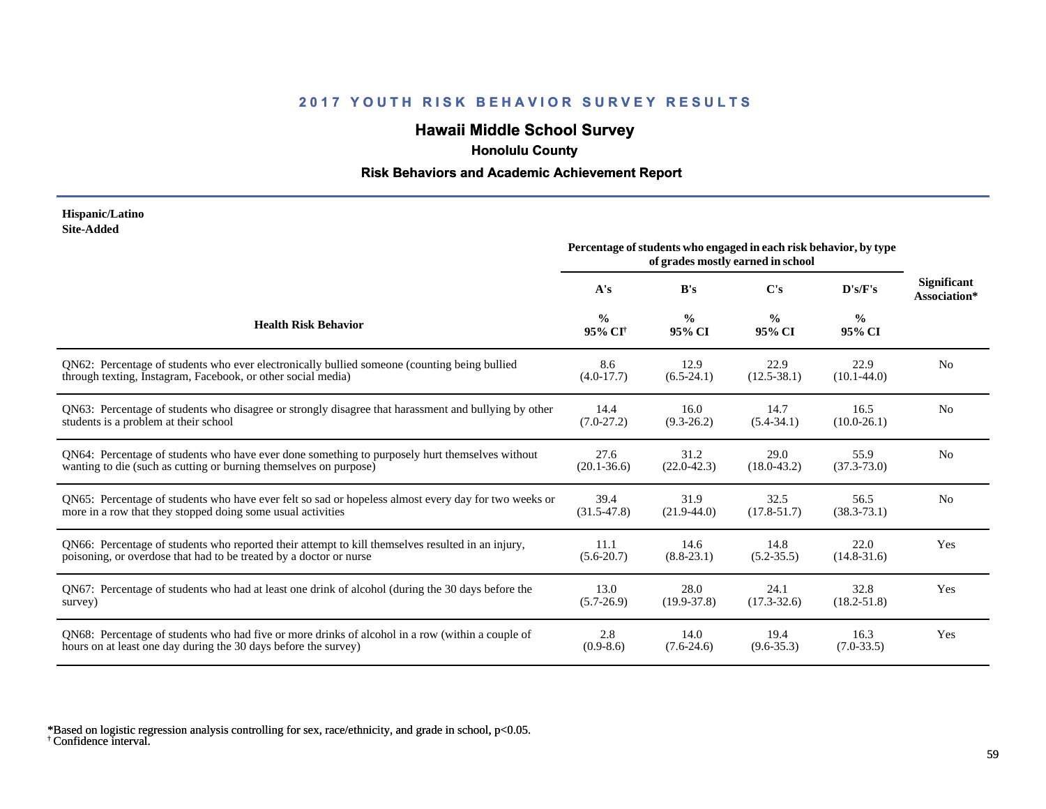# 2017 YOUTH RISK BEHAVIOR SURVEY RESULTS

## Hawaii Middle School Survey

### Honolulu County

### Risk Behaviors and Academic Achievement Report

**Hispanic/Latino**
**Site-Added**

| Health Risk Behavior | Percentage of students who engaged in each risk behavior, by type of grades mostly earned in school | | | | Significant Association* |
|---|---|---|---|---|---|
| | A's | B's | C's | D's/F's | |
| | % 95% CI[†] | % 95% CI | % 95% CI | % 95% CI | |
| QN62: Percentage of students who ever electronically bullied someone (counting being bullied through texting, Instagram, Facebook, or other social media) | 8.6 (4.0-17.7) | 12.9 (6.5-24.1) | 22.9 (12.5-38.1) | 22.9 (10.1-44.0) | No |
| QN63: Percentage of students who disagree or strongly disagree that harassment and bullying by other students is a problem at their school | 14.4 (7.0-27.2) | 16.0 (9.3-26.2) | 14.7 (5.4-34.1) | 16.5 (10.0-26.1) | No |
| QN64: Percentage of students who have ever done something to purposely hurt themselves without wanting to die (such as cutting or burning themselves on purpose) | 27.6 (20.1-36.6) | 31.2 (22.0-42.3) | 29.0 (18.0-43.2) | 55.9 (37.3-73.0) | No |
| QN65: Percentage of students who have ever felt so sad or hopeless almost every day for two weeks or more in a row that they stopped doing some usual activities | 39.4 (31.5-47.8) | 31.9 (21.9-44.0) | 32.5 (17.8-51.7) | 56.5 (38.3-73.1) | No |
| QN66: Percentage of students who reported their attempt to kill themselves resulted in an injury, poisoning, or overdose that had to be treated by a doctor or nurse | 11.1 (5.6-20.7) | 14.6 (8.8-23.1) | 14.8 (5.2-35.5) | 22.0 (14.8-31.6) | Yes |
| QN67: Percentage of students who had at least one drink of alcohol (during the 30 days before the survey) | 13.0 (5.7-26.9) | 28.0 (19.9-37.8) | 24.1 (17.3-32.6) | 32.8 (18.2-51.8) | Yes |
| QN68: Percentage of students who had five or more drinks of alcohol in a row (within a couple of hours on at least one day during the 30 days before the survey) | 2.8 (0.9-8.6) | 14.0 (7.6-24.6) | 19.4 (9.6-35.3) | 16.3 (7.0-33.5) | Yes |

*Based on logistic regression analysis controlling for sex, race/ethnicity, and grade in school, $p<0.05$.
[†] Confidence interval.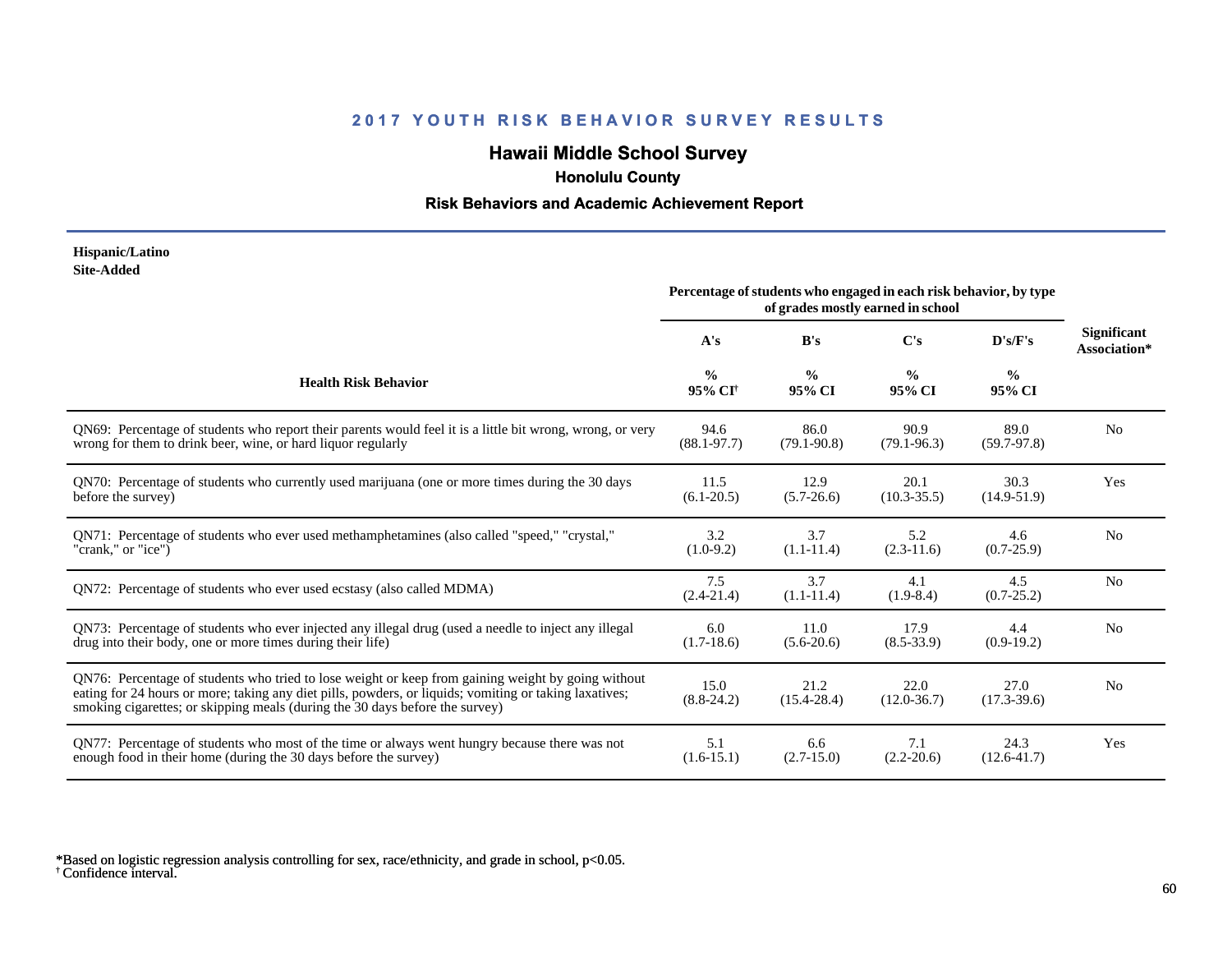## 2017 YOUTH RISK BEHAVIOR SURVEY RESULTS

### Hawaii Middle School Survey

**Honolulu County**

**Risk Behaviors and Academic Achievement Report**

**Hispanic/Latino**
**Site-Added**

| Health Risk Behavior | Percentage of students who engaged in each risk behavior, by type of grades mostly earned in school | | | | Significant Association* |
|---|---|---|---|---|---|
| | A's | B's | C's | D's/F's | |
| | % 95% CI[†] | % 95% CI | % 95% CI | % 95% CI | |
| QN69: Percentage of students who report their parents would feel it is a little bit wrong, wrong, or very wrong for them to drink beer, wine, or hard liquor regularly | 94.6 (88.1-97.7) | 86.0 (79.1-90.8) | 90.9 (79.1-96.3) | 89.0 (59.7-97.8) | No |
| QN70: Percentage of students who currently used marijuana (one or more times during the 30 days before the survey) | 11.5 (6.1-20.5) | 12.9 (5.7-26.6) | 20.1 (10.3-35.5) | 30.3 (14.9-51.9) | Yes |
| QN71: Percentage of students who ever used methamphetamines (also called "speed," "crystal," "crank," or "ice") | 3.2 (1.0-9.2) | 3.7 (1.1-11.4) | 5.2 (2.3-11.6) | 4.6 (0.7-25.9) | No |
| QN72: Percentage of students who ever used ecstasy (also called MDMA) | 7.5 (2.4-21.4) | 3.7 (1.1-11.4) | 4.1 (1.9-8.4) | 4.5 (0.7-25.2) | No |
| QN73: Percentage of students who ever injected any illegal drug (used a needle to inject any illegal drug into their body, one or more times during their life) | 6.0 (1.7-18.6) | 11.0 (5.6-20.6) | 17.9 (8.5-33.9) | 4.4 (0.9-19.2) | No |
| QN76: Percentage of students who tried to lose weight or keep from gaining weight by going without eating for 24 hours or more; taking any diet pills, powders, or liquids; vomiting or taking laxatives; smoking cigarettes; or skipping meals (during the 30 days before the survey) | 15.0 (8.8-24.2) | 21.2 (15.4-28.4) | 22.0 (12.0-36.7) | 27.0 (17.3-39.6) | No |
| QN77: Percentage of students who most of the time or always went hungry because there was not enough food in their home (during the 30 days before the survey) | 5.1 (1.6-15.1) | 6.6 (2.7-15.0) | 7.1 (2.2-20.6) | 24.3 (12.6-41.7) | Yes |

*Based on logistic regression analysis controlling for sex, race/ethnicity, and grade in school, $p<0.05$.
[†] Confidence interval.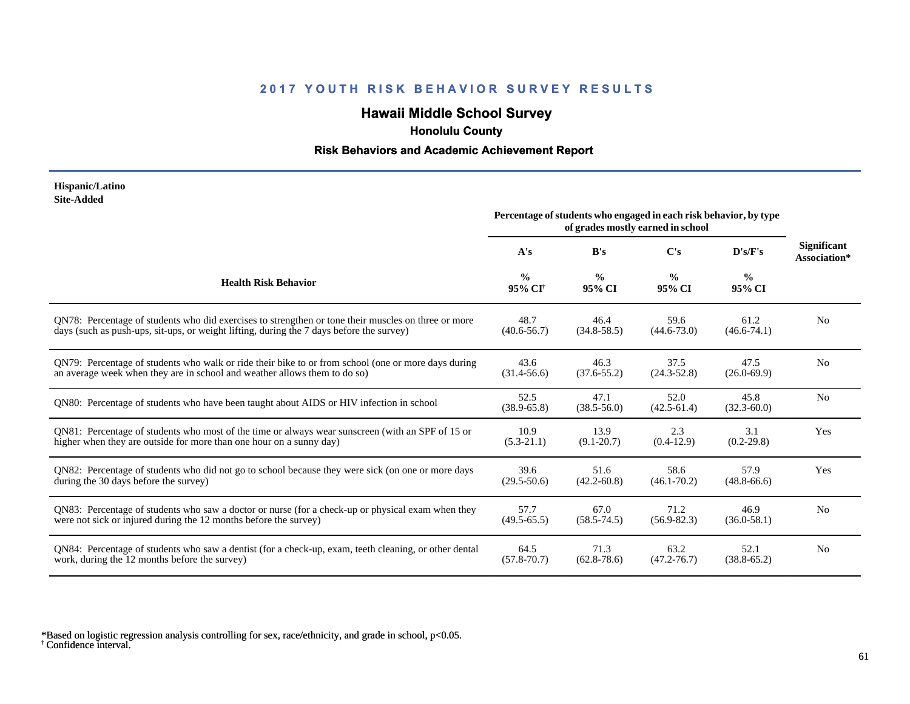## 2017 YOUTH RISK BEHAVIOR SURVEY RESULTS

# Hawaii Middle School Survey

### Honolulu County

### Risk Behaviors and Academic Achievement Report

**Hispanic/Latino**
**Site-Added**

| Health Risk Behavior | Percentage of students who engaged in each risk behavior, by type of grades mostly earned in school | | | | Significant Association* |
|---|---|---|---|---|---|
| | A's | B's | C's | D's/F's | |
| | % 95% CI† | % 95% CI | % 95% CI | % 95% CI | |
| QN78: Percentage of students who did exercises to strengthen or tone their muscles on three or more days (such as push-ups, sit-ups, or weight lifting, during the 7 days before the survey) | 48.7 (40.6-56.7) | 46.4 (34.8-58.5) | 59.6 (44.6-73.0) | 61.2 (46.6-74.1) | No |
| QN79: Percentage of students who walk or ride their bike to or from school (one or more days during an average week when they are in school and weather allows them to do so) | 43.6 (31.4-56.6) | 46.3 (37.6-55.2) | 37.5 (24.3-52.8) | 47.5 (26.0-69.9) | No |
| QN80: Percentage of students who have been taught about AIDS or HIV infection in school | 52.5 (38.9-65.8) | 47.1 (38.5-56.0) | 52.0 (42.5-61.4) | 45.8 (32.3-60.0) | No |
| QN81: Percentage of students who most of the time or always wear sunscreen (with an SPF of 15 or higher when they are outside for more than one hour on a sunny day) | 10.9 (5.3-21.1) | 13.9 (9.1-20.7) | 2.3 (0.4-12.9) | 3.1 (0.2-29.8) | Yes |
| QN82: Percentage of students who did not go to school because they were sick (on one or more days during the 30 days before the survey) | 39.6 (29.5-50.6) | 51.6 (42.2-60.8) | 58.6 (46.1-70.2) | 57.9 (48.8-66.6) | Yes |
| QN83: Percentage of students who saw a doctor or nurse (for a check-up or physical exam when they were not sick or injured during the 12 months before the survey) | 57.7 (49.5-65.5) | 67.0 (58.5-74.5) | 71.2 (56.9-82.3) | 46.9 (36.0-58.1) | No |
| QN84: Percentage of students who saw a dentist (for a check-up, exam, teeth cleaning, or other dental work, during the 12 months before the survey) | 64.5 (57.8-70.7) | 71.3 (62.8-78.6) | 63.2 (47.2-76.7) | 52.1 (38.8-65.2) | No |

*Based on logistic regression analysis controlling for sex, race/ethnicity, and grade in school, $p<0.05$.
† Confidence interval.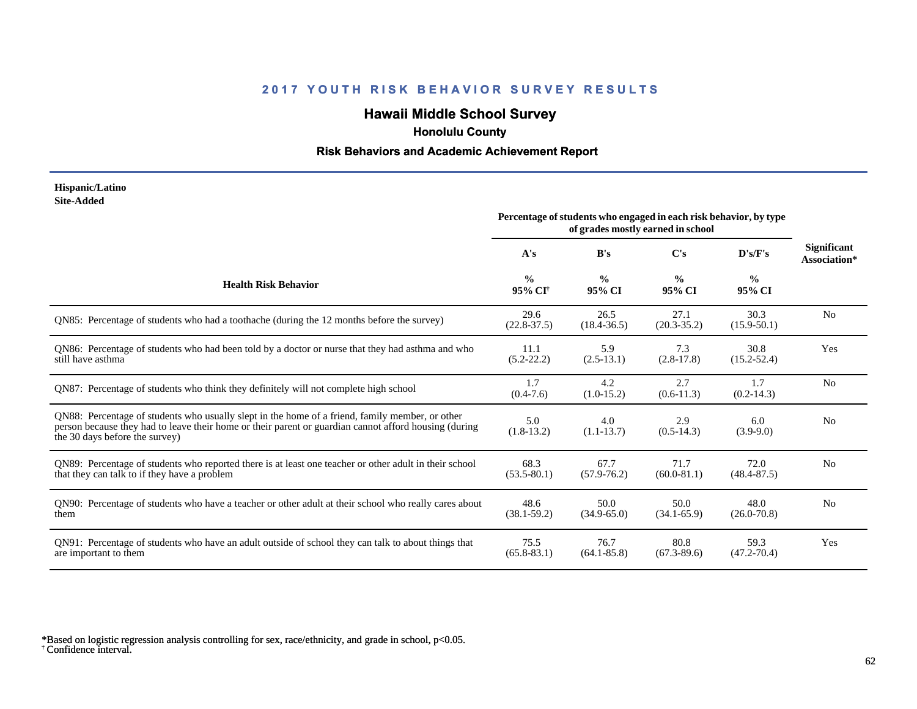## 2017 YOUTH RISK BEHAVIOR SURVEY RESULTS

# Hawaii Middle School Survey

### Honolulu County

### Risk Behaviors and Academic Achievement Report

**Hispanic/Latino**
**Site-Added**

| Health Risk Behavior | A's % 95% CI[†] | B's % 95% CI | C's % 95% CI | D's/F's % 95% CI | Significant Association* |
|---|---|---|---|---|---|
| | *Percentage of students who engaged in each risk behavior, by type of grades mostly earned in school* | | | | |
| QN85: Percentage of students who had a toothache (during the 12 months before the survey) | 29.6 (22.8-37.5) | 26.5 (18.4-36.5) | 27.1 (20.3-35.2) | 30.3 (15.9-50.1) | No |
| QN86: Percentage of students who had been told by a doctor or nurse that they had asthma and who still have asthma | 11.1 (5.2-22.2) | 5.9 (2.5-13.1) | 7.3 (2.8-17.8) | 30.8 (15.2-52.4) | Yes |
| QN87: Percentage of students who think they definitely will not complete high school | 1.7 (0.4-7.6) | 4.2 (1.0-15.2) | 2.7 (0.6-11.3) | 1.7 (0.2-14.3) | No |
| QN88: Percentage of students who usually slept in the home of a friend, family member, or other person because they had to leave their home or their parent or guardian cannot afford housing (during the 30 days before the survey) | 5.0 (1.8-13.2) | 4.0 (1.1-13.7) | 2.9 (0.5-14.3) | 6.0 (3.9-9.0) | No |
| QN89: Percentage of students who reported there is at least one teacher or other adult in their school that they can talk to if they have a problem | 68.3 (53.5-80.1) | 67.7 (57.9-76.2) | 71.7 (60.0-81.1) | 72.0 (48.4-87.5) | No |
| QN90: Percentage of students who have a teacher or other adult at their school who really cares about them | 48.6 (38.1-59.2) | 50.0 (34.9-65.0) | 50.0 (34.1-65.9) | 48.0 (26.0-70.8) | No |
| QN91: Percentage of students who have an adult outside of school they can talk to about things that are important to them | 75.5 (65.8-83.1) | 76.7 (64.1-85.8) | 80.8 (67.3-89.6) | 59.3 (47.2-70.4) | Yes |

*Based on logistic regression analysis controlling for sex, race/ethnicity, and grade in school, $p<0.05$.
[†] Confidence interval.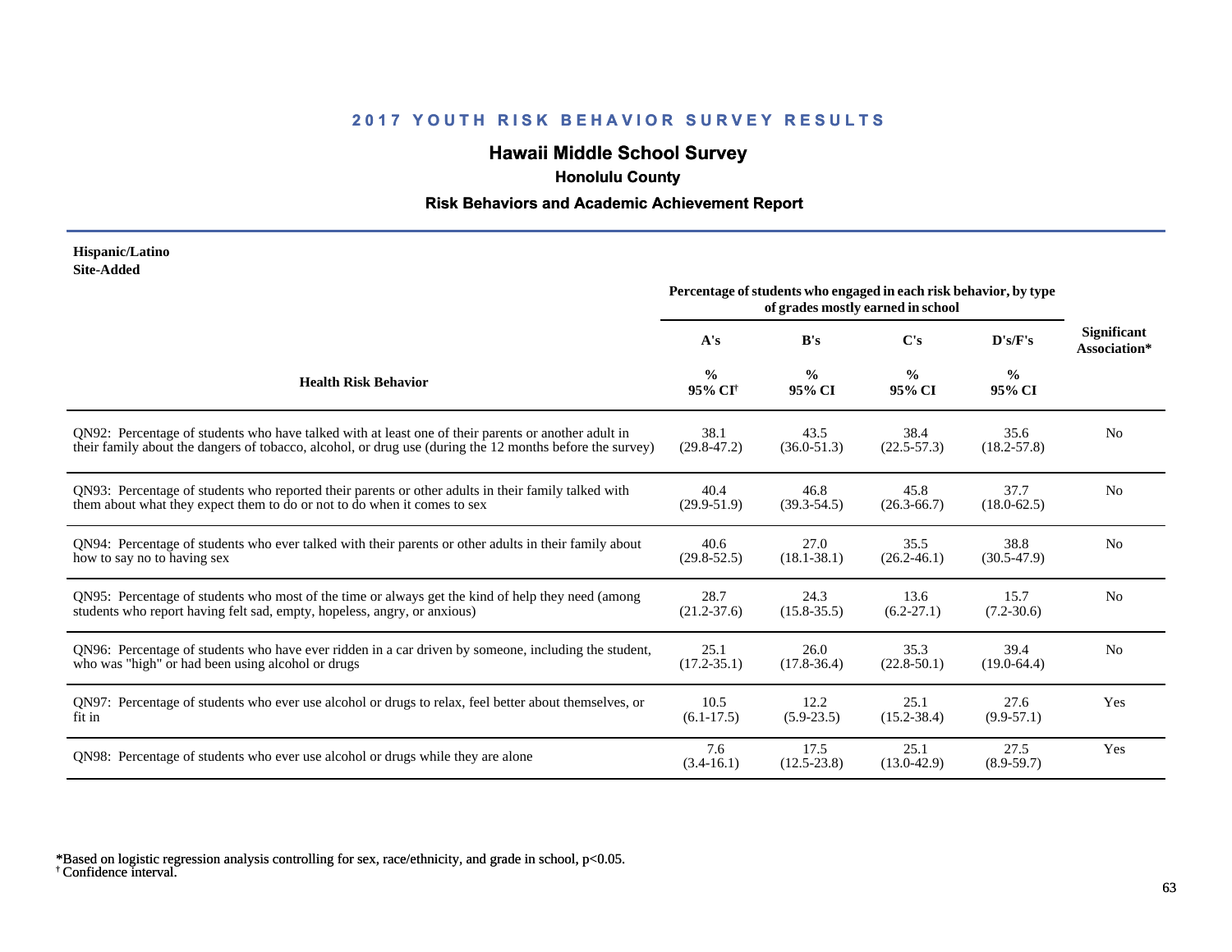## 2017 YOUTH RISK BEHAVIOR SURVEY RESULTS

# Hawaii Middle School Survey

### Honolulu County

### Risk Behaviors and Academic Achievement Report

**Hispanic/Latino**
**Site-Added**

| Health Risk Behavior | Percentage of students who engaged in each risk behavior, by type of grades mostly earned in school | | | | Significant Association* |
|---|---|---|---|---|---|
| | A's | B's | C's | D's/F's | |
| | % 95% CI† | % 95% CI | % 95% CI | % 95% CI | |
| QN92: Percentage of students who have talked with at least one of their parents or another adult in their family about the dangers of tobacco, alcohol, or drug use (during the 12 months before the survey) | 38.1 (29.8-47.2) | 43.5 (36.0-51.3) | 38.4 (22.5-57.3) | 35.6 (18.2-57.8) | No |
| QN93: Percentage of students who reported their parents or other adults in their family talked with them about what they expect them to do or not to do when it comes to sex | 40.4 (29.9-51.9) | 46.8 (39.3-54.5) | 45.8 (26.3-66.7) | 37.7 (18.0-62.5) | No |
| QN94: Percentage of students who ever talked with their parents or other adults in their family about how to say no to having sex | 40.6 (29.8-52.5) | 27.0 (18.1-38.1) | 35.5 (26.2-46.1) | 38.8 (30.5-47.9) | No |
| QN95: Percentage of students who most of the time or always get the kind of help they need (among students who report having felt sad, empty, hopeless, angry, or anxious) | 28.7 (21.2-37.6) | 24.3 (15.8-35.5) | 13.6 (6.2-27.1) | 15.7 (7.2-30.6) | No |
| QN96: Percentage of students who have ever ridden in a car driven by someone, including the student, who was "high" or had been using alcohol or drugs | 25.1 (17.2-35.1) | 26.0 (17.8-36.4) | 35.3 (22.8-50.1) | 39.4 (19.0-64.4) | No |
| QN97: Percentage of students who ever use alcohol or drugs to relax, feel better about themselves, or fit in | 10.5 (6.1-17.5) | 12.2 (5.9-23.5) | 25.1 (15.2-38.4) | 27.6 (9.9-57.1) | Yes |
| QN98: Percentage of students who ever use alcohol or drugs while they are alone | 7.6 (3.4-16.1) | 17.5 (12.5-23.8) | 25.1 (13.0-42.9) | 27.5 (8.9-59.7) | Yes |

*Based on logistic regression analysis controlling for sex, race/ethnicity, and grade in school, $p<0.05$.
† Confidence interval.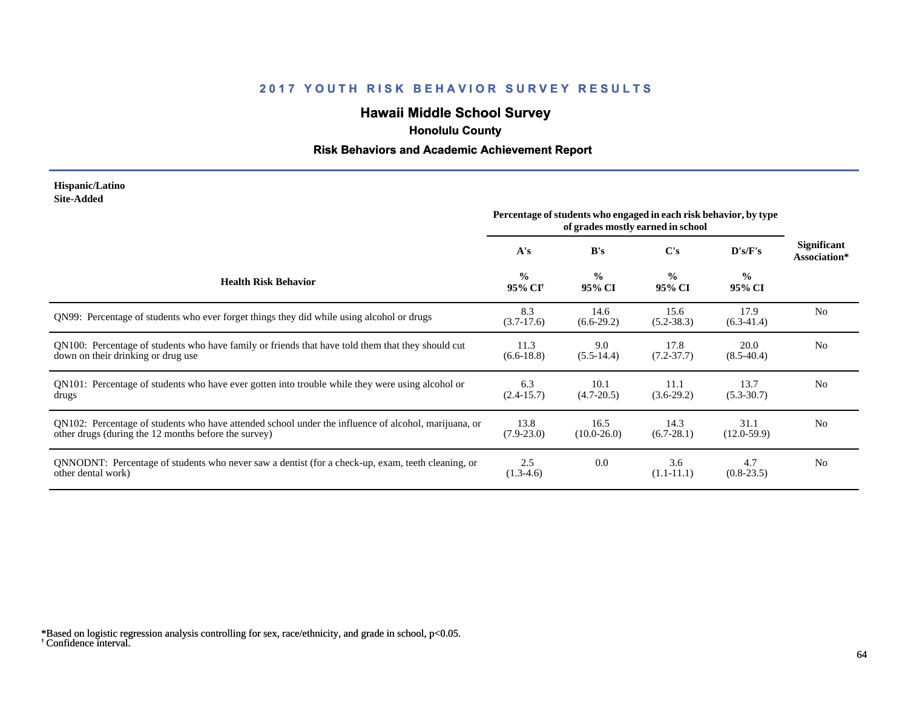# 2017 YOUTH RISK BEHAVIOR SURVEY RESULTS

## Hawaii Middle School Survey

### Honolulu County

### Risk Behaviors and Academic Achievement Report

**Hispanic/Latino**
**Site-Added**

| Health Risk Behavior | A's % 95% CI[†] | B's % 95% CI | C's % 95% CI | D's/F's % 95% CI | Significant Association* |
|---|---|---|---|---|---|
| | *Percentage of students who engaged in each risk behavior, by type of grades mostly earned in school* | | | | |
| QN99: Percentage of students who ever forget things they did while using alcohol or drugs | 8.3 (3.7-17.6) | 14.6 (6.6-29.2) | 15.6 (5.2-38.3) | 17.9 (6.3-41.4) | No |
| QN100: Percentage of students who have family or friends that have told them that they should cut down on their drinking or drug use | 11.3 (6.6-18.8) | 9.0 (5.5-14.4) | 17.8 (7.2-37.7) | 20.0 (8.5-40.4) | No |
| QN101: Percentage of students who have ever gotten into trouble while they were using alcohol or drugs | 6.3 (2.4-15.7) | 10.1 (4.7-20.5) | 11.1 (3.6-29.2) | 13.7 (5.3-30.7) | No |
| QN102: Percentage of students who have attended school under the influence of alcohol, marijuana, or other drugs (during the 12 months before the survey) | 13.8 (7.9-23.0) | 16.5 (10.0-26.0) | 14.3 (6.7-28.1) | 31.1 (12.0-59.9) | No |
| QNNODNT: Percentage of students who never saw a dentist (for a check-up, exam, teeth cleaning, or other dental work) | 2.5 (1.3-4.6) | 0.0 | 3.6 (1.1-11.1) | 4.7 (0.8-23.5) | No |

*Based on logistic regression analysis controlling for sex, race/ethnicity, and grade in school, $p<0.05$.
[†] Confidence interval.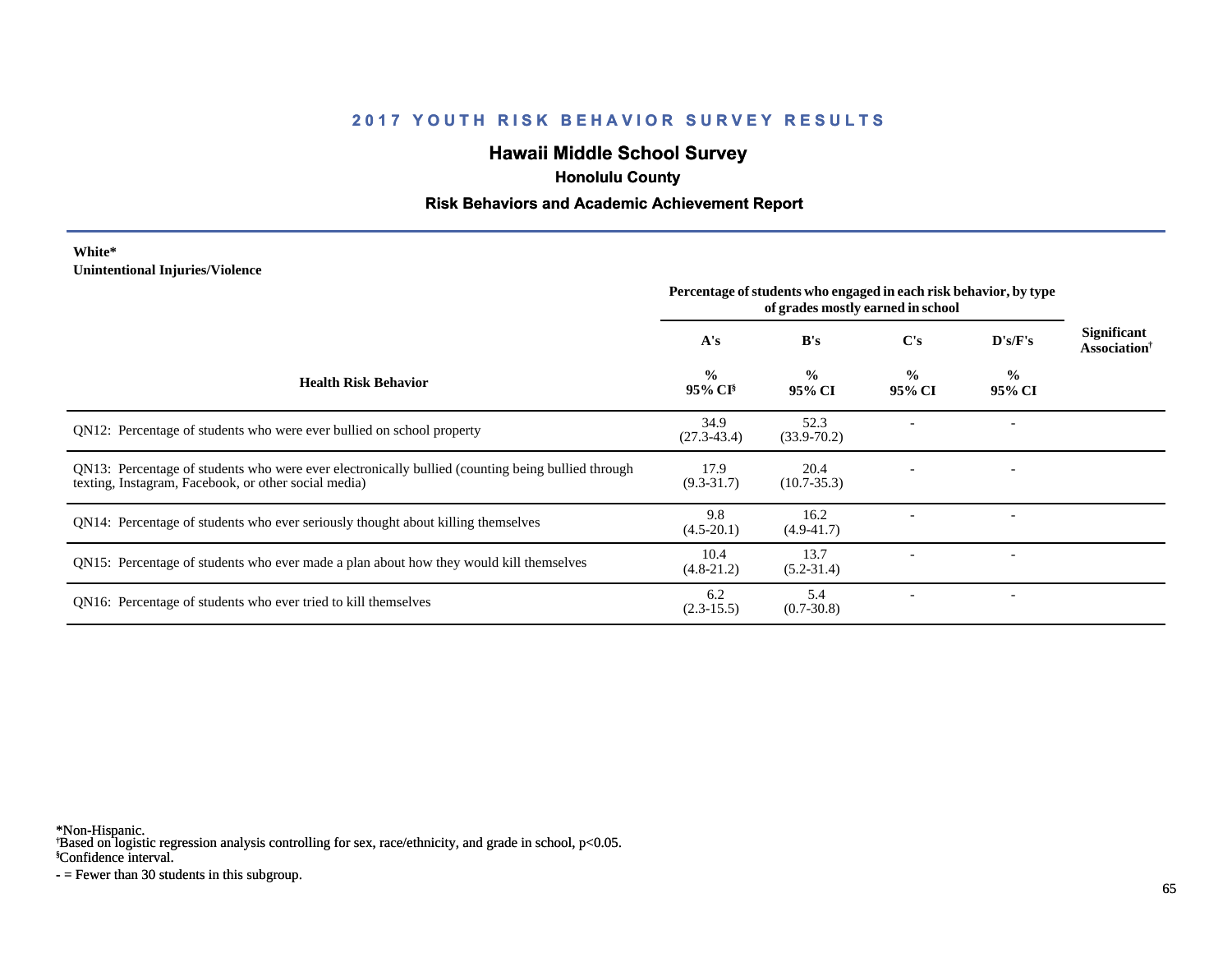## 2017 YOUTH RISK BEHAVIOR SURVEY RESULTS

# Hawaii Middle School Survey

### Honolulu County

### Risk Behaviors and Academic Achievement Report

**White***
**Unintentional Injuries/Violence**

| Health Risk Behavior | Percentage of students who engaged in each risk behavior, by type of grades mostly earned in school | | | | Significant Association† |
|---|---|---|---|---|---|
| | A's | B's | C's | D's/F's | |
| | % 95% CI§ | % 95% CI | % 95% CI | % 95% CI | |
| QN12: Percentage of students who were ever bullied on school property | 34.9 (27.3-43.4) | 52.3 (33.9-70.2) | - | - | |
| QN13: Percentage of students who were ever electronically bullied (counting being bullied through texting, Instagram, Facebook, or other social media) | 17.9 (9.3-31.7) | 20.4 (10.7-35.3) | - | - | |
| QN14: Percentage of students who ever seriously thought about killing themselves | 9.8 (4.5-20.1) | 16.2 (4.9-41.7) | - | - | |
| QN15: Percentage of students who ever made a plan about how they would kill themselves | 10.4 (4.8-21.2) | 13.7 (5.2-31.4) | - | - | |
| QN16: Percentage of students who ever tried to kill themselves | 6.2 (2.3-15.5) | 5.4 (0.7-30.8) | - | - | |

*Non-Hispanic.
†Based on logistic regression analysis controlling for sex, race/ethnicity, and grade in school, $p<0.05$.
§Confidence interval.
- = Fewer than 30 students in this subgroup.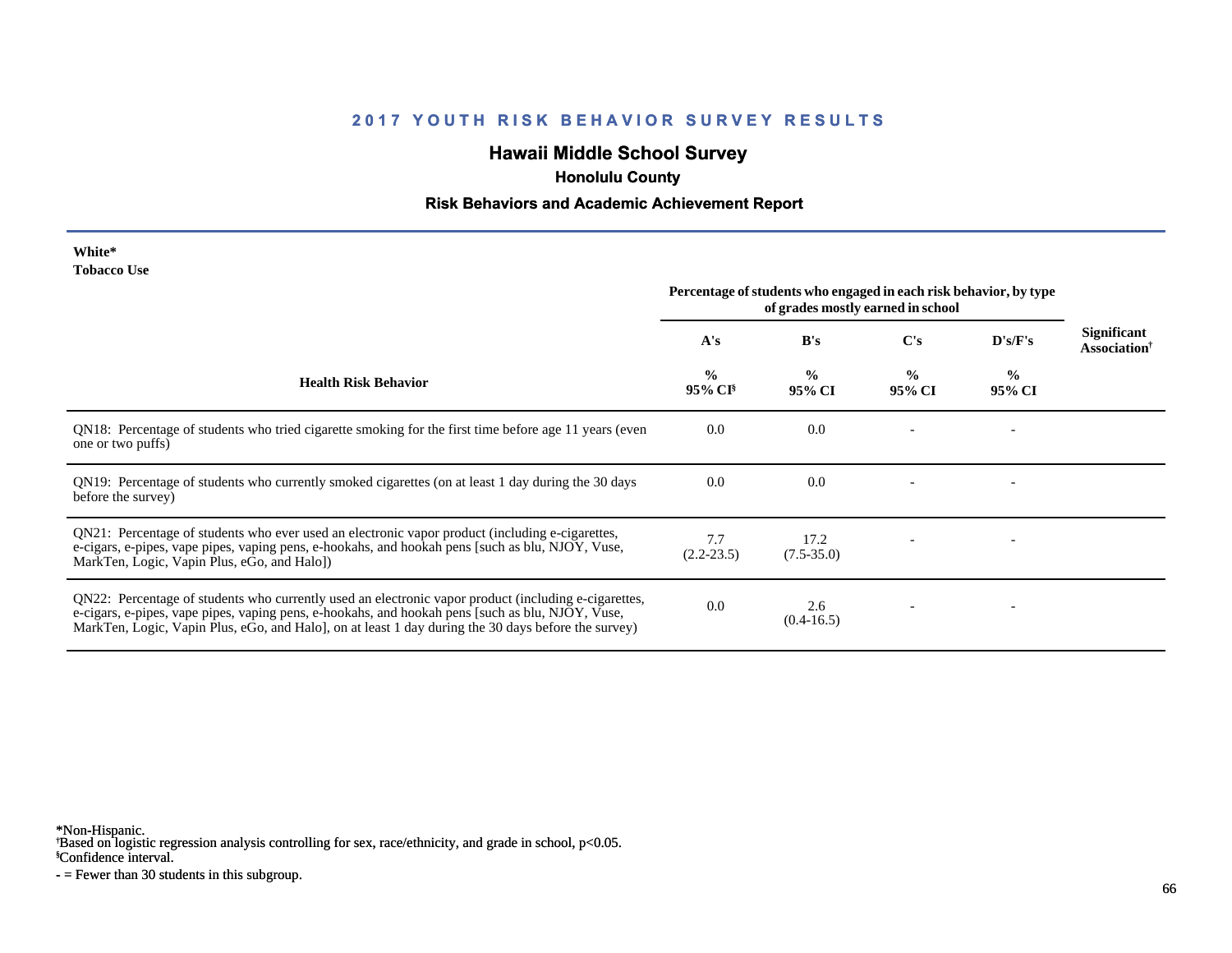## 2017 YOUTH RISK BEHAVIOR SURVEY RESULTS

# Hawaii Middle School Survey

### Honolulu County

### Risk Behaviors and Academic Achievement Report

**White***
**Tobacco Use**

| Health Risk Behavior | Percentage of students who engaged in each risk behavior, by type of grades mostly earned in school | | | | Significant Association† |
|---|---|---|---|---|---|
| | A's | B's | C's | D's/F's | |
| | % 95% CI§ | % 95% CI | % 95% CI | % 95% CI | |
| QN18: Percentage of students who tried cigarette smoking for the first time before age 11 years (even one or two puffs) | 0.0 | 0.0 | - | - | |
| QN19: Percentage of students who currently smoked cigarettes (on at least 1 day during the 30 days before the survey) | 0.0 | 0.0 | - | - | |
| QN21: Percentage of students who ever used an electronic vapor product (including e-cigarettes, e-cigars, e-pipes, vape pipes, vaping pens, e-hookahs, and hookah pens [such as blu, NJOY, Vuse, MarkTen, Logic, Vapin Plus, eGo, and Halo]) | 7.7 (2.2-23.5) | 17.2 (7.5-35.0) | - | - | |
| QN22: Percentage of students who currently used an electronic vapor product (including e-cigarettes, e-cigars, e-pipes, vape pipes, vaping pens, e-hookahs, and hookah pens [such as blu, NJOY, Vuse, MarkTen, Logic, Vapin Plus, eGo, and Halo], on at least 1 day during the 30 days before the survey) | 0.0 | 2.6 (0.4-16.5) | - | - | |

*Non-Hispanic.
†Based on logistic regression analysis controlling for sex, race/ethnicity, and grade in school, $p<0.05$.
§Confidence interval.
- = Fewer than 30 students in this subgroup.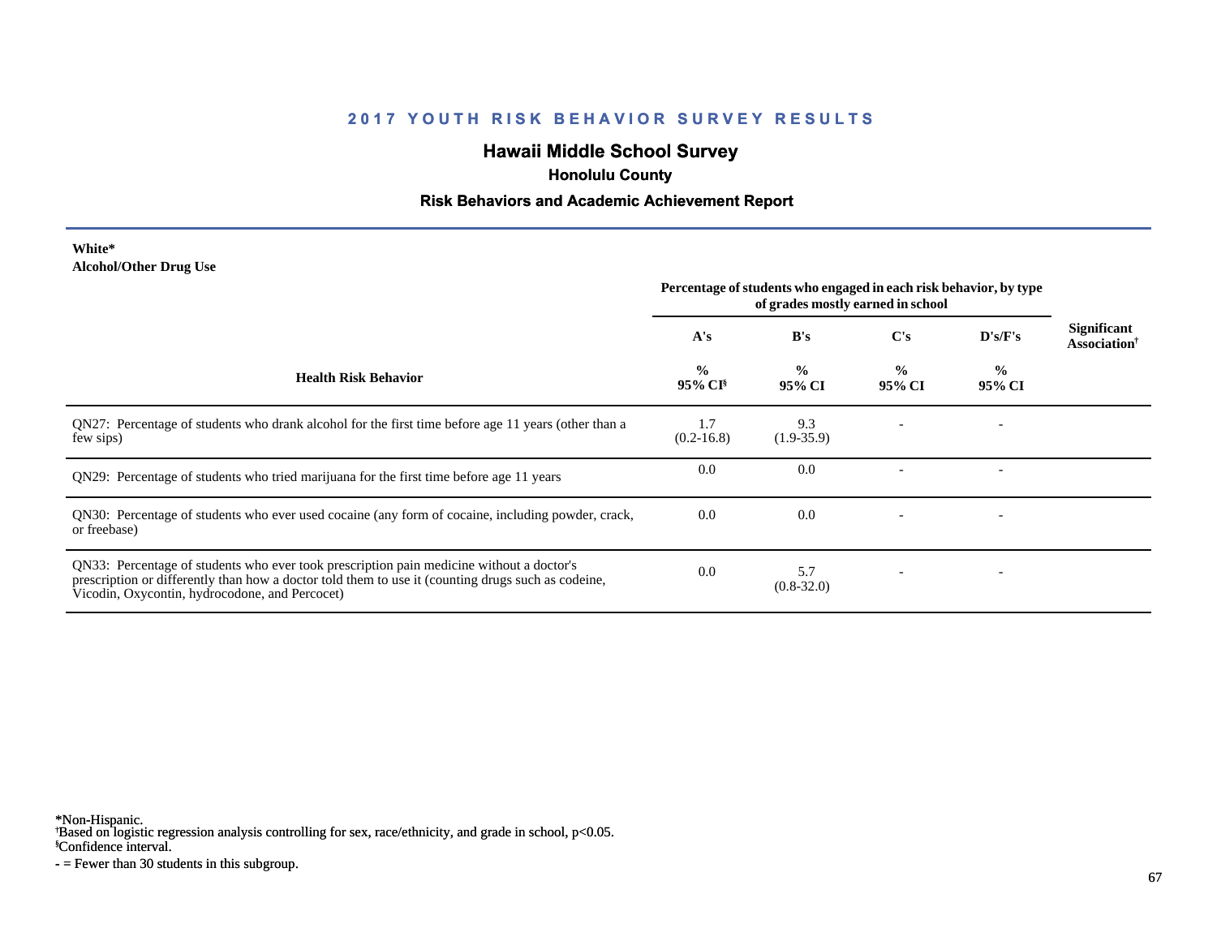## 2017 YOUTH RISK BEHAVIOR SURVEY RESULTS

# Hawaii Middle School Survey

### Honolulu County

### Risk Behaviors and Academic Achievement Report

**White***
**Alcohol/Other Drug Use**

| Health Risk Behavior | Percentage of students who engaged in each risk behavior, by type of grades mostly earned in school | | | | Significant Association[†] |
|---|---|---|---|---|---|
| | A's<br>%<br>95% CI[§] | B's<br>%<br>95% CI | C's<br>%<br>95% CI | D's/F's<br>%<br>95% CI | |
| QN27: Percentage of students who drank alcohol for the first time before age 11 years (other than a few sips) | 1.7<br>(0.2-16.8) | 9.3<br>(1.9-35.9) | - | - | |
| QN29: Percentage of students who tried marijuana for the first time before age 11 years | 0.0 | 0.0 | - | - | |
| QN30: Percentage of students who ever used cocaine (any form of cocaine, including powder, crack, or freebase) | 0.0 | 0.0 | - | - | |
| QN33: Percentage of students who ever took prescription pain medicine without a doctor's prescription or differently than how a doctor told them to use it (counting drugs such as codeine, Vicodin, Oxycontin, hydrocodone, and Percocet) | 0.0 | 5.7<br>(0.8-32.0) | - | - | |

*Non-Hispanic.
[†]Based on logistic regression analysis controlling for sex, race/ethnicity, and grade in school, $p<0.05$.
[§]Confidence interval.
- = Fewer than 30 students in this subgroup.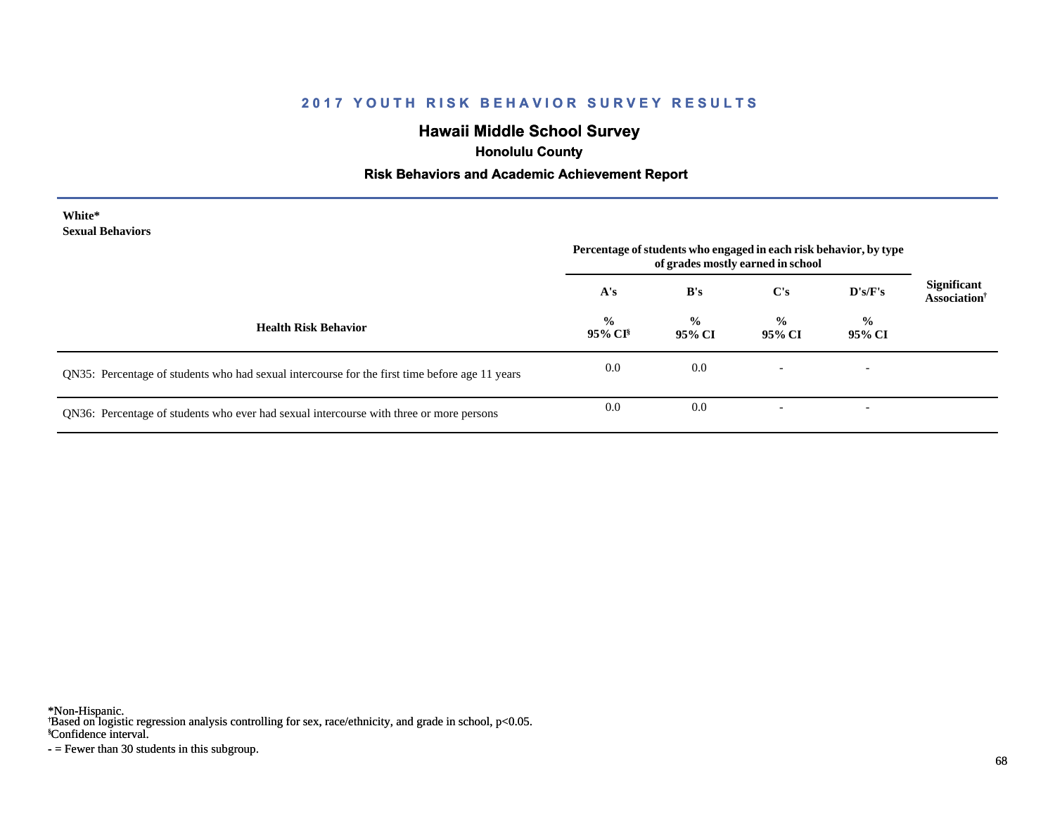# 2017 YOUTH RISK BEHAVIOR SURVEY RESULTS

## Hawaii Middle School Survey

### Honolulu County

### Risk Behaviors and Academic Achievement Report

**White***
**Sexual Behaviors**

| Health Risk Behavior | Percentage of students who engaged in each risk behavior, by type of grades mostly earned in school | | | | Significant Association† |
|---|---|---|---|---|---|
| | A's | B's | C's | D's/F's | |
| | % 95% CI§ | % 95% CI | % 95% CI | % 95% CI | |
| QN35: Percentage of students who had sexual intercourse for the first time before age 11 years | 0.0 | 0.0 | - | - | |
| QN36: Percentage of students who ever had sexual intercourse with three or more persons | 0.0 | 0.0 | - | - | |

*Non-Hispanic.
†Based on logistic regression analysis controlling for sex, race/ethnicity, and grade in school, $p<0.05$.
§Confidence interval.
- = Fewer than 30 students in this subgroup.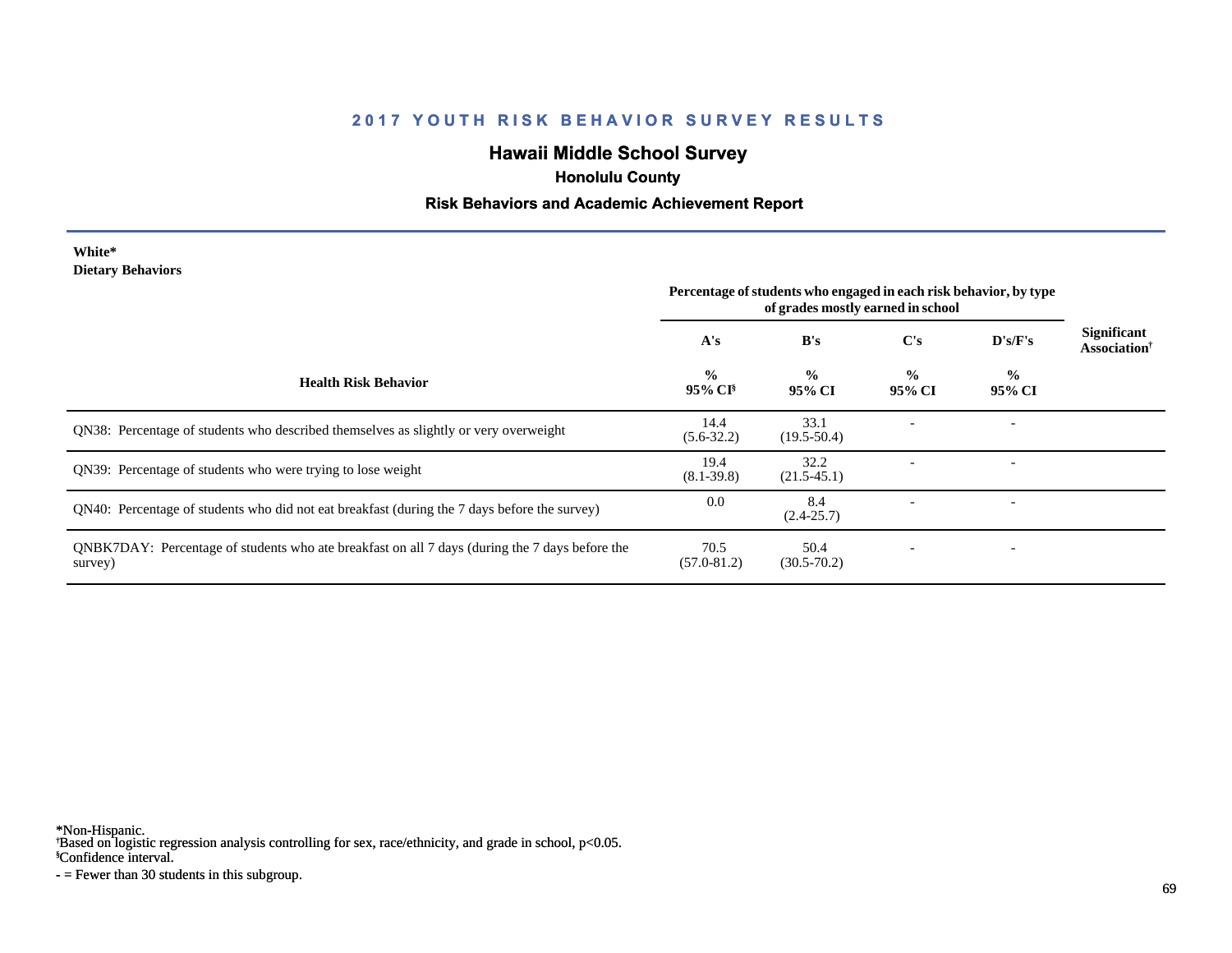## 2017 YOUTH RISK BEHAVIOR SURVEY RESULTS

# Hawaii Middle School Survey

### Honolulu County

### Risk Behaviors and Academic Achievement Report

**White***
**Dietary Behaviors**

| Health Risk Behavior | Percentage of students who engaged in each risk behavior, by type of grades mostly earned in school | | | | Significant Association[†] |
|---|---|---|---|---|---|
| | A's | B's | C's | D's/F's | |
| | % 95% CI[§] | % 95% CI | % 95% CI | % 95% CI | |
| QN38: Percentage of students who described themselves as slightly or very overweight | 14.4 (5.6-32.2) | 33.1 (19.5-50.4) | - | - | |
| QN39: Percentage of students who were trying to lose weight | 19.4 (8.1-39.8) | 32.2 (21.5-45.1) | - | - | |
| QN40: Percentage of students who did not eat breakfast (during the 7 days before the survey) | 0.0 | 8.4 (2.4-25.7) | - | - | |
| QNBK7DAY: Percentage of students who ate breakfast on all 7 days (during the 7 days before the survey) | 70.5 (57.0-81.2) | 50.4 (30.5-70.2) | - | - | |

*Non-Hispanic.
[†]Based on logistic regression analysis controlling for sex, race/ethnicity, and grade in school, $p<0.05$.
[§]Confidence interval.
- = Fewer than 30 students in this subgroup.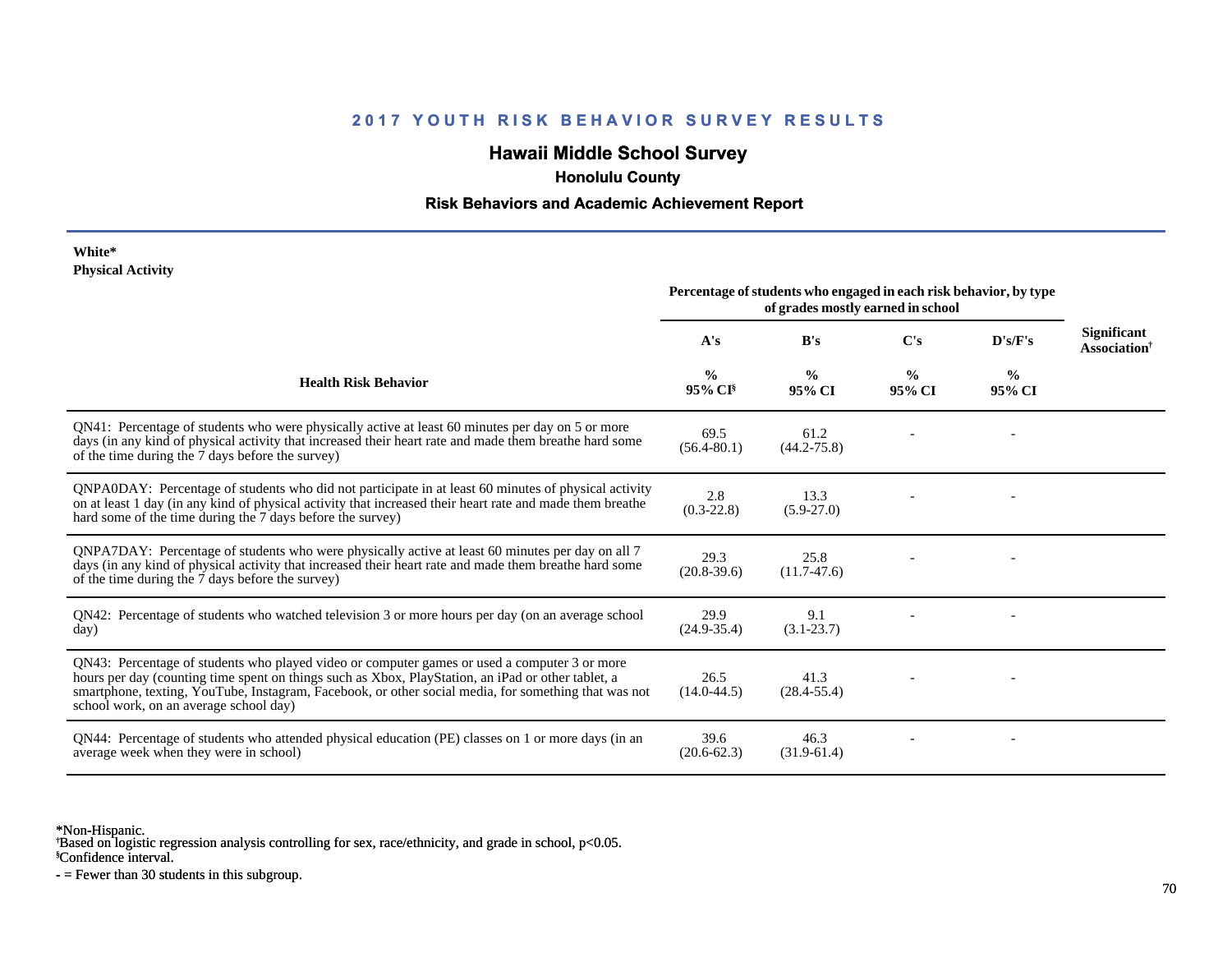## 2017 YOUTH RISK BEHAVIOR SURVEY RESULTS

# Hawaii Middle School Survey

### Honolulu County

### Risk Behaviors and Academic Achievement Report

**White***
**Physical Activity**

| Health Risk Behavior | Percentage of students who engaged in each risk behavior, by type of grades mostly earned in school | | | | Significant Association† |
|---|---|---|---|---|---|
| | A's<br>%<br>95% CI§ | B's<br>%<br>95% CI | C's<br>%<br>95% CI | D's/F's<br>%<br>95% CI | |
| QN41: Percentage of students who were physically active at least 60 minutes per day on 5 or more days (in any kind of physical activity that increased their heart rate and made them breathe hard some of the time during the 7 days before the survey) | 69.5<br>(56.4-80.1) | 61.2<br>(44.2-75.8) | - | - | |
| QNPA0DAY: Percentage of students who did not participate in at least 60 minutes of physical activity on at least 1 day (in any kind of physical activity that increased their heart rate and made them breathe hard some of the time during the 7 days before the survey) | 2.8<br>(0.3-22.8) | 13.3<br>(5.9-27.0) | - | - | |
| QNPA7DAY: Percentage of students who were physically active at least 60 minutes per day on all 7 days (in any kind of physical activity that increased their heart rate and made them breathe hard some of the time during the 7 days before the survey) | 29.3<br>(20.8-39.6) | 25.8<br>(11.7-47.6) | - | - | |
| QN42: Percentage of students who watched television 3 or more hours per day (on an average school day) | 29.9<br>(24.9-35.4) | 9.1<br>(3.1-23.7) | - | - | |
| QN43: Percentage of students who played video or computer games or used a computer 3 or more hours per day (counting time spent on things such as Xbox, PlayStation, an iPad or other tablet, a smartphone, texting, YouTube, Instagram, Facebook, or other social media, for something that was not school work, on an average school day) | 26.5<br>(14.0-44.5) | 41.3<br>(28.4-55.4) | - | - | |
| QN44: Percentage of students who attended physical education (PE) classes on 1 or more days (in an average week when they were in school) | 39.6<br>(20.6-62.3) | 46.3<br>(31.9-61.4) | - | - | |

*Non-Hispanic.
†Based on logistic regression analysis controlling for sex, race/ethnicity, and grade in school, $p<0.05$.
§Confidence interval.
- = Fewer than 30 students in this subgroup.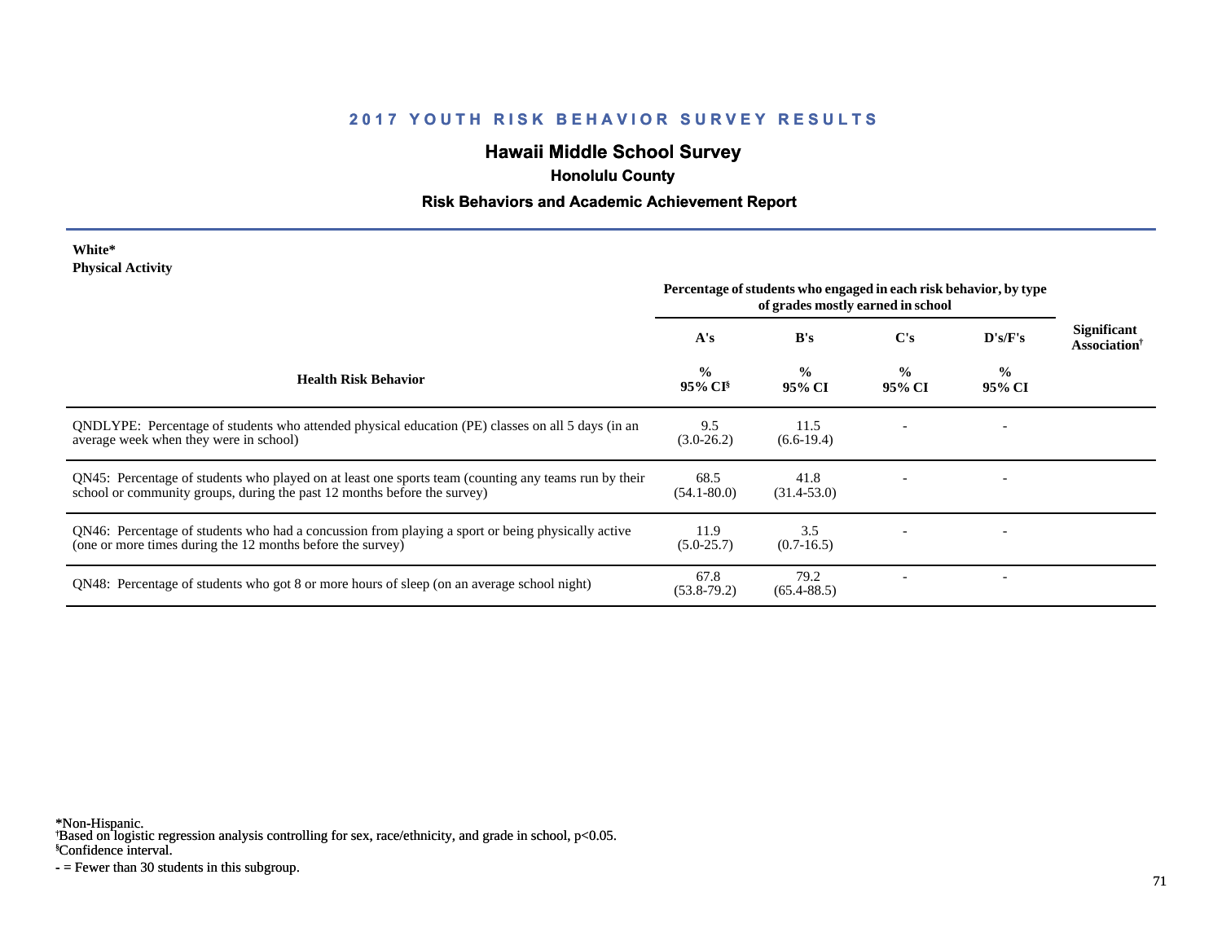# 2017 YOUTH RISK BEHAVIOR SURVEY RESULTS

## Hawaii Middle School Survey

### Honolulu County

### Risk Behaviors and Academic Achievement Report

**White***
**Physical Activity**

| Health Risk Behavior | A's % 95% CI[§] | B's % 95% CI | C's % 95% CI | D's/F's % 95% CI | Significant Association[†] |
|---|---|---|---|---|---|
| | Percentage of students who engaged in each risk behavior, by type of grades mostly earned in school | | | | |
| QNDLYPE: Percentage of students who attended physical education (PE) classes on all 5 days (in an average week when they were in school) | 9.5 (3.0-26.2) | 11.5 (6.6-19.4) | - | - | |
| QN45: Percentage of students who played on at least one sports team (counting any teams run by their school or community groups, during the past 12 months before the survey) | 68.5 (54.1-80.0) | 41.8 (31.4-53.0) | - | - | |
| QN46: Percentage of students who had a concussion from playing a sport or being physically active (one or more times during the 12 months before the survey) | 11.9 (5.0-25.7) | 3.5 (0.7-16.5) | - | - | |
| QN48: Percentage of students who got 8 or more hours of sleep (on an average school night) | 67.8 (53.8-79.2) | 79.2 (65.4-88.5) | - | - | |

*Non-Hispanic.
[†]Based on logistic regression analysis controlling for sex, race/ethnicity, and grade in school, $p<0.05$.
[§]Confidence interval.
- = Fewer than 30 students in this subgroup.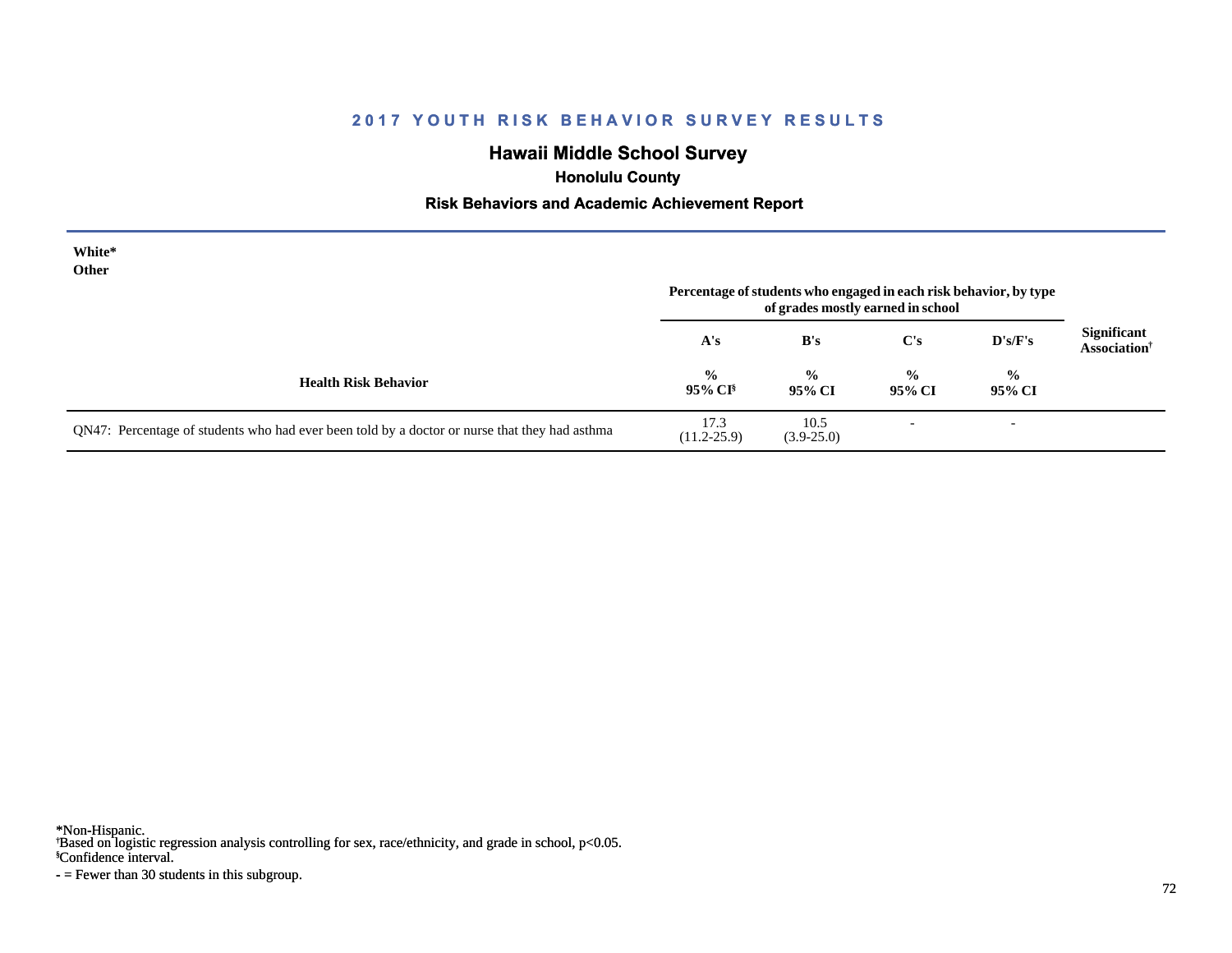## 2017 YOUTH RISK BEHAVIOR SURVEY RESULTS

# Hawaii Middle School Survey

### Honolulu County

### Risk Behaviors and Academic Achievement Report

**White***
**Other**

| Health Risk Behavior | Percentage of students who engaged in each risk behavior, by type of grades mostly earned in school | | | | Significant Association† |
|---|---|---|---|---|---|
| | A's | B's | C's | D's/F's | |
| | % 95% CI§ | % 95% CI | % 95% CI | % 95% CI | |
| QN47: Percentage of students who had ever been told by a doctor or nurse that they had asthma | 17.3 (11.2-25.9) | 10.5 (3.9-25.0) | - | - | |

*Non-Hispanic.
†Based on logistic regression analysis controlling for sex, race/ethnicity, and grade in school, p<0.05.
§Confidence interval.
- = Fewer than 30 students in this subgroup.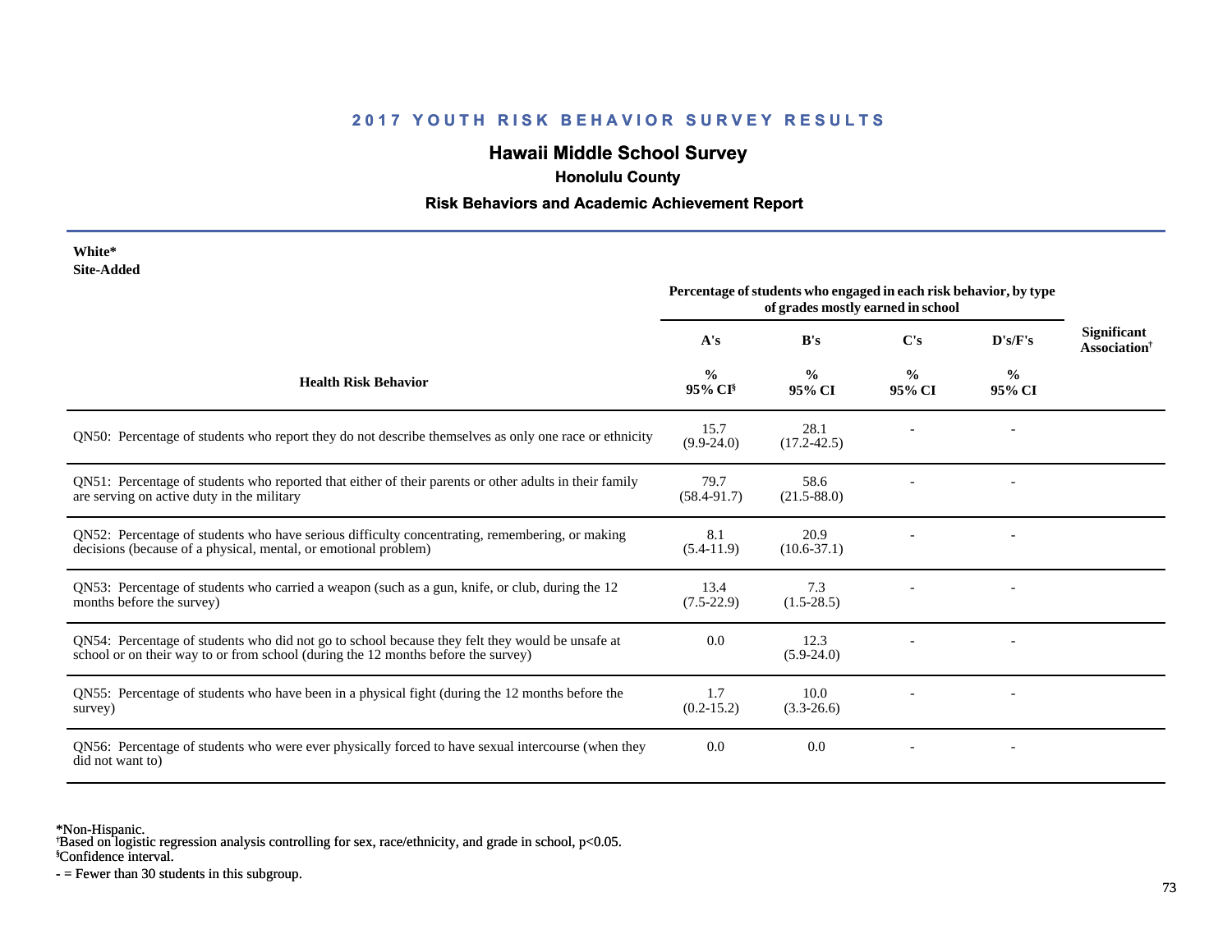## 2017 YOUTH RISK BEHAVIOR SURVEY RESULTS

# Hawaii Middle School Survey

### Honolulu County

### Risk Behaviors and Academic Achievement Report

**White***
**Site-Added**

| Health Risk Behavior | Percentage of students who engaged in each risk behavior, by type of grades mostly earned in school | | | | Significant Association† |
|---|---|---|---|---|---|
| | A's | B's | C's | D's/F's | |
| | % 95% CI§ | % 95% CI | % 95% CI | % 95% CI | |
| QN50: Percentage of students who report they do not describe themselves as only one race or ethnicity | 15.7 (9.9-24.0) | 28.1 (17.2-42.5) | - | - | |
| QN51: Percentage of students who reported that either of their parents or other adults in their family are serving on active duty in the military | 79.7 (58.4-91.7) | 58.6 (21.5-88.0) | - | - | |
| QN52: Percentage of students who have serious difficulty concentrating, remembering, or making decisions (because of a physical, mental, or emotional problem) | 8.1 (5.4-11.9) | 20.9 (10.6-37.1) | - | - | |
| QN53: Percentage of students who carried a weapon (such as a gun, knife, or club, during the 12 months before the survey) | 13.4 (7.5-22.9) | 7.3 (1.5-28.5) | - | - | |
| QN54: Percentage of students who did not go to school because they felt they would be unsafe at school or on their way to or from school (during the 12 months before the survey) | 0.0 | 12.3 (5.9-24.0) | - | - | |
| QN55: Percentage of students who have been in a physical fight (during the 12 months before the survey) | 1.7 (0.2-15.2) | 10.0 (3.3-26.6) | - | - | |
| QN56: Percentage of students who were ever physically forced to have sexual intercourse (when they did not want to) | 0.0 | 0.0 | - | - | |

*Non-Hispanic.
†Based on logistic regression analysis controlling for sex, race/ethnicity, and grade in school, $p<0.05$.
§Confidence interval.
- = Fewer than 30 students in this subgroup.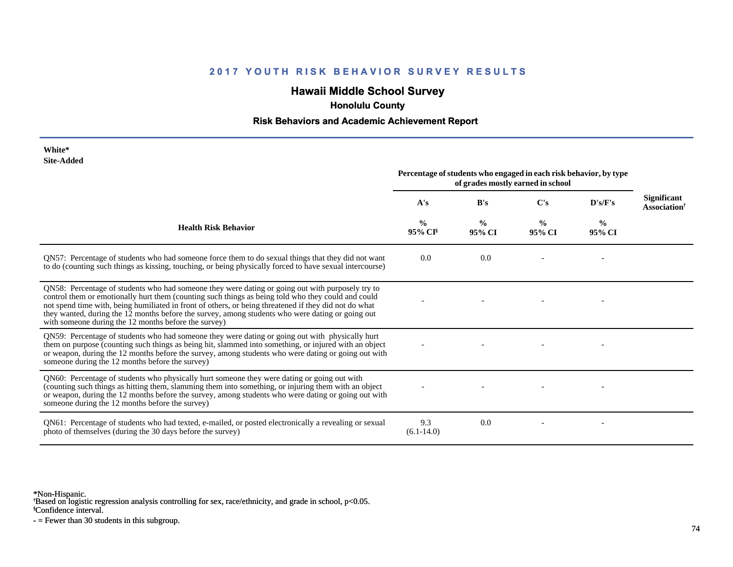## 2017 YOUTH RISK BEHAVIOR SURVEY RESULTS

# Hawaii Middle School Survey

### Honolulu County

### Risk Behaviors and Academic Achievement Report

**White***
**Site-Added**

| Health Risk Behavior | Percentage of students who engaged in each risk behavior, by type of grades mostly earned in school | | | | Significant Association† |
|---|---|---|---|---|---|
| | A's | B's | C's | D's/F's | |
| | % 95% CI§ | % 95% CI | % 95% CI | % 95% CI | |
| QN57: Percentage of students who had someone force them to do sexual things that they did not want to do (counting such things as kissing, touching, or being physically forced to have sexual intercourse) | 0.0 | 0.0 | - | - | |
| QN58: Percentage of students who had someone they were dating or going out with purposely try to control them or emotionally hurt them (counting such things as being told who they could and could not spend time with, being humiliated in front of others, or being threatened if they did not do what they wanted, during the 12 months before the survey, among students who were dating or going out with someone during the 12 months before the survey) | - | - | - | - | |
| QN59: Percentage of students who had someone they were dating or going out with physically hurt them on purpose (counting such things as being hit, slammed into something, or injured with an object or weapon, during the 12 months before the survey, among students who were dating or going out with someone during the 12 months before the survey) | - | - | - | - | |
| QN60: Percentage of students who physically hurt someone they were dating or going out with (counting such things as hitting them, slamming them into something, or injuring them with an object or weapon, during the 12 months before the survey, among students who were dating or going out with someone during the 12 months before the survey) | - | - | - | - | |
| QN61: Percentage of students who had texted, e-mailed, or posted electronically a revealing or sexual photo of themselves (during the 30 days before the survey) | 9.3 (6.1-14.0) | 0.0 | - | - | |

*Non-Hispanic.
†Based on logistic regression analysis controlling for sex, race/ethnicity, and grade in school, p<0.05.
§Confidence interval.
- = Fewer than 30 students in this subgroup.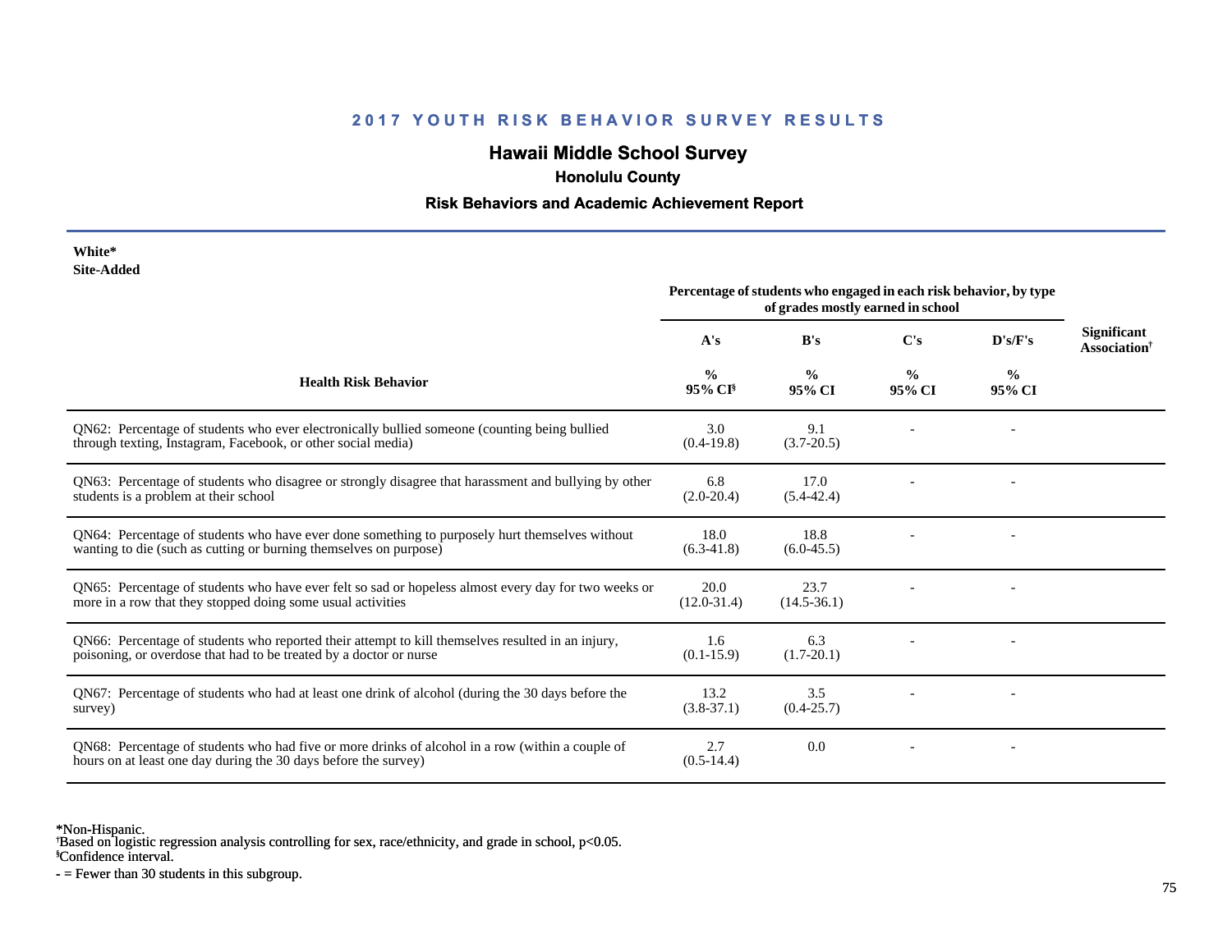## 2017 YOUTH RISK BEHAVIOR SURVEY RESULTS

# Hawaii Middle School Survey

### Honolulu County

### Risk Behaviors and Academic Achievement Report

**White***
**Site-Added**

| Health Risk Behavior | Percentage of students who engaged in each risk behavior, by type of grades mostly earned in school | | | | Significant Association† |
|---|---|---|---|---|---|
| | A's | B's | C's | D's/F's | |
| | % 95% CI§ | % 95% CI | % 95% CI | % 95% CI | |
| QN62: Percentage of students who ever electronically bullied someone (counting being bullied through texting, Instagram, Facebook, or other social media) | 3.0 (0.4-19.8) | 9.1 (3.7-20.5) | - | - | |
| QN63: Percentage of students who disagree or strongly disagree that harassment and bullying by other students is a problem at their school | 6.8 (2.0-20.4) | 17.0 (5.4-42.4) | - | - | |
| QN64: Percentage of students who have ever done something to purposely hurt themselves without wanting to die (such as cutting or burning themselves on purpose) | 18.0 (6.3-41.8) | 18.8 (6.0-45.5) | - | - | |
| QN65: Percentage of students who have ever felt so sad or hopeless almost every day for two weeks or more in a row that they stopped doing some usual activities | 20.0 (12.0-31.4) | 23.7 (14.5-36.1) | - | - | |
| QN66: Percentage of students who reported their attempt to kill themselves resulted in an injury, poisoning, or overdose that had to be treated by a doctor or nurse | 1.6 (0.1-15.9) | 6.3 (1.7-20.1) | - | - | |
| QN67: Percentage of students who had at least one drink of alcohol (during the 30 days before the survey) | 13.2 (3.8-37.1) | 3.5 (0.4-25.7) | - | - | |
| QN68: Percentage of students who had five or more drinks of alcohol in a row (within a couple of hours on at least one day during the 30 days before the survey) | 2.7 (0.5-14.4) | 0.0 | - | - | |

*Non-Hispanic.
†Based on logistic regression analysis controlling for sex, race/ethnicity, and grade in school, $p<0.05$.
§Confidence interval.
- = Fewer than 30 students in this subgroup.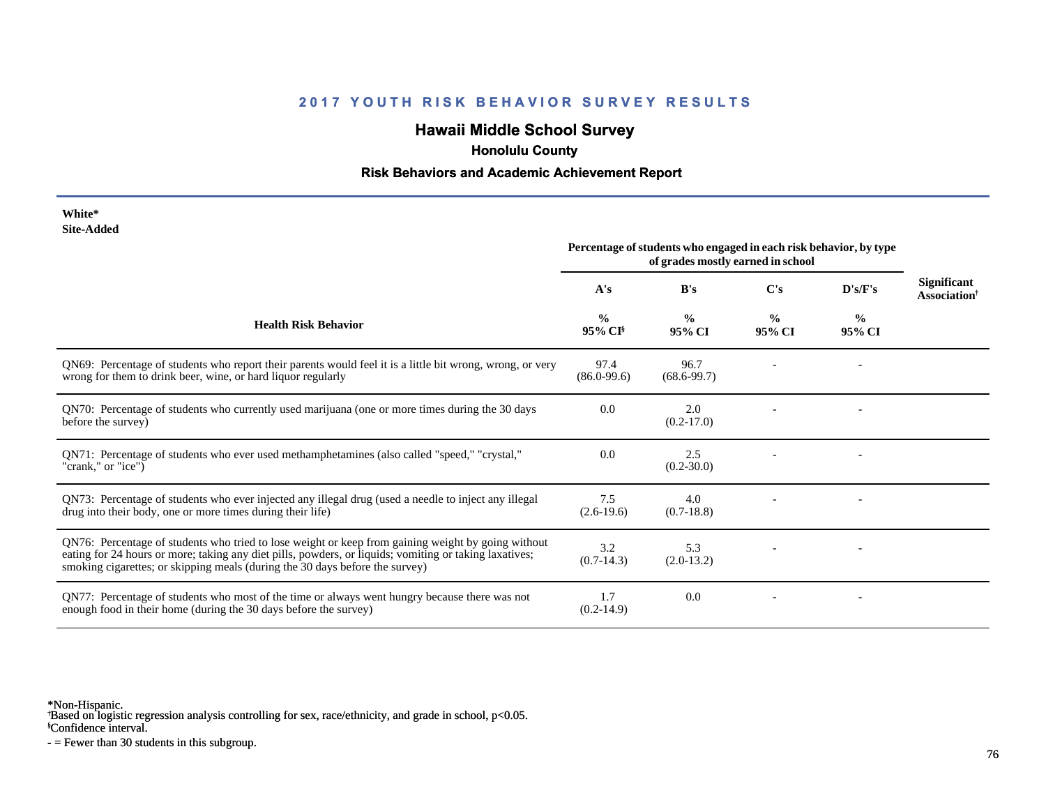## 2017 YOUTH RISK BEHAVIOR SURVEY RESULTS

# Hawaii Middle School Survey

### Honolulu County

### Risk Behaviors and Academic Achievement Report

**White***
**Site-Added**

| Health Risk Behavior | Percentage of students who engaged in each risk behavior, by type of grades mostly earned in school | | | | Significant Association† |
|---|---|---|---|---|---|
| | A's | B's | C's | D's/F's | |
| | % 95% CI§ | % 95% CI | % 95% CI | % 95% CI | |
| QN69: Percentage of students who report their parents would feel it is a little bit wrong, wrong, or very wrong for them to drink beer, wine, or hard liquor regularly | 97.4 (86.0-99.6) | 96.7 (68.6-99.7) | - | - | |
| QN70: Percentage of students who currently used marijuana (one or more times during the 30 days before the survey) | 0.0 | 2.0 (0.2-17.0) | - | - | |
| QN71: Percentage of students who ever used methamphetamines (also called "speed," "crystal," "crank," or "ice") | 0.0 | 2.5 (0.2-30.0) | - | - | |
| QN73: Percentage of students who ever injected any illegal drug (used a needle to inject any illegal drug into their body, one or more times during their life) | 7.5 (2.6-19.6) | 4.0 (0.7-18.8) | - | - | |
| QN76: Percentage of students who tried to lose weight or keep from gaining weight by going without eating for 24 hours or more; taking any diet pills, powders, or liquids; vomiting or taking laxatives; smoking cigarettes; or skipping meals (during the 30 days before the survey) | 3.2 (0.7-14.3) | 5.3 (2.0-13.2) | - | - | |
| QN77: Percentage of students who most of the time or always went hungry because there was not enough food in their home (during the 30 days before the survey) | 1.7 (0.2-14.9) | 0.0 | - | - | |

*Non-Hispanic.
†Based on logistic regression analysis controlling for sex, race/ethnicity, and grade in school, $p<0.05$.
§Confidence interval.
- = Fewer than 30 students in this subgroup.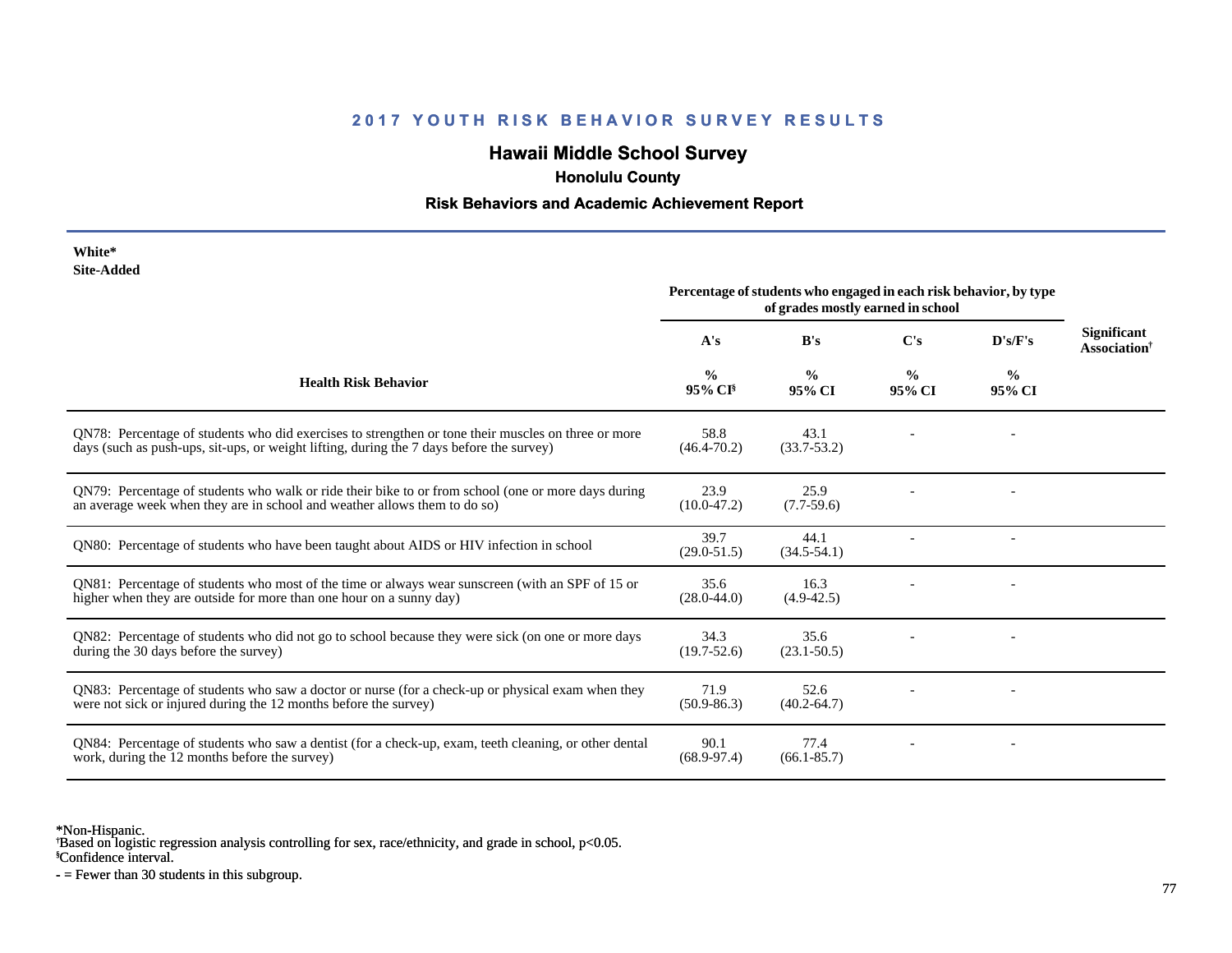## 2017 YOUTH RISK BEHAVIOR SURVEY RESULTS

# Hawaii Middle School Survey

### Honolulu County

### Risk Behaviors and Academic Achievement Report

**White***
**Site-Added**

| Health Risk Behavior | A's<br>%<br>95% CI§ | B's<br>%<br>95% CI | C's<br>%<br>95% CI | D's/F's<br>%<br>95% CI | Significant Association† |
|---|---|---|---|---|---|
| | *Percentage of students who engaged in each risk behavior, by type of grades mostly earned in school* | | | | |
| QN78: Percentage of students who did exercises to strengthen or tone their muscles on three or more days (such as push-ups, sit-ups, or weight lifting, during the 7 days before the survey) | 58.8<br>(46.4-70.2) | 43.1<br>(33.7-53.2) | - | - | |
| QN79: Percentage of students who walk or ride their bike to or from school (one or more days during an average week when they are in school and weather allows them to do so) | 23.9<br>(10.0-47.2) | 25.9<br>(7.7-59.6) | - | - | |
| QN80: Percentage of students who have been taught about AIDS or HIV infection in school | 39.7<br>(29.0-51.5) | 44.1<br>(34.5-54.1) | - | - | |
| QN81: Percentage of students who most of the time or always wear sunscreen (with an SPF of 15 or higher when they are outside for more than one hour on a sunny day) | 35.6<br>(28.0-44.0) | 16.3<br>(4.9-42.5) | - | - | |
| QN82: Percentage of students who did not go to school because they were sick (on one or more days during the 30 days before the survey) | 34.3<br>(19.7-52.6) | 35.6<br>(23.1-50.5) | - | - | |
| QN83: Percentage of students who saw a doctor or nurse (for a check-up or physical exam when they were not sick or injured during the 12 months before the survey) | 71.9<br>(50.9-86.3) | 52.6<br>(40.2-64.7) | - | - | |
| QN84: Percentage of students who saw a dentist (for a check-up, exam, teeth cleaning, or other dental work, during the 12 months before the survey) | 90.1<br>(68.9-97.4) | 77.4<br>(66.1-85.7) | - | - | |

*Non-Hispanic.
†Based on logistic regression analysis controlling for sex, race/ethnicity, and grade in school, $p<0.05$.
§Confidence interval.
- = Fewer than 30 students in this subgroup.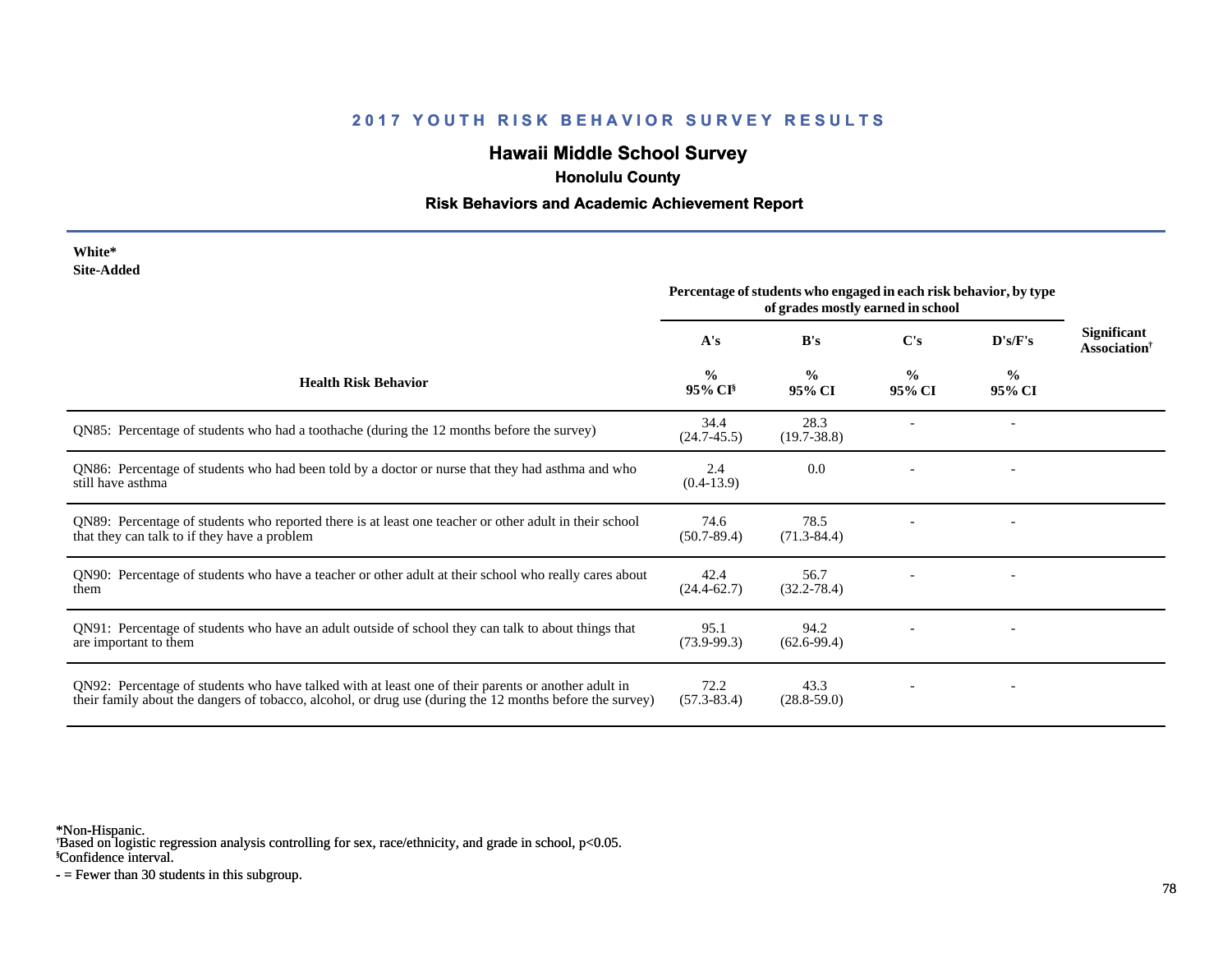# 2017 YOUTH RISK BEHAVIOR SURVEY RESULTS

## Hawaii Middle School Survey

### Honolulu County

### Risk Behaviors and Academic Achievement Report

**White***
**Site-Added**

| Health Risk Behavior | Percentage of students who engaged in each risk behavior, by type of grades mostly earned in school | | | | Significant Association[†] |
|---|---|---|---|---|---|
| | A's | B's | C's | D's/F's | |
| | % 95% CI[§] | % 95% CI | % 95% CI | % 95% CI | |
| QN85: Percentage of students who had a toothache (during the 12 months before the survey) | 34.4 (24.7-45.5) | 28.3 (19.7-38.8) | - | - | |
| QN86: Percentage of students who had been told by a doctor or nurse that they had asthma and who still have asthma | 2.4 (0.4-13.9) | 0.0 | - | - | |
| QN89: Percentage of students who reported there is at least one teacher or other adult in their school that they can talk to if they have a problem | 74.6 (50.7-89.4) | 78.5 (71.3-84.4) | - | - | |
| QN90: Percentage of students who have a teacher or other adult at their school who really cares about them | 42.4 (24.4-62.7) | 56.7 (32.2-78.4) | - | - | |
| QN91: Percentage of students who have an adult outside of school they can talk to about things that are important to them | 95.1 (73.9-99.3) | 94.2 (62.6-99.4) | - | - | |
| QN92: Percentage of students who have talked with at least one of their parents or another adult in their family about the dangers of tobacco, alcohol, or drug use (during the 12 months before the survey) | 72.2 (57.3-83.4) | 43.3 (28.8-59.0) | - | - | |

*Non-Hispanic.
[†]Based on logistic regression analysis controlling for sex, race/ethnicity, and grade in school, $p<0.05$.
[§]Confidence interval.
- = Fewer than 30 students in this subgroup.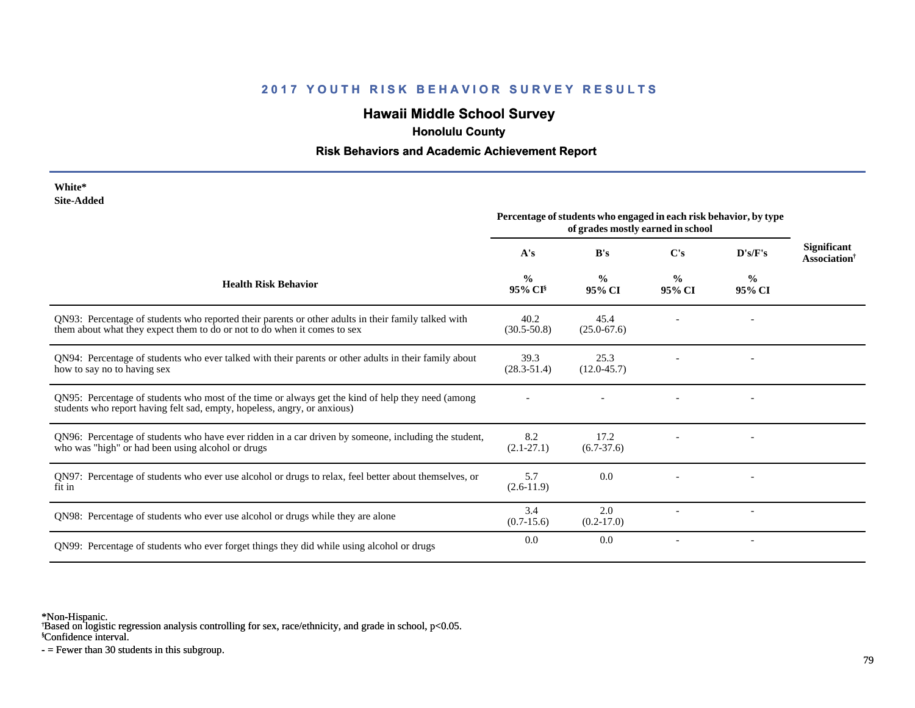## 2017 YOUTH RISK BEHAVIOR SURVEY RESULTS

# Hawaii Middle School Survey

### Honolulu County

### Risk Behaviors and Academic Achievement Report

**White***
**Site-Added**

| Health Risk Behavior | Percentage of students who engaged in each risk behavior, by type of grades mostly earned in school | | | | Significant Association† |
|---|---|---|---|---|---|
| | A's | B's | C's | D's/F's | |
| | % 95% CI§ | % 95% CI | % 95% CI | % 95% CI | |
| QN93: Percentage of students who reported their parents or other adults in their family talked with them about what they expect them to do or not to do when it comes to sex | 40.2 (30.5-50.8) | 45.4 (25.0-67.6) | - | - | |
| QN94: Percentage of students who ever talked with their parents or other adults in their family about how to say no to having sex | 39.3 (28.3-51.4) | 25.3 (12.0-45.7) | - | - | |
| QN95: Percentage of students who most of the time or always get the kind of help they need (among students who report having felt sad, empty, hopeless, angry, or anxious) | - | - | - | - | |
| QN96: Percentage of students who have ever ridden in a car driven by someone, including the student, who was "high" or had been using alcohol or drugs | 8.2 (2.1-27.1) | 17.2 (6.7-37.6) | - | - | |
| QN97: Percentage of students who ever use alcohol or drugs to relax, feel better about themselves, or fit in | 5.7 (2.6-11.9) | 0.0 | - | - | |
| QN98: Percentage of students who ever use alcohol or drugs while they are alone | 3.4 (0.7-15.6) | 2.0 (0.2-17.0) | - | - | |
| QN99: Percentage of students who ever forget things they did while using alcohol or drugs | 0.0 | 0.0 | - | - | |

*Non-Hispanic.
†Based on logistic regression analysis controlling for sex, race/ethnicity, and grade in school, $p<0.05$.
§Confidence interval.
- = Fewer than 30 students in this subgroup.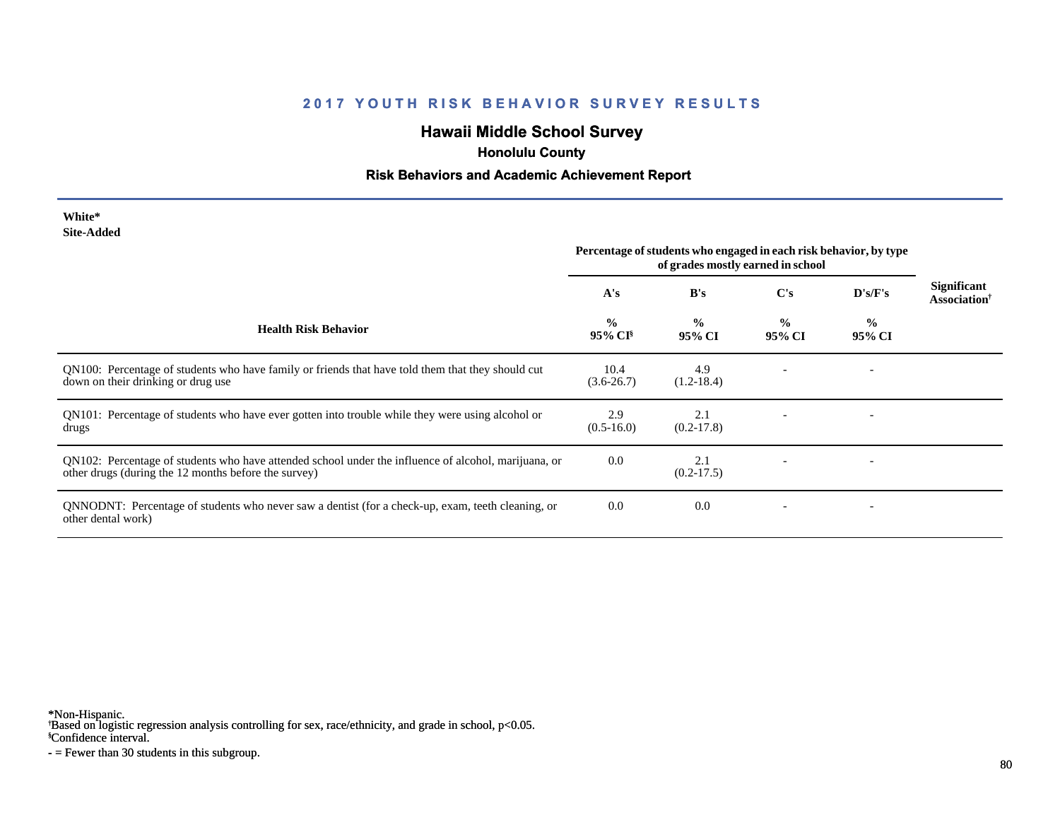## 2017 YOUTH RISK BEHAVIOR SURVEY RESULTS

# Hawaii Middle School Survey

### Honolulu County

### Risk Behaviors and Academic Achievement Report

**White***
**Site-Added**

| Health Risk Behavior | A's<br>%<br>95% CI[§] | B's<br>%<br>95% CI | C's<br>%<br>95% CI | D's/F's<br>%<br>95% CI | Significant Association[†] |
|---|---|---|---|---|---|
| | *Percentage of students who engaged in each risk behavior, by type of grades mostly earned in school* | | | | |
| QN100: Percentage of students who have family or friends that have told them that they should cut down on their drinking or drug use | 10.4 (3.6-26.7) | 4.9 (1.2-18.4) | - | - | |
| QN101: Percentage of students who have ever gotten into trouble while they were using alcohol or drugs | 2.9 (0.5-16.0) | 2.1 (0.2-17.8) | - | - | |
| QN102: Percentage of students who have attended school under the influence of alcohol, marijuana, or other drugs (during the 12 months before the survey) | 0.0 | 2.1 (0.2-17.5) | - | - | |
| QNNODNT: Percentage of students who never saw a dentist (for a check-up, exam, teeth cleaning, or other dental work) | 0.0 | 0.0 | - | - | |

*Non-Hispanic.
[†]Based on logistic regression analysis controlling for sex, race/ethnicity, and grade in school, $p<0.05$.
[§]Confidence interval.
- = Fewer than 30 students in this subgroup.